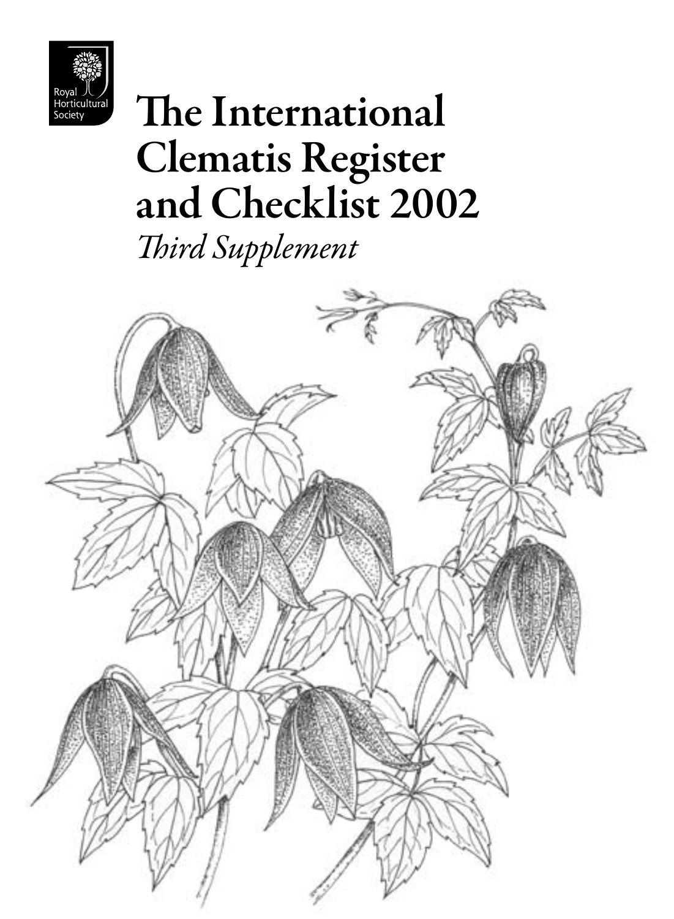Royal Horticultural Society

# The International Clematis Register and Checklist 2002

*Third Supplement*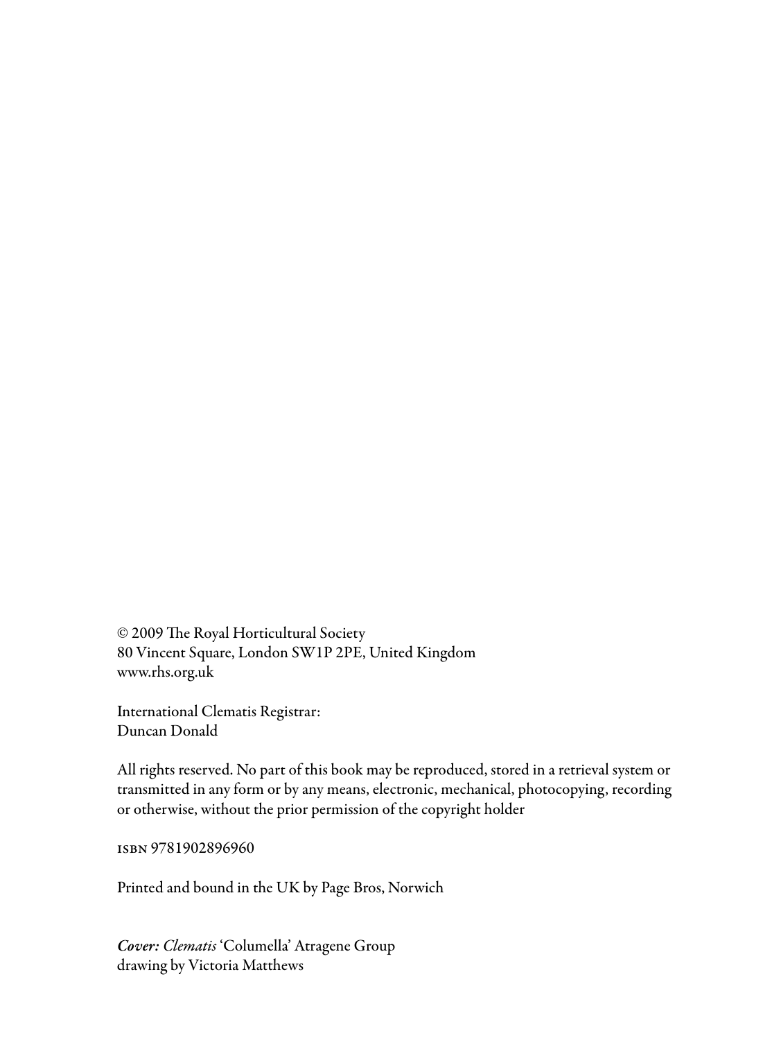© 2009 The Royal Horticultural Society
80 Vincent Square, London SW1P 2PE, United Kingdom
www.rhs.org.uk

International Clematis Registrar:
Duncan Donald

All rights reserved. No part of this book may be reproduced, stored in a retrieval system or transmitted in any form or by any means, electronic, mechanical, photocopying, recording or otherwise, without the prior permission of the copyright holder

ISBN 9781902896960

Printed and bound in the UK by Page Bros, Norwich

***Cover: Clematis*** 'Columella' Atragene Group
drawing by Victoria Matthews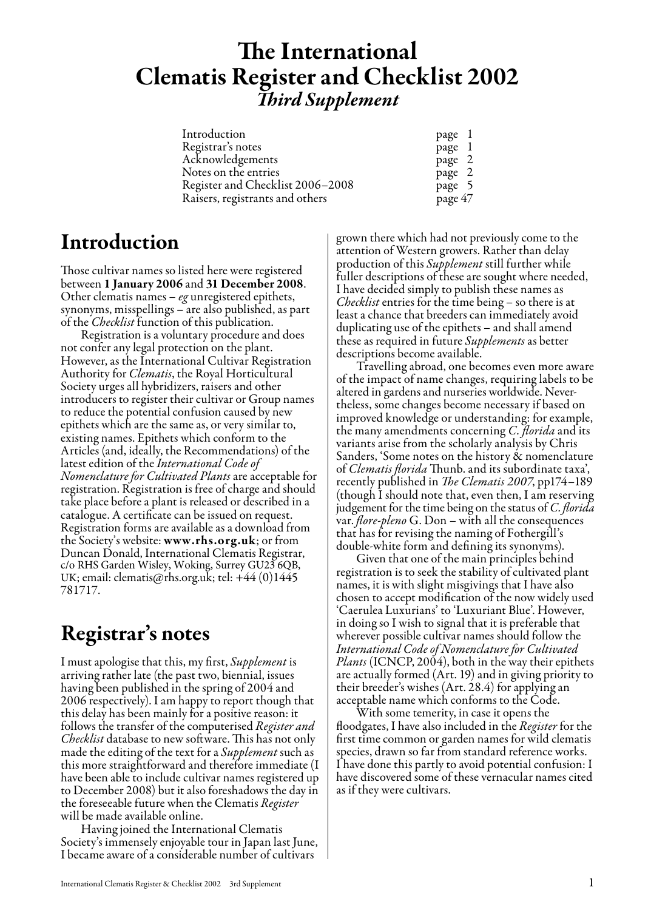# The International Clematis Register and Checklist 2002

## *Third Supplement*

| | |
|---|---|
| Introduction | page 1 |
| Registrar's notes | page 1 |
| Acknowledgements | page 2 |
| Notes on the entries | page 2 |
| Register and Checklist 2006–2008 | page 5 |
| Raisers, registrants and others | page 47 |

# Introduction

Those cultivar names so listed here were registered between **1 January 2006** and **31 December 2008**. Other clematis names – *eg* unregistered epithets, synonyms, misspellings – are also published, as part of the *Checklist* function of this publication.

Registration is a voluntary procedure and does not confer any legal protection on the plant. However, as the International Cultivar Registration Authority for *Clematis*, the Royal Horticultural Society urges all hybridizers, raisers and other introducers to register their cultivar or Group names to reduce the potential confusion caused by new epithets which are the same as, or very similar to, existing names. Epithets which conform to the Articles (and, ideally, the Recommendations) of the latest edition of the *International Code of Nomenclature for Cultivated Plants* are acceptable for registration. Registration is free of charge and should take place before a plant is released or described in a catalogue. A certificate can be issued on request. Registration forms are available as a download from the Society's website: **www.rhs.org.uk**; or from Duncan Donald, International Clematis Registrar, c/o RHS Garden Wisley, Woking, Surrey GU23 6QB, UK; email: clematis@rhs.org.uk; tel: +44 (0)1445 781717.

# Registrar's notes

I must apologise that this, my first, *Supplement* is arriving rather late (the past two, biennial, issues having been published in the spring of 2004 and 2006 respectively). I am happy to report though that this delay has been mainly for a positive reason: it follows the transfer of the computerised *Register and Checklist* database to new software. This has not only made the editing of the text for a *Supplement* such as this more straightforward and therefore immediate (I have been able to include cultivar names registered up to December 2008) but it also foreshadows the day in the foreseeable future when the Clematis *Register* will be made available online.

Having joined the International Clematis Society's immensely enjoyable tour in Japan last June, I became aware of a considerable number of cultivars grown there which had not previously come to the attention of Western growers. Rather than delay production of this *Supplement* still further while fuller descriptions of these are sought where needed, I have decided simply to publish these names as *Checklist* entries for the time being – so there is at least a chance that breeders can immediately avoid duplicating use of the epithets – and shall amend these as required in future *Supplements* as better descriptions become available.

Travelling abroad, one becomes even more aware of the impact of name changes, requiring labels to be altered in gardens and nurseries worldwide. Nevertheless, some changes become necessary if based on improved knowledge or understanding: for example, the many amendments concerning *C. florida* and its variants arise from the scholarly analysis by Chris Sanders, 'Some notes on the history & nomenclature of *Clematis florida* Thunb. and its subordinate taxa', recently published in *The Clematis 2007*, pp174–189 (though I should note that, even then, I am reserving judgement for the time being on the status of *C. florida* var. *flore-pleno* G. Don – with all the consequences that has for revising the naming of Fothergill's double-white form and defining its synonyms).

Given that one of the main principles behind registration is to seek the stability of cultivated plant names, it is with slight misgivings that I have also chosen to accept modification of the now widely used 'Caerulea Luxurians' to 'Luxuriant Blue'. However, in doing so I wish to signal that it is preferable that wherever possible cultivar names should follow the *International Code of Nomenclature for Cultivated Plants* (ICNCP, 2004), both in the way their epithets are actually formed (Art. 19) and in giving priority to their breeder's wishes (Art. 28.4) for applying an acceptable name which conforms to the Code.

With some temerity, in case it opens the floodgates, I have also included in the *Register* for the first time common or garden names for wild clematis species, drawn so far from standard reference works. I have done this partly to avoid potential confusion: I have discovered some of these vernacular names cited as if they were cultivars.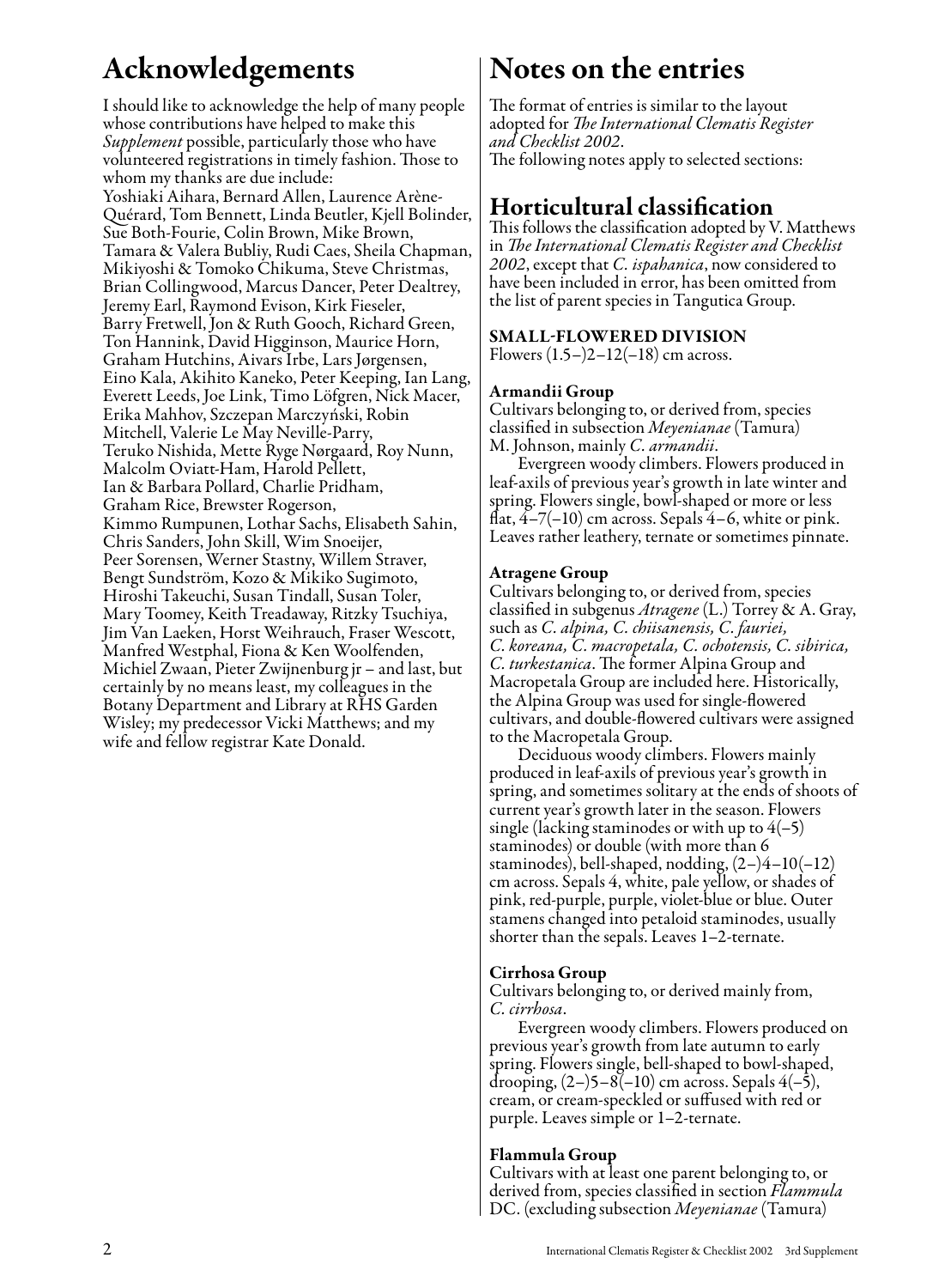# Acknowledgements

I should like to acknowledge the help of many people whose contributions have helped to make this *Supplement* possible, particularly those who have volunteered registrations in timely fashion. Those to whom my thanks are due include:
Yoshiaki Aihara, Bernard Allen, Laurence Arène-Quérard, Tom Bennett, Linda Beutler, Kjell Bolinder, Sue Both-Fourie, Colin Brown, Mike Brown, Tamara & Valera Bubliy, Rudi Caes, Sheila Chapman, Mikiyoshi & Tomoko Chikuma, Steve Christmas, Brian Collingwood, Marcus Dancer, Peter Dealtrey, Jeremy Earl, Raymond Evison, Kirk Fieseler, Barry Fretwell, Jon & Ruth Gooch, Richard Green, Ton Hannink, David Higginson, Maurice Horn, Graham Hutchins, Aivars Irbe, Lars Jørgensen, Eino Kala, Akihito Kaneko, Peter Keeping, Ian Lang, Everett Leeds, Joe Link, Timo Löfgren, Nick Macer, Erika Mahhov, Szczepan Marczyński, Robin Mitchell, Valerie Le May Neville-Parry, Teruko Nishida, Mette Ryge Nørgaard, Roy Nunn, Malcolm Oviatt-Ham, Harold Pellett, Ian & Barbara Pollard, Charlie Pridham, Graham Rice, Brewster Rogerson, Kimmo Rumpunen, Lothar Sachs, Elisabeth Sahin, Chris Sanders, John Skill, Wim Snoeijer, Peer Sorensen, Werner Stastny, Willem Straver, Bengt Sundström, Kozo & Mikiko Sugimoto, Hiroshi Takeuchi, Susan Tindall, Susan Toler, Mary Toomey, Keith Treadaway, Ritzky Tsuchiya, Jim Van Laeken, Horst Weihrauch, Fraser Wescott, Manfred Westphal, Fiona & Ken Woolfenden, Michiel Zwaan, Pieter Zwijnenburg jr – and last, but certainly by no means least, my colleagues in the Botany Department and Library at RHS Garden Wisley; my predecessor Vicki Matthews; and my wife and fellow registrar Kate Donald.

# Notes on the entries

The format of entries is similar to the layout adopted for *The International Clematis Register and Checklist 2002*.
The following notes apply to selected sections:

## Horticultural classification

This follows the classification adopted by V. Matthews in *The International Clematis Register and Checklist 2002*, except that *C. ispahanica*, now considered to have been included in error, has been omitted from the list of parent species in Tangutica Group.

### SMALL-FLOWERED DIVISION

Flowers (1.5–)2–12(–18) cm across.

#### Armandii Group

Cultivars belonging to, or derived from, species classified in subsection *Meyenianae* (Tamura) M. Johnson, mainly *C. armandii*.

Evergreen woody climbers. Flowers produced in leaf-axils of previous year's growth in late winter and spring. Flowers single, bowl-shaped or more or less flat, 4–7(–10) cm across. Sepals 4–6, white or pink. Leaves rather leathery, ternate or sometimes pinnate.

#### Atragene Group

Cultivars belonging to, or derived from, species classified in subgenus *Atragene* (L.) Torrey & A. Gray, such as *C. alpina, C. chiisanensis, C. fauriei, C. koreana, C. macropetala, C. ochotensis, C. sibirica, C. turkestanica*. The former Alpina Group and Macropetala Group are included here. Historically, the Alpina Group was used for single-flowered cultivars, and double-flowered cultivars were assigned to the Macropetala Group.

Deciduous woody climbers. Flowers mainly produced in leaf-axils of previous year's growth in spring, and sometimes solitary at the ends of shoots of current year's growth later in the season. Flowers single (lacking staminodes or with up to 4(–5) staminodes) or double (with more than 6 staminodes), bell-shaped, nodding, (2–)4–10(–12) cm across. Sepals 4, white, pale yellow, or shades of pink, red-purple, purple, violet-blue or blue. Outer stamens changed into petaloid staminodes, usually shorter than the sepals. Leaves 1–2-ternate.

#### Cirrhosa Group

Cultivars belonging to, or derived mainly from, *C. cirrhosa*.

Evergreen woody climbers. Flowers produced on previous year's growth from late autumn to early spring. Flowers single, bell-shaped to bowl-shaped, drooping, (2–)5–8(–10) cm across. Sepals 4(–5), cream, or cream-speckled or suffused with red or purple. Leaves simple or 1–2-ternate.

#### Flammula Group

Cultivars with at least one parent belonging to, or derived from, species classified in section *Flammula* DC. (excluding subsection *Meyenianae* (Tamura)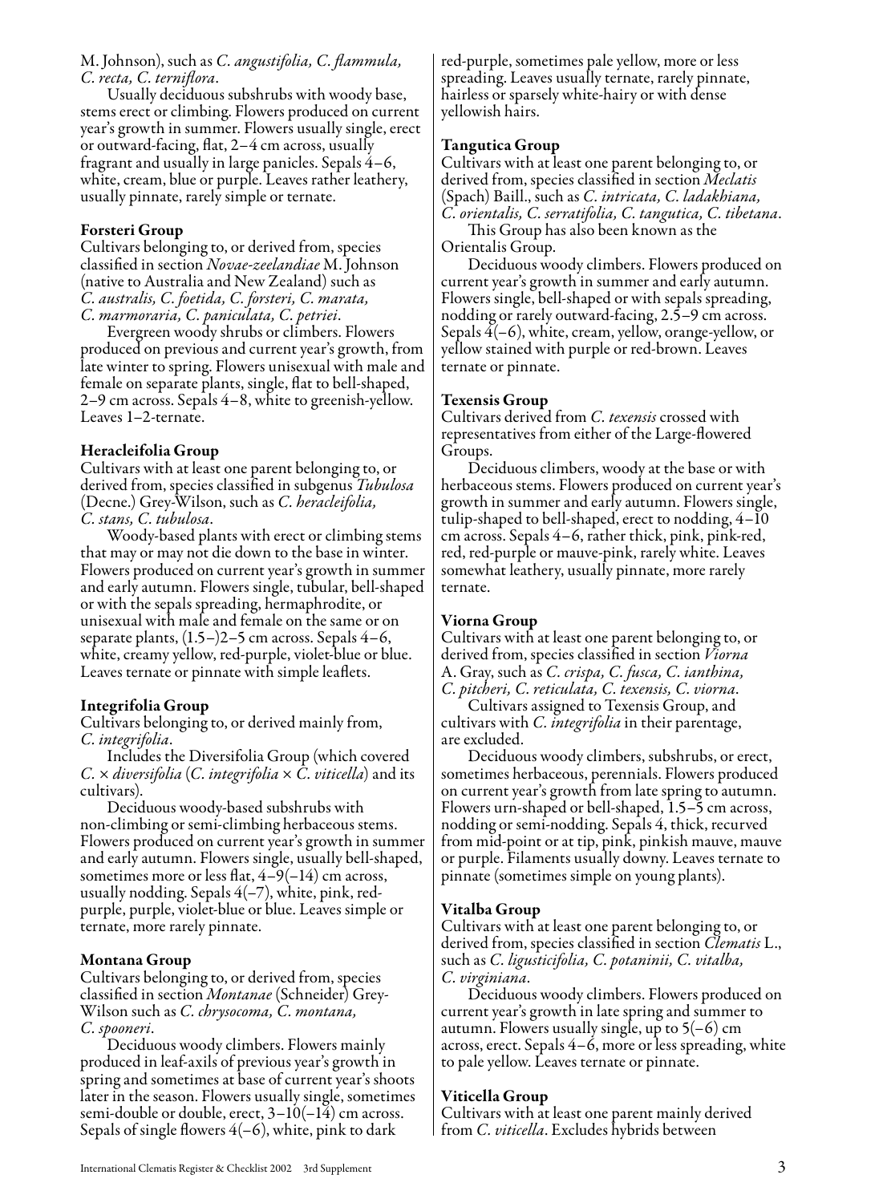M. Johnson), such as *C. angustifolia, C. flammula, C. recta, C. terniflora*.

Usually deciduous subshrubs with woody base, stems erect or climbing. Flowers produced on current year's growth in summer. Flowers usually single, erect or outward-facing, flat, 2–4 cm across, usually fragrant and usually in large panicles. Sepals 4–6, white, cream, blue or purple. Leaves rather leathery, usually pinnate, rarely simple or ternate.

**Forsteri Group**

Cultivars belonging to, or derived from, species classified in section *Novae-zeelandiae* M. Johnson (native to Australia and New Zealand) such as *C. australis, C. foetida, C. forsteri, C. marata, C. marmoraria, C. paniculata, C. petriei*.

Evergreen woody shrubs or climbers. Flowers produced on previous and current year's growth, from late winter to spring. Flowers unisexual with male and female on separate plants, single, flat to bell-shaped, 2–9 cm across. Sepals 4–8, white to greenish-yellow. Leaves 1–2-ternate.

**Heracleifolia Group**

Cultivars with at least one parent belonging to, or derived from, species classified in subgenus *Tubulosa* (Decne.) Grey-Wilson, such as *C. heracleifolia, C. stans, C. tubulosa*.

Woody-based plants with erect or climbing stems that may or may not die down to the base in winter. Flowers produced on current year's growth in summer and early autumn. Flowers single, tubular, bell-shaped or with the sepals spreading, hermaphrodite, or unisexual with male and female on the same or on separate plants, (1.5–)2–5 cm across. Sepals 4–6, white, creamy yellow, red-purple, violet-blue or blue. Leaves ternate or pinnate with simple leaflets.

**Integrifolia Group**

Cultivars belonging to, or derived mainly from, *C. integrifolia*.

Includes the Diversifolia Group (which covered *C. × diversifolia* (*C. integrifolia* × *C. viticella*) and its cultivars).

Deciduous woody-based subshrubs with non-climbing or semi-climbing herbaceous stems. Flowers produced on current year's growth in summer and early autumn. Flowers single, usually bell-shaped, sometimes more or less flat, 4–9(–14) cm across, usually nodding. Sepals 4(–7), white, pink, red-purple, purple, violet-blue or blue. Leaves simple or ternate, more rarely pinnate.

**Montana Group**

Cultivars belonging to, or derived from, species classified in section *Montanae* (Schneider) Grey-Wilson such as *C. chrysocoma, C. montana, C. spooneri*.

Deciduous woody climbers. Flowers mainly produced in leaf-axils of previous year's growth in spring and sometimes at base of current year's shoots later in the season. Flowers usually single, sometimes semi-double or double, erect, 3–10(–14) cm across. Sepals of single flowers 4(–6), white, pink to dark red-purple, sometimes pale yellow, more or less spreading. Leaves usually ternate, rarely pinnate, hairless or sparsely white-hairy or with dense yellowish hairs.

**Tangutica Group**

Cultivars with at least one parent belonging to, or derived from, species classified in section *Meclatis* (Spach) Baill., such as *C. intricata, C. ladakhiana, C. orientalis, C. serratifolia, C. tangutica, C. tibetana*.

This Group has also been known as the Orientalis Group.

Deciduous woody climbers. Flowers produced on current year's growth in summer and early autumn. Flowers single, bell-shaped or with sepals spreading, nodding or rarely outward-facing, 2.5–9 cm across. Sepals 4(–6), white, cream, yellow, orange-yellow, or yellow stained with purple or red-brown. Leaves ternate or pinnate.

**Texensis Group**

Cultivars derived from *C. texensis* crossed with representatives from either of the Large-flowered Groups.

Deciduous climbers, woody at the base or with herbaceous stems. Flowers produced on current year's growth in summer and early autumn. Flowers single, tulip-shaped to bell-shaped, erect to nodding, 4–10 cm across. Sepals 4–6, rather thick, pink, pink-red, red, red-purple or mauve-pink, rarely white. Leaves somewhat leathery, usually pinnate, more rarely ternate.

**Viorna Group**

Cultivars with at least one parent belonging to, or derived from, species classified in section *Viorna* A. Gray, such as *C. crispa, C. fusca, C. ianthina, C. pitcheri, C. reticulata, C. texensis, C. viorna*.

Cultivars assigned to Texensis Group, and cultivars with *C. integrifolia* in their parentage, are excluded.

Deciduous woody climbers, subshrubs, or erect, sometimes herbaceous, perennials. Flowers produced on current year's growth from late spring to autumn. Flowers urn-shaped or bell-shaped, 1.5–5 cm across, nodding or semi-nodding. Sepals 4, thick, recurved from mid-point or at tip, pink, pinkish mauve, mauve or purple. Filaments usually downy. Leaves ternate to pinnate (sometimes simple on young plants).

**Vitalba Group**

Cultivars with at least one parent belonging to, or derived from, species classified in section *Clematis* L., such as *C. ligusticifolia, C. potaninii, C. vitalba, C. virginiana*.

Deciduous woody climbers. Flowers produced on current year's growth in late spring and summer to autumn. Flowers usually single, up to 5(–6) cm across, erect. Sepals 4–6, more or less spreading, white to pale yellow. Leaves ternate or pinnate.

**Viticella Group**

Cultivars with at least one parent mainly derived from *C. viticella*. Excludes hybrids between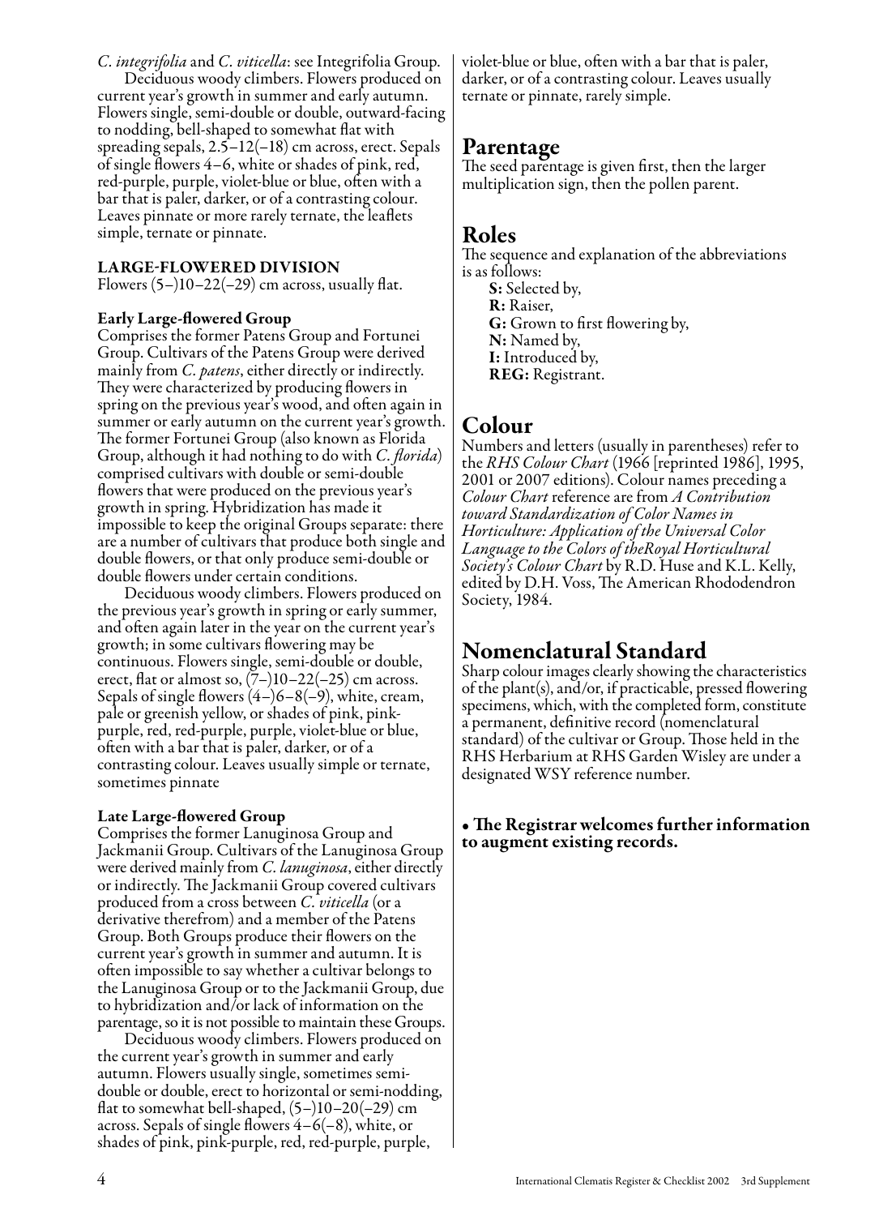*C. integrifolia* and *C. viticella*: see Integrifolia Group.

Deciduous woody climbers. Flowers produced on current year's growth in summer and early autumn. Flowers single, semi-double or double, outward-facing to nodding, bell-shaped to somewhat flat with spreading sepals, 2.5–12(–18) cm across, erect. Sepals of single flowers 4–6, white or shades of pink, red, red-purple, purple, violet-blue or blue, often with a bar that is paler, darker, or of a contrasting colour. Leaves pinnate or more rarely ternate, the leaflets simple, ternate or pinnate.

### LARGE-FLOWERED DIVISION

Flowers (5–)10–22(–29) cm across, usually flat.

#### Early Large-flowered Group

Comprises the former Patens Group and Fortunei Group. Cultivars of the Patens Group were derived mainly from *C. patens*, either directly or indirectly. They were characterized by producing flowers in spring on the previous year's wood, and often again in summer or early autumn on the current year's growth. The former Fortunei Group (also known as Florida Group, although it had nothing to do with *C. florida*) comprised cultivars with double or semi-double flowers that were produced on the previous year's growth in spring. Hybridization has made it impossible to keep the original Groups separate: there are a number of cultivars that produce both single and double flowers, or that only produce semi-double or double flowers under certain conditions.

Deciduous woody climbers. Flowers produced on the previous year's growth in spring or early summer, and often again later in the year on the current year's growth; in some cultivars flowering may be continuous. Flowers single, semi-double or double, erect, flat or almost so, (7–)10–22(–25) cm across. Sepals of single flowers (4–)6–8(–9), white, cream, pale or greenish yellow, or shades of pink, pink-purple, red, red-purple, purple, violet-blue or blue, often with a bar that is paler, darker, or of a contrasting colour. Leaves usually simple or ternate, sometimes pinnate

#### Late Large-flowered Group

Comprises the former Lanuginosa Group and Jackmanii Group. Cultivars of the Lanuginosa Group were derived mainly from *C. lanuginosa*, either directly or indirectly. The Jackmanii Group covered cultivars produced from a cross between *C. viticella* (or a derivative therefrom) and a member of the Patens Group. Both Groups produce their flowers on the current year's growth in summer and autumn. It is often impossible to say whether a cultivar belongs to the Lanuginosa Group or to the Jackmanii Group, due to hybridization and/or lack of information on the parentage, so it is not possible to maintain these Groups.

Deciduous woody climbers. Flowers produced on the current year's growth in summer and early autumn. Flowers usually single, sometimes semi-double or double, erect to horizontal or semi-nodding, flat to somewhat bell-shaped, (5–)10–20(–29) cm across. Sepals of single flowers 4–6(–8), white, or shades of pink, pink-purple, red, red-purple, purple, violet-blue or blue, often with a bar that is paler, darker, or of a contrasting colour. Leaves usually ternate or pinnate, rarely simple.

## Parentage

The seed parentage is given first, then the larger multiplication sign, then the pollen parent.

## Roles

The sequence and explanation of the abbreviations is as follows:

- **S:** Selected by,
- **R:** Raiser,
- **G:** Grown to first flowering by,
- **N:** Named by,
- **I:** Introduced by,
- **REG:** Registrant.

## Colour

Numbers and letters (usually in parentheses) refer to the *RHS Colour Chart* (1966 [reprinted 1986], 1995, 2001 or 2007 editions). Colour names preceding a *Colour Chart* reference are from *A Contribution toward Standardization of Color Names in Horticulture: Application of the Universal Color Language to the Colors of theRoyal Horticultural Society's Colour Chart* by R.D. Huse and K.L. Kelly, edited by D.H. Voss, The American Rhododendron Society, 1984.

## Nomenclatural Standard

Sharp colour images clearly showing the characteristics of the plant(s), and/or, if practicable, pressed flowering specimens, which, with the completed form, constitute a permanent, definitive record (nomenclatural standard) of the cultivar or Group. Those held in the RHS Herbarium at RHS Garden Wisley are under a designated WSY reference number.

**• The Registrar welcomes further information to augment existing records.**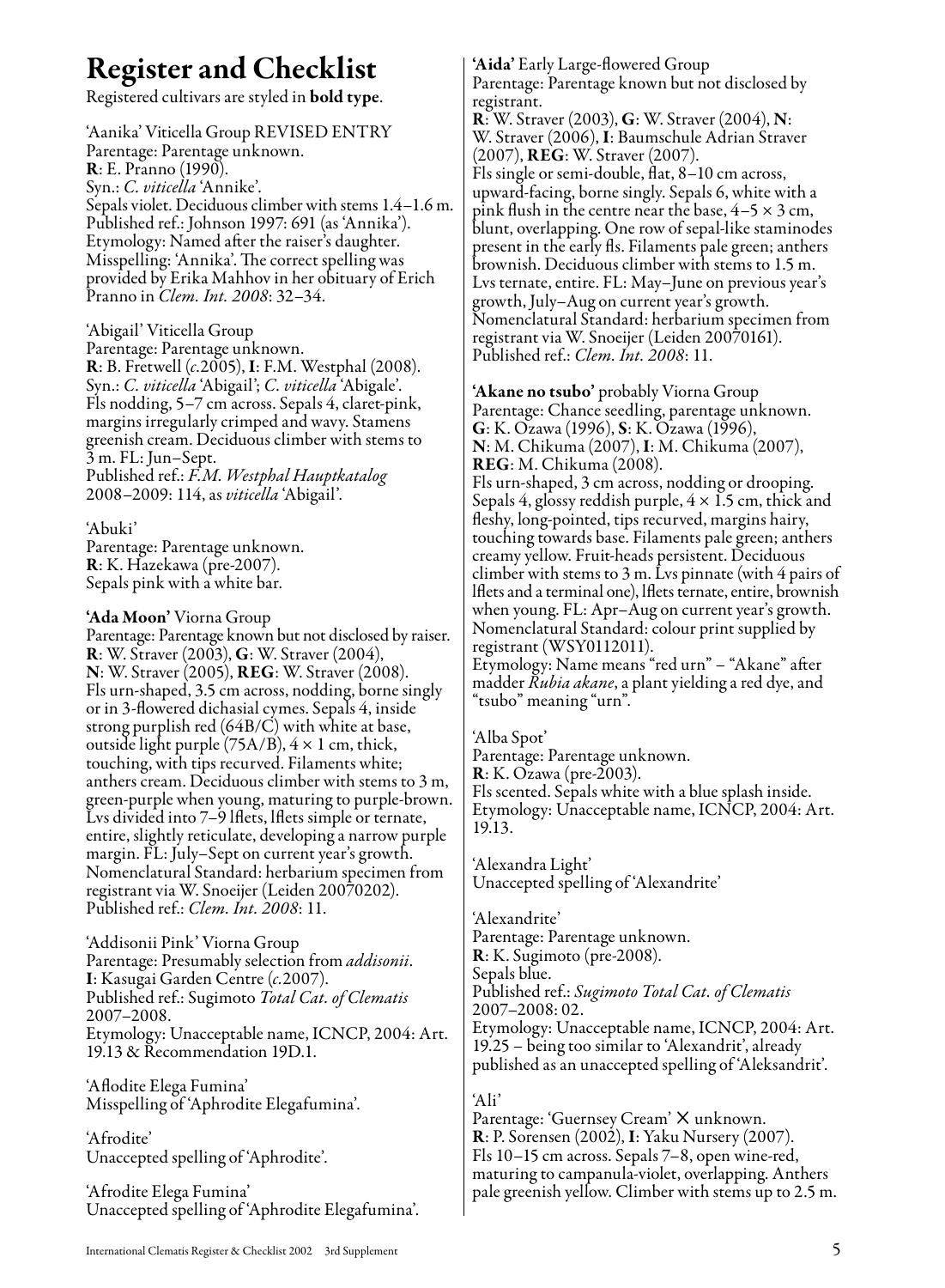# Register and Checklist

Registered cultivars are styled in **bold type**.

'Aanika' Viticella Group REVISED ENTRY
Parentage: Parentage unknown.
**R**: E. Pranno (1990).
Syn.: *C. viticella* 'Annike'.
Sepals violet. Deciduous climber with stems 1.4–1.6 m.
Published ref.: Johnson 1997: 691 (as 'Annika').
Etymology: Named after the raiser's daughter.
Misspelling: 'Annika'. The correct spelling was provided by Erika Mahhov in her obituary of Erich Pranno in *Clem. Int. 2008*: 32–34.

'Abigail' Viticella Group
Parentage: Parentage unknown.
**R**: B. Fretwell (*c.*2005), **I**: F.M. Westphal (2008).
Syn.: *C. viticella* 'Abigail'; *C. viticella* 'Abigale'.
Fls nodding, 5–7 cm across. Sepals 4, claret-pink, margins irregularly crimped and wavy. Stamens greenish cream. Deciduous climber with stems to 3 m. FL: Jun–Sept.
Published ref.: *F.M. Westphal Hauptkatalog* 2008–2009: 114, as *viticella* 'Abigail'.

'Abuki'
Parentage: Parentage unknown.
**R**: K. Hazekawa (pre-2007).
Sepals pink with a white bar.

**'Ada Moon'** Viorna Group
Parentage: Parentage known but not disclosed by raiser.
**R**: W. Straver (2003), **G**: W. Straver (2004), **N**: W. Straver (2005), **REG**: W. Straver (2008).
Fls urn-shaped, 3.5 cm across, nodding, borne singly or in 3-flowered dichasial cymes. Sepals 4, inside strong purplish red (64B/C) with white at base, outside light purple (75A/B), 4 × 1 cm, thick, touching, with tips recurved. Filaments white; anthers cream. Deciduous climber with stems to 3 m, green-purple when young, maturing to purple-brown. Lvs divided into 7–9 lflets, lflets simple or ternate, entire, slightly reticulate, developing a narrow purple margin. FL: July–Sept on current year's growth.
Nomenclatural Standard: herbarium specimen from registrant via W. Snoeijer (Leiden 20070202).
Published ref.: *Clem. Int. 2008*: 11.

'Addisonii Pink' Viorna Group
Parentage: Presumably selection from *addisonii*.
**I**: Kasugai Garden Centre (*c.*2007).
Published ref.: Sugimoto *Total Cat. of Clematis* 2007–2008.
Etymology: Unacceptable name, ICNCP, 2004: Art. 19.13 & Recommendation 19D.1.

'Aflodite Elega Fumina'
Misspelling of 'Aphrodite Elegafumina'.

'Afrodite'
Unaccepted spelling of 'Aphrodite'.

'Afrodite Elega Fumina'
Unaccepted spelling of 'Aphrodite Elegafumina'.

**'Aida'** Early Large-flowered Group
Parentage: Parentage known but not disclosed by registrant.
**R**: W. Straver (2003), **G**: W. Straver (2004), **N**: W. Straver (2006), **I**: Baumschule Adrian Straver (2007), **REG**: W. Straver (2007).
Fls single or semi-double, flat, 8–10 cm across, upward-facing, borne singly. Sepals 6, white with a pink flush in the centre near the base, 4–5 × 3 cm, blunt, overlapping. One row of sepal-like staminodes present in the early fls. Filaments pale green; anthers brownish. Deciduous climber with stems to 1.5 m. Lvs ternate, entire. FL: May–June on previous year's growth, July–Aug on current year's growth.
Nomenclatural Standard: herbarium specimen from registrant via W. Snoeijer (Leiden 20070161).
Published ref.: *Clem. Int. 2008*: 11.

**'Akane no tsubo'** probably Viorna Group
Parentage: Chance seedling, parentage unknown.
**G**: K. Ozawa (1996), **S**: K. Ozawa (1996), **N**: M. Chikuma (2007), **I**: M. Chikuma (2007), **REG**: M. Chikuma (2008).
Fls urn-shaped, 3 cm across, nodding or drooping. Sepals 4, glossy reddish purple, 4 × 1.5 cm, thick and fleshy, long-pointed, tips recurved, margins hairy, touching towards base. Filaments pale green; anthers creamy yellow. Fruit-heads persistent. Deciduous climber with stems to 3 m. Lvs pinnate (with 4 pairs of lflets and a terminal one), lflets ternate, entire, brownish when young. FL: Apr–Aug on current year's growth.
Nomenclatural Standard: colour print supplied by registrant (WSY0112011).
Etymology: Name means "red urn" – "Akane" after madder *Rubia akane*, a plant yielding a red dye, and "tsubo" meaning "urn".

'Alba Spot'
Parentage: Parentage unknown.
**R**: K. Ozawa (pre-2003).
Fls scented. Sepals white with a blue splash inside.
Etymology: Unacceptable name, ICNCP, 2004: Art. 19.13.

'Alexandra Light'
Unaccepted spelling of 'Alexandrite'

'Alexandrite'
Parentage: Parentage unknown.
**R**: K. Sugimoto (pre-2008).
Sepals blue.
Published ref.: *Sugimoto Total Cat. of Clematis* 2007–2008: 02.
Etymology: Unacceptable name, ICNCP, 2004: Art. 19.25 – being too similar to 'Alexandrit', already published as an unaccepted spelling of 'Aleksandrit'.

'Ali'
Parentage: 'Guernsey Cream' × unknown.
**R**: P. Sorensen (2002), **I**: Yaku Nursery (2007).
Fls 10–15 cm across. Sepals 7–8, open wine-red, maturing to campanula-violet, overlapping. Anthers pale greenish yellow. Climber with stems up to 2.5 m.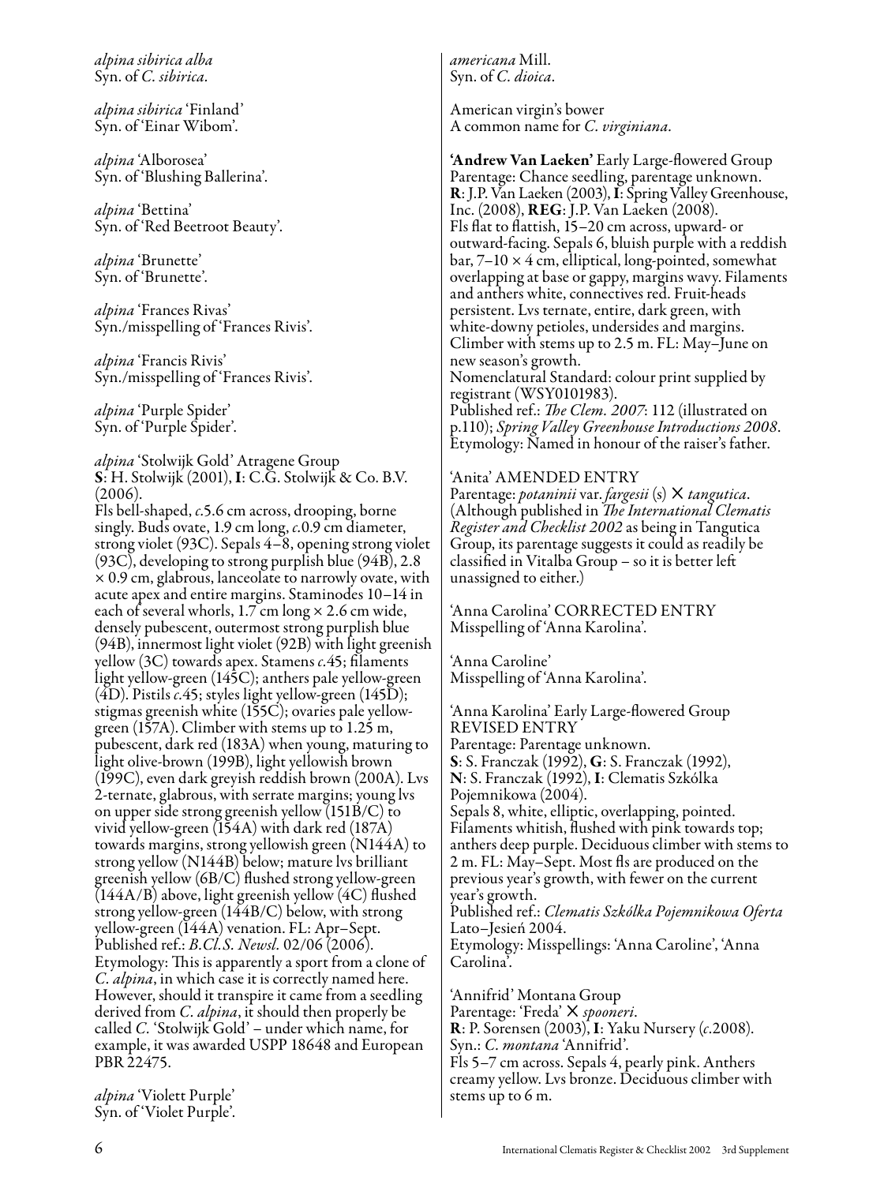*alpina sibirica alba*
Syn. of *C. sibirica*.

*alpina sibirica* 'Finland'
Syn. of 'Einar Wibom'.

*alpina* 'Alborosea'
Syn. of 'Blushing Ballerina'.

*alpina* 'Bettina'
Syn. of 'Red Beetroot Beauty'.

*alpina* 'Brunette'
Syn. of 'Brunette'.

*alpina* 'Frances Rivas'
Syn./misspelling of 'Frances Rivis'.

*alpina* 'Francis Rivis'
Syn./misspelling of 'Frances Rivis'.

*alpina* 'Purple Spider'
Syn. of 'Purple Spider'.

*alpina* 'Stolwijk Gold' Atragene Group
**S**: H. Stolwijk (2001), **I**: C.G. Stolwijk & Co. B.V. (2006).
Fls bell-shaped, *c*.5.6 cm across, drooping, borne singly. Buds ovate, 1.9 cm long, *c*.0.9 cm diameter, strong violet (93C). Sepals 4–8, opening strong violet (93C), developing to strong purplish blue (94B), 2.8 × 0.9 cm, glabrous, lanceolate to narrowly ovate, with acute apex and entire margins. Staminodes 10–14 in each of several whorls, 1.7 cm long × 2.6 cm wide, densely pubescent, outermost strong purplish blue (94B), innermost light violet (92B) with light greenish yellow (3C) towards apex. Stamens *c*.45; filaments light yellow-green (145C); anthers pale yellow-green (4D). Pistils *c*.45; styles light yellow-green (145D); stigmas greenish white (155C); ovaries pale yellow-green (157A). Climber with stems up to 1.25 m, pubescent, dark red (183A) when young, maturing to light olive-brown (199B), light yellowish brown (199C), even dark greyish reddish brown (200A). Lvs 2-ternate, glabrous, with serrate margins; young lvs on upper side strong greenish yellow (151B/C) to vivid yellow-green (154A) with dark red (187A) towards margins, strong yellowish green (N144A) to strong yellow (N144B) below; mature lvs brilliant greenish yellow (6B/C) flushed strong yellow-green (144A/B) above, light greenish yellow (4C) flushed strong yellow-green (144B/C) below, with strong yellow-green (144A) venation. FL: Apr–Sept.
Published ref.: *B.Cl.S. Newsl.* 02/06 (2006).
Etymology: This is apparently a sport from a clone of *C. alpina*, in which case it is correctly named here. However, should it transpire it came from a seedling derived from *C. alpina*, it should then properly be called *C.* 'Stolwijk Gold' – under which name, for example, it was awarded USPP 18648 and European PBR 22475.

*alpina* 'Violett Purple'
Syn. of 'Violet Purple'.

*americana* Mill.
Syn. of *C. dioica*.

American virgin's bower
A common name for *C. virginiana*.

**'Andrew Van Laeken'** Early Large-flowered Group
Parentage: Chance seedling, parentage unknown.
**R**: J.P. Van Laeken (2003), **I**: Spring Valley Greenhouse, Inc. (2008), **REG**: J.P. Van Laeken (2008).
Fls flat to flattish, 15–20 cm across, upward- or outward-facing. Sepals 6, bluish purple with a reddish bar, 7–10 × 4 cm, elliptical, long-pointed, somewhat overlapping at base or gappy, margins wavy. Filaments and anthers white, connectives red. Fruit-heads persistent. Lvs ternate, entire, dark green, with white-downy petioles, undersides and margins. Climber with stems up to 2.5 m. FL: May–June on new season's growth.
Nomenclatural Standard: colour print supplied by registrant (WSY0101983).
Published ref.: *The Clem. 2007*: 112 (illustrated on p.110); *Spring Valley Greenhouse Introductions 2008*.
Etymology: Named in honour of the raiser's father.

'Anita' AMENDED ENTRY
Parentage: *potaninii* var. *fargesii* (s) × *tangutica*. (Although published in *The International Clematis Register and Checklist 2002* as being in Tangutica Group, its parentage suggests it could as readily be classified in Vitalba Group – so it is better left unassigned to either.)

'Anna Carolina' CORRECTED ENTRY
Misspelling of 'Anna Karolina'.

'Anna Caroline'
Misspelling of 'Anna Karolina'.

'Anna Karolina' Early Large-flowered Group
REVISED ENTRY
Parentage: Parentage unknown.
**S**: S. Franczak (1992), **G**: S. Franczak (1992), **N**: S. Franczak (1992), **I**: Clematis Szkólka Pojemnikowa (2004).
Sepals 8, white, elliptic, overlapping, pointed. Filaments whitish, flushed with pink towards top; anthers deep purple. Deciduous climber with stems to 2 m. FL: May–Sept. Most fls are produced on the previous year's growth, with fewer on the current year's growth.
Published ref.: *Clematis Szkólka Pojemnikowa Oferta* Lato–Jesień 2004.
Etymology: Misspellings: 'Anna Caroline', 'Anna Carolina'.

'Annifrid' Montana Group
Parentage: 'Freda' × *spooneri*.
**R**: P. Sorensen (2003), **I**: Yaku Nursery (*c*.2008).
Syn.: *C. montana* 'Annifrid'.
Fls 5–7 cm across. Sepals 4, pearly pink. Anthers creamy yellow. Lvs bronze. Deciduous climber with stems up to 6 m.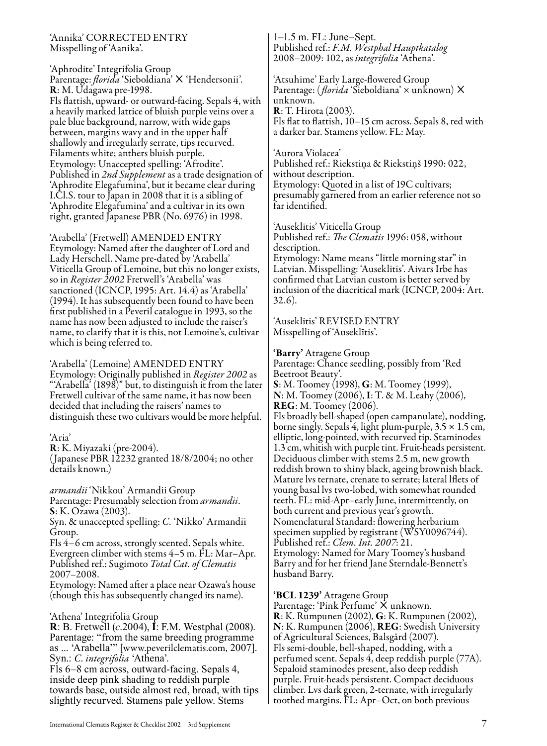'Annika' CORRECTED ENTRY
Misspelling of 'Aanika'.

'Aphrodite' Integrifolia Group
Parentage: *florida* 'Sieboldiana' × 'Hendersonii'.
**R**: M. Udagawa pre-1998.
Fls flattish, upward- or outward-facing. Sepals 4, with a heavily marked lattice of bluish purple veins over a pale blue background, narrow, with wide gaps between, margins wavy and in the upper half shallowly and irregularly serrate, tips recurved. Filaments white; anthers bluish purple.
Etymology: Unaccepted spelling: 'Afrodite'. Published in *2nd Supplement* as a trade designation of 'Aphrodite Elegafumina', but it became clear during I.Cl.S. tour to Japan in 2008 that it is a sibling of 'Aphrodite Elegafumina' and a cultivar in its own right, granted Japanese PBR (No. 6976) in 1998.

'Arabella' (Fretwell) AMENDED ENTRY
Etymology: Named after the daughter of Lord and Lady Herschell. Name pre-dated by 'Arabella' Viticella Group of Lemoine, but this no longer exists, so in *Register 2002* Fretwell's 'Arabella' was sanctioned (ICNCP, 1995: Art. 14.4) as 'Arabella' (1994). It has subsequently been found to have been first published in a Peveril catalogue in 1993, so the name has now been adjusted to include the raiser's name, to clarify that it is this, not Lemoine's, cultivar which is being referred to.

'Arabella' (Lemoine) AMENDED ENTRY
Etymology: Originally published in *Register 2002* as "'Arabella' (1898)" but, to distinguish it from the later Fretwell cultivar of the same name, it has now been decided that including the raisers' names to distinguish these two cultivars would be more helpful.

'Aria'
**R**: K. Miyazaki (pre-2004).
(Japanese PBR 12232 granted 18/8/2004; no other details known.)

*armandii* 'Nikkou' Armandii Group
Parentage: Presumably selection from *armandii*.
**S**: K. Ozawa (2003).
Syn. & unaccepted spelling: *C.* 'Nikko' Armandii Group.
Fls 4–6 cm across, strongly scented. Sepals white. Evergreen climber with stems 4–5 m. FL: Mar–Apr.
Published ref.: Sugimoto *Total Cat. of Clematis* 2007–2008.
Etymology: Named after a place near Ozawa's house (though this has subsequently changed its name).

'Athena' Integrifolia Group
**R**: B. Fretwell (*c.*2004), **I**: F.M. Westphal (2008).
Parentage: "from the same breeding programme as ... 'Arabella'" [www.peverilclematis.com, 2007].
Syn.: *C. integrifolia* 'Athena'.
Fls 6–8 cm across, outward-facing. Sepals 4, inside deep pink shading to reddish purple towards base, outside almost red, broad, with tips slightly recurved. Stamens pale yellow. Stems 1–1.5 m. FL: June–Sept.
Published ref.: *F.M. Westphal Hauptkatalog* 2008–2009: 102, as *integrifolia* 'Athena'.

'Atsuhime' Early Large-flowered Group
Parentage: (*florida* 'Sieboldiana' × unknown) × unknown.
**R**: T. Hirota (2003).
Fls flat to flattish, 10–15 cm across. Sepals 8, red with a darker bar. Stamens yellow. FL: May.

'Aurora Violacea'
Published ref.: Riekstiņa & Riekstiņš 1990: 022, without description.
Etymology: Quoted in a list of 19C cultivars; presumably garnered from an earlier reference not so far identified.

'Auseklītis' Viticella Group
Published ref.: *The Clematis* 1996: 058, without description.
Etymology: Name means "little morning star" in Latvian. Misspelling: 'Auseklitis'. Aivars Irbe has confirmed that Latvian custom is better served by inclusion of the diacritical mark (ICNCP, 2004: Art. 32.6).

'Auseklitis' REVISED ENTRY
Misspelling of 'Auseklītis'.

**'Barry'** Atragene Group
Parentage: Chance seedling, possibly from 'Red Beetroot Beauty'.
**S**: M. Toomey (1998), **G**: M. Toomey (1999), **N**: M. Toomey (2006), **I**: T. & M. Leahy (2006), **REG**: M. Toomey (2006).
Fls broadly bell-shaped (open campanulate), nodding, borne singly. Sepals 4, light plum-purple, 3.5 × 1.5 cm, elliptic, long-pointed, with recurved tip. Staminodes 1.3 cm, whitish with purple tint. Fruit-heads persistent. Deciduous climber with stems 2.5 m, new growth reddish brown to shiny black, ageing brownish black. Mature lvs ternate, crenate to serrate; lateral lflets of young basal lvs two-lobed, with somewhat rounded teeth. FL: mid-Apr–early June, intermittently, on both current and previous year's growth.
Nomenclatural Standard: flowering herbarium specimen supplied by registrant (WSY0096744).
Published ref.: *Clem. Int. 2007*: 21.
Etymology: Named for Mary Toomey's husband Barry and for her friend Jane Sterndale-Bennett's husband Barry.

**'BCL 1239'** Atragene Group
Parentage: 'Pink Perfume' × unknown.
**R**: K. Rumpunen (2002), **G**: K. Rumpunen (2002), **N**: K. Rumpunen (2006), **REG**: Swedish University of Agricultural Sciences, Balsgård (2007).
Fls semi-double, bell-shaped, nodding, with a perfumed scent. Sepals 4, deep reddish purple (77A). Sepaloid staminodes present, also deep reddish purple. Fruit-heads persistent. Compact deciduous climber. Lvs dark green, 2-ternate, with irregularly toothed margins. FL: Apr–Oct, on both previous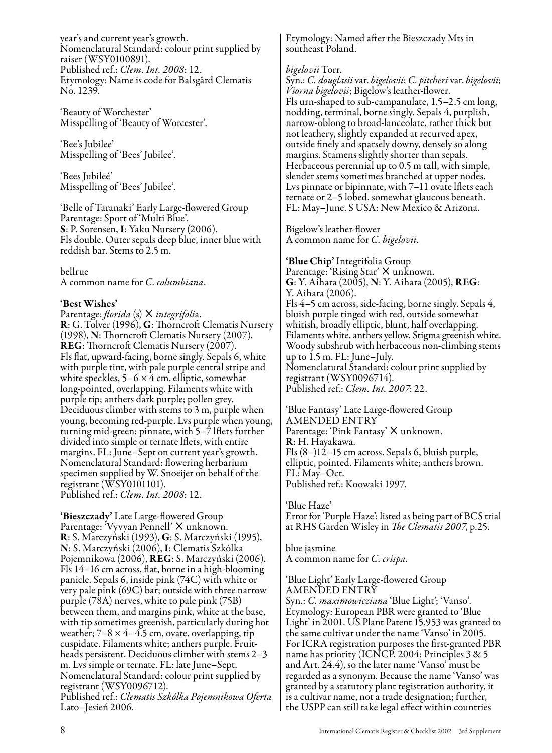year's and current year's growth.
Nomenclatural Standard: colour print supplied by raiser (WSY0100891).
Published ref.: *Clem. Int. 2008*: 12.
Etymology: Name is code for Balsgård Clematis No. 1239.

'Beauty of Worchester'
Misspelling of 'Beauty of Worcester'.

'Bee's Jubilee'
Misspelling of 'Bees' Jubilee'.

'Bees Jubileé'
Misspelling of 'Bees' Jubilee'.

'Belle of Taranaki' Early Large-flowered Group
Parentage: Sport of 'Multi Blue'.
**S**: P. Sorensen, **I**: Yaku Nursery (2006).
Fls double. Outer sepals deep blue, inner blue with reddish bar. Stems to 2.5 m.

bellrue
A common name for *C. columbiana*.

**'Best Wishes'**
Parentage: *florida* (s) × *integrifolia*.
**R**: G. Tolver (1996), **G**: Thorncroft Clematis Nursery (1998), **N**: Thorncroft Clematis Nursery (2007), **REG**: Thorncroft Clematis Nursery (2007).
Fls flat, upward-facing, borne singly. Sepals 6, white with purple tint, with pale purple central stripe and white speckles, 5–6 × 4 cm, elliptic, somewhat long-pointed, overlapping. Filaments white with purple tip; anthers dark purple; pollen grey. Deciduous climber with stems to 3 m, purple when young, becoming red-purple. Lvs purple when young, turning mid-green; pinnate, with 5–7 lflets further divided into simple or ternate lflets, with entire margins. FL: June–Sept on current year's growth.
Nomenclatural Standard: flowering herbarium specimen supplied by W. Snoeijer on behalf of the registrant (WSY0101101).
Published ref.: *Clem. Int. 2008*: 12.

**'Bieszczady'** Late Large-flowered Group
Parentage: 'Vyvyan Pennell' × unknown.
**R**: S. Marczyński (1993), **G**: S. Marczyński (1995), **N**: S. Marczyński (2006), **I**: Clematis Szkólka Pojemnikowa (2006), **REG**: S. Marczyński (2006).
Fls 14–16 cm across, flat, borne in a high-blooming panicle. Sepals 6, inside pink (74C) with white or very pale pink (69C) bar; outside with three narrow purple (78A) nerves, white to pale pink (75B) between them, and margins pink, white at the base, with tip sometimes greenish, particularly during hot weather; 7–8 × 4–4.5 cm, ovate, overlapping, tip cuspidate. Filaments white; anthers purple. Fruit-heads persistent. Deciduous climber with stems 2–3 m. Lvs simple or ternate. FL: late June–Sept.
Nomenclatural Standard: colour print supplied by registrant (WSY0096712).
Published ref.: *Clematis Szkólka Pojemnikowa Oferta* Lato–Jesień 2006.
Etymology: Named after the Bieszczady Mts in southeast Poland.

*bigelovii* Torr.
Syn.: *C. douglasii* var. *bigelovii*; *C. pitcheri* var. *bigelovii*; *Viorna bigelovii*; Bigelow's leather-flower.
Fls urn-shaped to sub-campanulate, 1.5–2.5 cm long, nodding, terminal, borne singly. Sepals 4, purplish, narrow-oblong to broad-lanceolate, rather thick but not leathery, slightly expanded at recurved apex, outside finely and sparsely downy, densely so along margins. Stamens slightly shorter than sepals. Herbaceous perennial up to 0.5 m tall, with simple, slender stems sometimes branched at upper nodes. Lvs pinnate or bipinnate, with 7–11 ovate lflets each ternate or 2–5 lobed, somewhat glaucous beneath. FL: May–June. S USA: New Mexico & Arizona.

Bigelow's leather-flower
A common name for *C. bigelovii*.

**'Blue Chip'** Integrifolia Group
Parentage: 'Rising Star' × unknown.
**G**: Y. Aihara (2005), **N**: Y. Aihara (2005), **REG**: Y. Aihara (2006).
Fls 4–5 cm across, side-facing, borne singly. Sepals 4, bluish purple tinged with red, outside somewhat whitish, broadly elliptic, blunt, half overlapping. Filaments white, anthers yellow. Stigma greenish white. Woody subshrub with herbaceous non-climbing stems up to 1.5 m. FL: June–July.
Nomenclatural Standard: colour print supplied by registrant (WSY0096714).
Published ref.: *Clem. Int. 2007*: 22.

'Blue Fantasy' Late Large-flowered Group
AMENDED ENTRY
Parentage: 'Pink Fantasy' × unknown.
**R**: H. Hayakawa.
Fls (8–)12–15 cm across. Sepals 6, bluish purple, elliptic, pointed. Filaments white; anthers brown.
FL: May–Oct.
Published ref.: Koowaki 1997.

'Blue Haze'
Error for 'Purple Haze': listed as being part of BCS trial at RHS Garden Wisley in *The Clematis 2007*, p.25.

blue jasmine
A common name for *C. crispa*.

'Blue Light' Early Large-flowered Group
AMENDED ENTRY
Syn.: *C. maximowicziana* 'Blue Light'; 'Vanso'.
Etymology: European PBR were granted to 'Blue Light' in 2001. US Plant Patent 15,953 was granted to the same cultivar under the name 'Vanso' in 2005. For ICRA registration purposes the first-granted PBR name has priority (ICNCP, 2004: Principles 3 & 5 and Art. 24.4), so the later name 'Vanso' must be regarded as a synonym. Because the name 'Vanso' was granted by a statutory plant registration authority, it is a cultivar name, not a trade designation; further, the USPP can still take legal effect within countries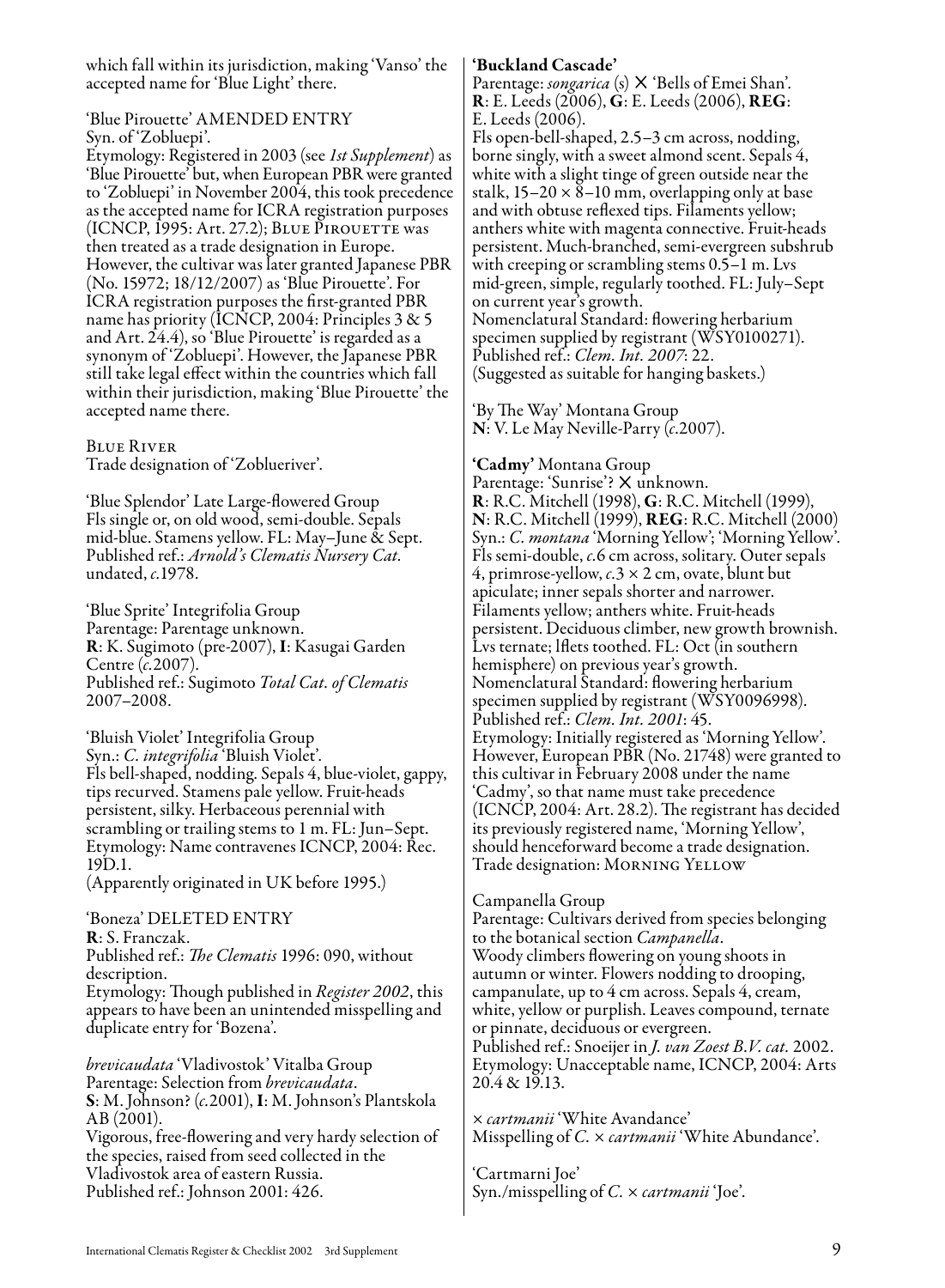which fall within its jurisdiction, making 'Vanso' the accepted name for 'Blue Light' there.

'Blue Pirouette' AMENDED ENTRY
Syn. of 'Zobluepi'.
Etymology: Registered in 2003 (see *1st Supplement*) as 'Blue Pirouette' but, when European PBR were granted to 'Zobluepi' in November 2004, this took precedence as the accepted name for ICRA registration purposes (ICNCP, 1995: Art. 27.2); BLUE PIROUETTE was then treated as a trade designation in Europe. However, the cultivar was later granted Japanese PBR (No. 15972; 18/12/2007) as 'Blue Pirouette'. For ICRA registration purposes the first-granted PBR name has priority (ICNCP, 2004: Principles 3 & 5 and Art. 24.4), so 'Blue Pirouette' is regarded as a synonym of 'Zobluepi'. However, the Japanese PBR still take legal effect within the countries which fall within their jurisdiction, making 'Blue Pirouette' the accepted name there.

BLUE RIVER
Trade designation of 'Zoblueriver'.

'Blue Splendor' Late Large-flowered Group
Fls single or, on old wood, semi-double. Sepals mid-blue. Stamens yellow. FL: May–June & Sept.
Published ref.: *Arnold's Clematis Nursery Cat.* undated, *c.*1978.

'Blue Sprite' Integrifolia Group
Parentage: Parentage unknown.
**R**: K. Sugimoto (pre-2007), **I**: Kasugai Garden Centre (*c.*2007).
Published ref.: Sugimoto *Total Cat. of Clematis* 2007–2008.

'Bluish Violet' Integrifolia Group
Syn.: *C. integrifolia* 'Bluish Violet'.
Fls bell-shaped, nodding. Sepals 4, blue-violet, gappy, tips recurved. Stamens pale yellow. Fruit-heads persistent, silky. Herbaceous perennial with scrambling or trailing stems to 1 m. FL: Jun–Sept.
Etymology: Name contravenes ICNCP, 2004: Rec. 19D.1.
(Apparently originated in UK before 1995.)

'Boneza' DELETED ENTRY
**R**: S. Franczak.
Published ref.: *The Clematis* 1996: 090, without description.
Etymology: Though published in *Register 2002*, this appears to have been an unintended misspelling and duplicate entry for 'Bozena'.

*brevicaudata* 'Vladivostok' Vitalba Group
Parentage: Selection from *brevicaudata*.
**S**: M. Johnson? (*c.*2001), **I**: M. Johnson's Plantskola AB (2001).
Vigorous, free-flowering and very hardy selection of the species, raised from seed collected in the Vladivostok area of eastern Russia.
Published ref.: Johnson 2001: 426.

**'Buckland Cascade'**
Parentage: *songarica* (s) × 'Bells of Emei Shan'.
**R**: E. Leeds (2006), **G**: E. Leeds (2006), **REG**: E. Leeds (2006).
Fls open-bell-shaped, 2.5–3 cm across, nodding, borne singly, with a sweet almond scent. Sepals 4, white with a slight tinge of green outside near the stalk, 15–20 × 8–10 mm, overlapping only at base and with obtuse reflexed tips. Filaments yellow; anthers white with magenta connective. Fruit-heads persistent. Much-branched, semi-evergreen subshrub with creeping or scrambling stems 0.5–1 m. Lvs mid-green, simple, regularly toothed. FL: July–Sept on current year's growth.
Nomenclatural Standard: flowering herbarium specimen supplied by registrant (WSY0100271).
Published ref.: *Clem. Int. 2007*: 22.
(Suggested as suitable for hanging baskets.)

'By The Way' Montana Group
**N**: V. Le May Neville-Parry (*c.*2007).

**'Cadmy'** Montana Group
Parentage: 'Sunrise'? × unknown.
**R**: R.C. Mitchell (1998), **G**: R.C. Mitchell (1999), **N**: R.C. Mitchell (1999), **REG**: R.C. Mitchell (2000)
Syn.: *C. montana* 'Morning Yellow'; 'Morning Yellow'.
Fls semi-double, *c.*6 cm across, solitary. Outer sepals 4, primrose-yellow, *c.*3 × 2 cm, ovate, blunt but apiculate; inner sepals shorter and narrower. Filaments yellow; anthers white. Fruit-heads persistent. Deciduous climber, new growth brownish. Lvs ternate; lflets toothed. FL: Oct (in southern hemisphere) on previous year's growth.
Nomenclatural Standard: flowering herbarium specimen supplied by registrant (WSY0096998).
Published ref.: *Clem. Int. 2001*: 45.
Etymology: Initially registered as 'Morning Yellow'. However, European PBR (No. 21748) were granted to this cultivar in February 2008 under the name 'Cadmy', so that name must take precedence (ICNCP, 2004: Art. 28.2). The registrant has decided its previously registered name, 'Morning Yellow', should henceforward become a trade designation.
Trade designation: MORNING YELLOW

Campanella Group
Parentage: Cultivars derived from species belonging to the botanical section *Campanella*.
Woody climbers flowering on young shoots in autumn or winter. Flowers nodding to drooping, campanulate, up to 4 cm across. Sepals 4, cream, white, yellow or purplish. Leaves compound, ternate or pinnate, deciduous or evergreen.
Published ref.: Snoeijer in *J. van Zoest B.V. cat.* 2002.
Etymology: Unacceptable name, ICNCP, 2004: Arts 20.4 & 19.13.

× *cartmanii* 'White Avandance'
Misspelling of *C.* × *cartmanii* 'White Abundance'.

'Cartmarni Joe'
Syn./misspelling of *C.* × *cartmanii* 'Joe'.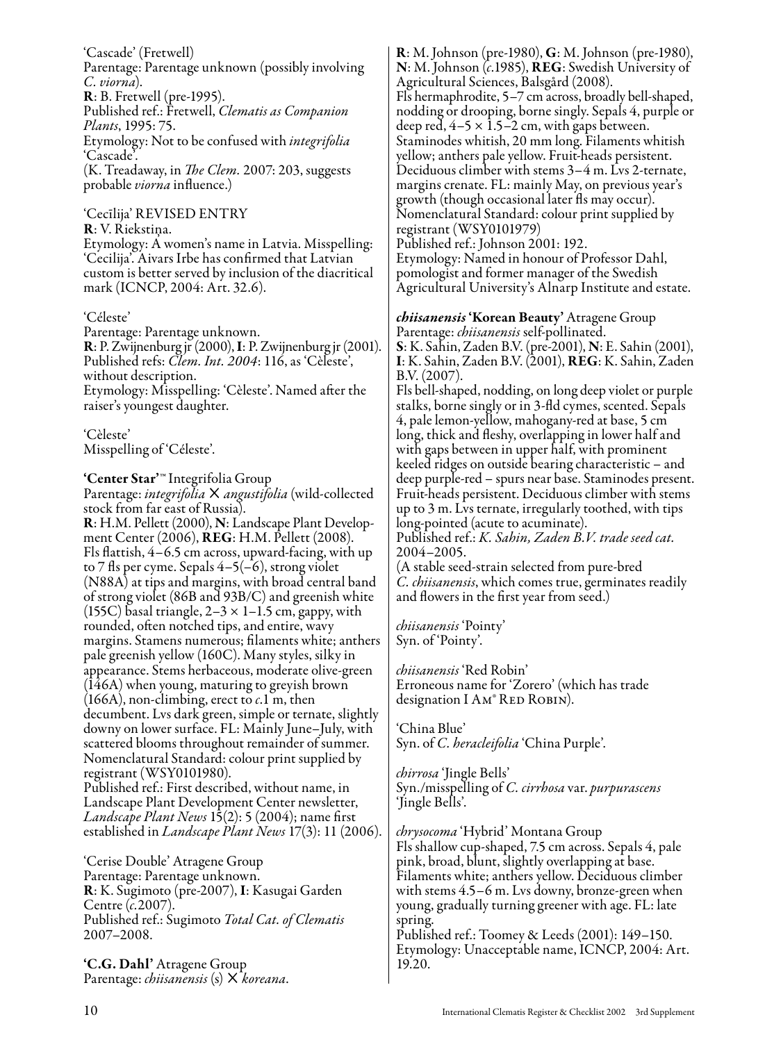'Cascade' (Fretwell)
Parentage: Parentage unknown (possibly involving *C. viorna*).
**R**: B. Fretwell (pre-1995).
Published ref.: Fretwell, *Clematis as Companion Plants*, 1995: 75.
Etymology: Not to be confused with *integrifolia* 'Cascade'.
(K. Treadaway, in *The Clem.* 2007: 203, suggests probable *viorna* influence.)

'Cecīlija' REVISED ENTRY
**R**: V. Riekstiņa.
Etymology: A women's name in Latvia. Misspelling: 'Cecilija'. Aivars Irbe has confirmed that Latvian custom is better served by inclusion of the diacritical mark (ICNCP, 2004: Art. 32.6).

'Céleste'
Parentage: Parentage unknown.
**R**: P. Zwijnenburg jr (2000), **I**: P. Zwijnenburg jr (2001).
Published refs: *Clem. Int. 2004*: 116, as 'Cèleste', without description.
Etymology: Misspelling: 'Cèleste'. Named after the raiser's youngest daughter.

'Cèleste'
Misspelling of 'Céleste'.

**'Center Star'**™ Integrifolia Group
Parentage: *integrifolia* × *angustifolia* (wild-collected stock from far east of Russia).
**R**: H.M. Pellett (2000), **N**: Landscape Plant Development Center (2006), **REG**: H.M. Pellett (2008).
Fls flattish, 4–6.5 cm across, upward-facing, with up to 7 fls per cyme. Sepals 4–5(–6), strong violet (N88A) at tips and margins, with broad central band of strong violet (86B and 93B/C) and greenish white (155C) basal triangle, 2–3 × 1–1.5 cm, gappy, with rounded, often notched tips, and entire, wavy margins. Stamens numerous; filaments white; anthers pale greenish yellow (160C). Many styles, silky in appearance. Stems herbaceous, moderate olive-green (146A) when young, maturing to greyish brown (166A), non-climbing, erect to *c.*1 m, then decumbent. Lvs dark green, simple or ternate, slightly downy on lower surface. FL: Mainly June–July, with scattered blooms throughout remainder of summer.
Nomenclatural Standard: colour print supplied by registrant (WSY0101980).
Published ref.: First described, without name, in Landscape Plant Development Center newsletter, *Landscape Plant News* 15(2): 5 (2004); name first established in *Landscape Plant News* 17(3): 11 (2006).

'Cerise Double' Atragene Group
Parentage: Parentage unknown.
**R**: K. Sugimoto (pre-2007), **I**: Kasugai Garden Centre (*c.*2007).
Published ref.: Sugimoto *Total Cat. of Clematis* 2007–2008.

**'C.G. Dahl'** Atragene Group
Parentage: *chiisanensis* (s) × *koreana*.
**R**: M. Johnson (pre-1980), **G**: M. Johnson (pre-1980), **N**: M. Johnson (*c.*1985), **REG**: Swedish University of Agricultural Sciences, Balsgård (2008).
Fls hermaphrodite, 5–7 cm across, broadly bell-shaped, nodding or drooping, borne singly. Sepals 4, purple or deep red, 4–5 × 1.5–2 cm, with gaps between. Staminodes whitish, 20 mm long. Filaments whitish yellow; anthers pale yellow. Fruit-heads persistent. Deciduous climber with stems 3–4 m. Lvs 2-ternate, margins crenate. FL: mainly May, on previous year's growth (though occasional later fls may occur).
Nomenclatural Standard: colour print supplied by registrant (WSY0101979)
Published ref.: Johnson 2001: 192.
Etymology: Named in honour of Professor Dahl, pomologist and former manager of the Swedish Agricultural University's Alnarp Institute and estate.

***chiisanensis* 'Korean Beauty'** Atragene Group
Parentage: *chiisanensis* self-pollinated.
**S**: K. Sahin, Zaden B.V. (pre-2001), **N**: E. Sahin (2001), **I**: K. Sahin, Zaden B.V. (2001), **REG**: K. Sahin, Zaden B.V. (2007).
Fls bell-shaped, nodding, on long deep violet or purple stalks, borne singly or in 3-fld cymes, scented. Sepals 4, pale lemon-yellow, mahogany-red at base, 5 cm long, thick and fleshy, overlapping in lower half and with gaps between in upper half, with prominent keeled ridges on outside bearing characteristic – and deep purple-red – spurs near base. Staminodes present. Fruit-heads persistent. Deciduous climber with stems up to 3 m. Lvs ternate, irregularly toothed, with tips long-pointed (acute to acuminate).
Published ref.: *K. Sahin, Zaden B.V. trade seed cat.* 2004–2005.
(A stable seed-strain selected from pure-bred *C. chiisanensis*, which comes true, germinates readily and flowers in the first year from seed.)

*chiisanensis* 'Pointy'
Syn. of 'Pointy'.

*chiisanensis* 'Red Robin'
Erroneous name for 'Zorero' (which has trade designation I AM® RED ROBIN).

'China Blue'
Syn. of *C. heracleifolia* 'China Purple'.

*chirrosa* 'Jingle Bells'
Syn./misspelling of *C. cirrhosa* var. *purpurascens* 'Jingle Bells'.

*chrysocoma* 'Hybrid' Montana Group
Fls shallow cup-shaped, 7.5 cm across. Sepals 4, pale pink, broad, blunt, slightly overlapping at base. Filaments white; anthers yellow. Deciduous climber with stems 4.5–6 m. Lvs downy, bronze-green when young, gradually turning greener with age. FL: late spring.
Published ref.: Toomey & Leeds (2001): 149–150.
Etymology: Unacceptable name, ICNCP, 2004: Art. 19.20.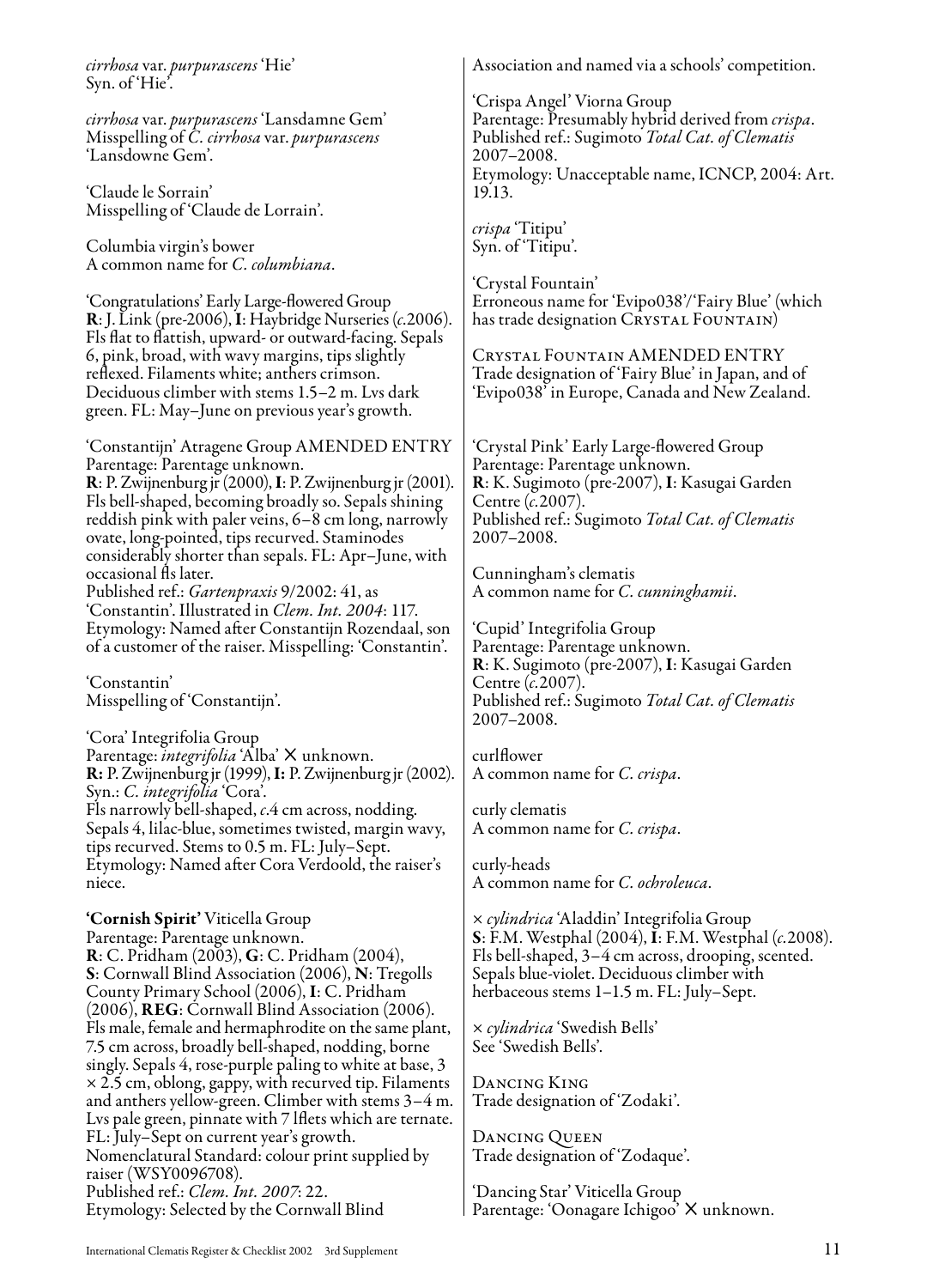*cirrhosa* var. *purpurascens* 'Hie'
Syn. of 'Hie'.

*cirrhosa* var. *purpurascens* 'Lansdamne Gem'
Misspelling of *C. cirrhosa* var. *purpurascens* 'Lansdowne Gem'.

'Claude le Sorrain'
Misspelling of 'Claude de Lorrain'.

Columbia virgin's bower
A common name for *C. columbiana*.

'Congratulations' Early Large-flowered Group
**R**: J. Link (pre-2006), **I**: Haybridge Nurseries (*c.*2006). Fls flat to flattish, upward- or outward-facing. Sepals 6, pink, broad, with wavy margins, tips slightly reflexed. Filaments white; anthers crimson. Deciduous climber with stems 1.5–2 m. Lvs dark green. FL: May–June on previous year's growth.

'Constantijn' Atragene Group AMENDED ENTRY
Parentage: Parentage unknown.
**R**: P. Zwijnenburg jr (2000), **I**: P. Zwijnenburg jr (2001). Fls bell-shaped, becoming broadly so. Sepals shining reddish pink with paler veins, 6–8 cm long, narrowly ovate, long-pointed, tips recurved. Staminodes considerably shorter than sepals. FL: Apr–June, with occasional fls later.
Published ref.: *Gartenpraxis* 9/2002: 41, as 'Constantin'. Illustrated in *Clem. Int. 2004*: 117.
Etymology: Named after Constantijn Rozendaal, son of a customer of the raiser. Misspelling: 'Constantin'.

'Constantin'
Misspelling of 'Constantijn'.

'Cora' Integrifolia Group
Parentage: *integrifolia* 'Alba' × unknown.
**R:** P. Zwijnenburg jr (1999), **I:** P. Zwijnenburg jr (2002).
Syn.: *C. integrifolia* 'Cora'.
Fls narrowly bell-shaped, *c.*4 cm across, nodding. Sepals 4, lilac-blue, sometimes twisted, margin wavy, tips recurved. Stems to 0.5 m. FL: July–Sept.
Etymology: Named after Cora Verdoold, the raiser's niece.

**'Cornish Spirit'** Viticella Group
Parentage: Parentage unknown.
**R**: C. Pridham (2003), **G**: C. Pridham (2004), **S**: Cornwall Blind Association (2006), **N**: Tregolls County Primary School (2006), **I**: C. Pridham (2006), **REG**: Cornwall Blind Association (2006).
Fls male, female and hermaphrodite on the same plant, 7.5 cm across, broadly bell-shaped, nodding, borne singly. Sepals 4, rose-purple paling to white at base, 3 × 2.5 cm, oblong, gappy, with recurved tip. Filaments and anthers yellow-green. Climber with stems 3–4 m. Lvs pale green, pinnate with 7 lflets which are ternate. FL: July–Sept on current year's growth.
Nomenclatural Standard: colour print supplied by raiser (WSY0096708).
Published ref.: *Clem. Int. 2007*: 22.
Etymology: Selected by the Cornwall Blind Association and named via a schools' competition.

'Crispa Angel' Viorna Group
Parentage: Presumably hybrid derived from *crispa*.
Published ref.: Sugimoto *Total Cat. of Clematis* 2007–2008.
Etymology: Unacceptable name, ICNCP, 2004: Art. 19.13.

*crispa* 'Titipu'
Syn. of 'Titipu'.

'Crystal Fountain'
Erroneous name for 'Evipo038'/'Fairy Blue' (which has trade designation Crystal Fountain)

Crystal Fountain AMENDED ENTRY
Trade designation of 'Fairy Blue' in Japan, and of 'Evipo038' in Europe, Canada and New Zealand.

'Crystal Pink' Early Large-flowered Group
Parentage: Parentage unknown.
**R**: K. Sugimoto (pre-2007), **I**: Kasugai Garden Centre (*c.*2007).
Published ref.: Sugimoto *Total Cat. of Clematis* 2007–2008.

Cunningham's clematis
A common name for *C. cunninghamii*.

'Cupid' Integrifolia Group
Parentage: Parentage unknown.
**R**: K. Sugimoto (pre-2007), **I**: Kasugai Garden Centre (*c.*2007).
Published ref.: Sugimoto *Total Cat. of Clematis* 2007–2008.

curlflower
A common name for *C. crispa*.

curly clematis
A common name for *C. crispa*.

curly-heads
A common name for *C. ochroleuca*.

× *cylindrica* 'Aladdin' Integrifolia Group
**S**: F.M. Westphal (2004), **I**: F.M. Westphal (*c.*2008). Fls bell-shaped, 3–4 cm across, drooping, scented. Sepals blue-violet. Deciduous climber with herbaceous stems 1–1.5 m. FL: July–Sept.

× *cylindrica* 'Swedish Bells'
See 'Swedish Bells'.

Dancing King
Trade designation of 'Zodaki'.

Dancing Queen
Trade designation of 'Zodaque'.

'Dancing Star' Viticella Group
Parentage: 'Oonagare Ichigoo' × unknown.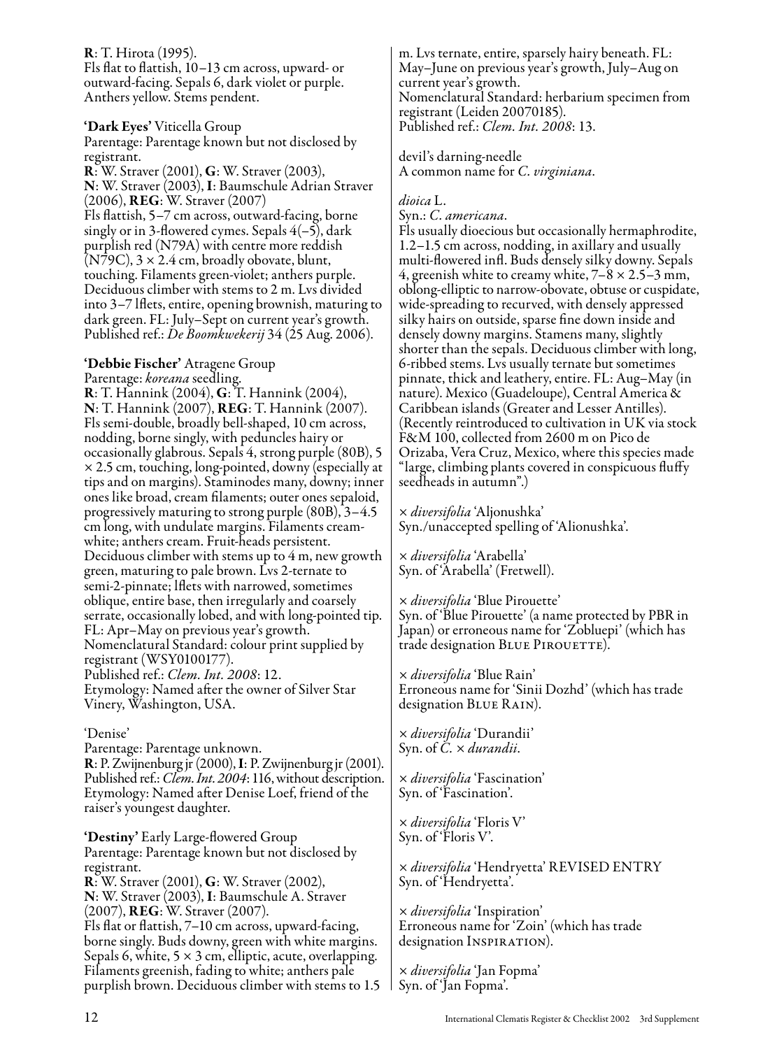**R**: T. Hirota (1995).
Fls flat to flattish, 10–13 cm across, upward- or outward-facing. Sepals 6, dark violet or purple. Anthers yellow. Stems pendent.

**'Dark Eyes'** Viticella Group
Parentage: Parentage known but not disclosed by registrant.
**R**: W. Straver (2001), **G**: W. Straver (2003), **N**: W. Straver (2003), **I**: Baumschule Adrian Straver (2006), **REG**: W. Straver (2007)
Fls flattish, 5–7 cm across, outward-facing, borne singly or in 3-flowered cymes. Sepals 4(–5), dark purplish red (N79A) with centre more reddish (N79C), 3 × 2.4 cm, broadly obovate, blunt, touching. Filaments green-violet; anthers purple. Deciduous climber with stems to 2 m. Lvs divided into 3–7 lflets, entire, opening brownish, maturing to dark green. FL: July–Sept on current year's growth.
Published ref.: *De Boomkwekerij* 34 (25 Aug. 2006).

**'Debbie Fischer'** Atragene Group
Parentage: *koreana* seedling.
**R**: T. Hannink (2004), **G**: T. Hannink (2004), **N**: T. Hannink (2007), **REG**: T. Hannink (2007).
Fls semi-double, broadly bell-shaped, 10 cm across, nodding, borne singly, with peduncles hairy or occasionally glabrous. Sepals 4, strong purple (80B), 5 × 2.5 cm, touching, long-pointed, downy (especially at tips and on margins). Staminodes many, downy; inner ones like broad, cream filaments; outer ones sepaloid, progressively maturing to strong purple (80B), 3–4.5 cm long, with undulate margins. Filaments cream-white; anthers cream. Fruit-heads persistent. Deciduous climber with stems up to 4 m, new growth green, maturing to pale brown. Lvs 2-ternate to semi-2-pinnate; lflets with narrowed, sometimes oblique, entire base, then irregularly and coarsely serrate, occasionally lobed, and with long-pointed tip. FL: Apr–May on previous year's growth.
Nomenclatural Standard: colour print supplied by registrant (WSY0100177).
Published ref.: *Clem. Int. 2008*: 12.
Etymology: Named after the owner of Silver Star Vinery, Washington, USA.

'Denise'
Parentage: Parentage unknown.
**R**: P. Zwijnenburg jr (2000), **I**: P. Zwijnenburg jr (2001).
Published ref.: *Clem. Int. 2004*: 116, without description.
Etymology: Named after Denise Loef, friend of the raiser's youngest daughter.

**'Destiny'** Early Large-flowered Group
Parentage: Parentage known but not disclosed by registrant.
**R**: W. Straver (2001), **G**: W. Straver (2002), **N**: W. Straver (2003), **I**: Baumschule A. Straver (2007), **REG**: W. Straver (2007).
Fls flat or flattish, 7–10 cm across, upward-facing, borne singly. Buds downy, green with white margins. Sepals 6, white, 5 × 3 cm, elliptic, acute, overlapping. Filaments greenish, fading to white; anthers pale purplish brown. Deciduous climber with stems to 1.5 m. Lvs ternate, entire, sparsely hairy beneath. FL: May–June on previous year's growth, July–Aug on current year's growth.
Nomenclatural Standard: herbarium specimen from registrant (Leiden 20070185).
Published ref.: *Clem. Int. 2008*: 13.

devil's darning-needle
A common name for *C. virginiana*.

*dioica* L.
Syn.: *C. americana*.
Fls usually dioecious but occasionally hermaphrodite, 1.2–1.5 cm across, nodding, in axillary and usually multi-flowered infl. Buds densely silky downy. Sepals 4, greenish white to creamy white, 7–8 × 2.5–3 mm, oblong-elliptic to narrow-obovate, obtuse or cuspidate, wide-spreading to recurved, with densely appressed silky hairs on outside, sparse fine down inside and densely downy margins. Stamens many, slightly shorter than the sepals. Deciduous climber with long, 6-ribbed stems. Lvs usually ternate but sometimes pinnate, thick and leathery, entire. FL: Aug–May (in nature). Mexico (Guadeloupe), Central America & Caribbean islands (Greater and Lesser Antilles). (Recently reintroduced to cultivation in UK via stock F&M 100, collected from 2600 m on Pico de Orizaba, Vera Cruz, Mexico, where this species made "large, climbing plants covered in conspicuous fluffy seedheads in autumn".)

× *diversifolia* 'Aljonushka'
Syn./unaccepted spelling of 'Alionushka'.

× *diversifolia* 'Arabella'
Syn. of 'Arabella' (Fretwell).

× *diversifolia* 'Blue Pirouette'
Syn. of 'Blue Pirouette' (a name protected by PBR in Japan) or erroneous name for 'Zobluepi' (which has trade designation BLUE PIROUETTE).

× *diversifolia* 'Blue Rain'
Erroneous name for 'Sinii Dozhd' (which has trade designation BLUE RAIN).

× *diversifolia* 'Durandii'
Syn. of *C.* × *durandii*.

× *diversifolia* 'Fascination'
Syn. of 'Fascination'.

× *diversifolia* 'Floris V'
Syn. of 'Floris V'.

× *diversifolia* 'Hendryetta' REVISED ENTRY
Syn. of 'Hendryetta'.

× *diversifolia* 'Inspiration'
Erroneous name for 'Zoin' (which has trade designation INSPIRATION).

× *diversifolia* 'Jan Fopma'
Syn. of 'Jan Fopma'.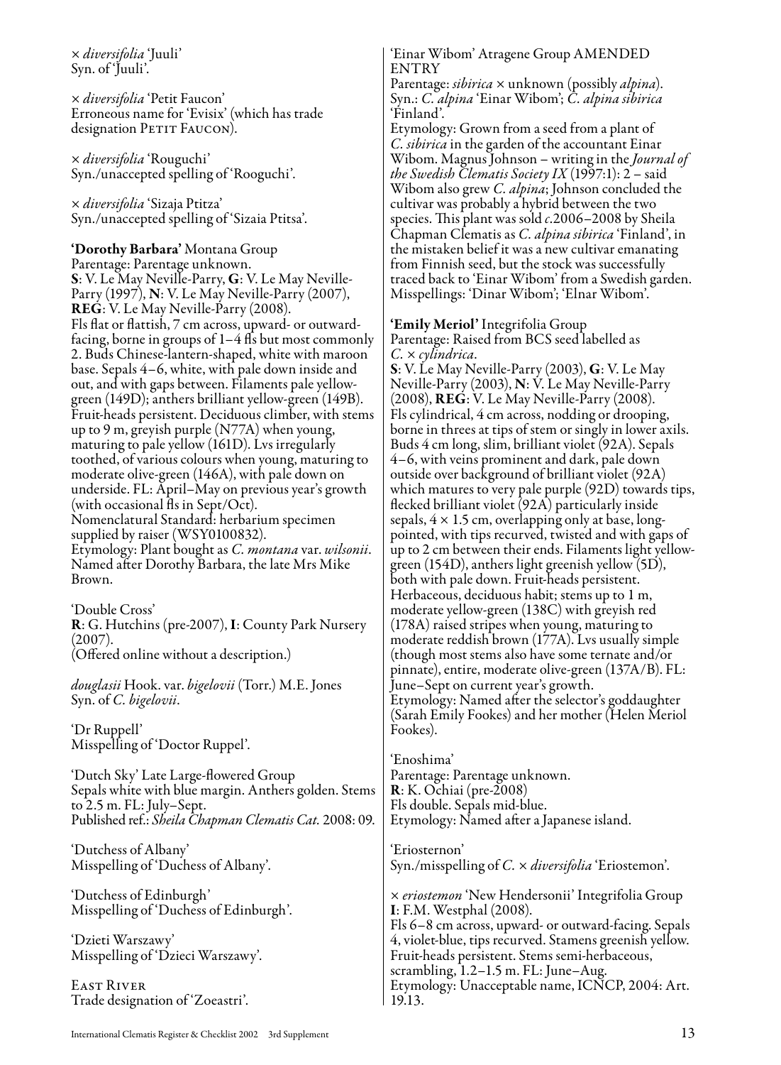× *diversifolia* 'Juuli'
Syn. of 'Juuli'.

× *diversifolia* 'Petit Faucon'
Erroneous name for 'Evisix' (which has trade designation Petit Faucon).

× *diversifolia* 'Rouguchi'
Syn./unaccepted spelling of 'Rooguchi'.

× *diversifolia* 'Sizaja Ptitza'
Syn./unaccepted spelling of 'Sizaia Ptitsa'.

**'Dorothy Barbara'** Montana Group
Parentage: Parentage unknown.
**S**: V. Le May Neville-Parry, **G**: V. Le May Neville-Parry (1997), **N**: V. Le May Neville-Parry (2007), **REG**: V. Le May Neville-Parry (2008).
Fls flat or flattish, 7 cm across, upward- or outward-facing, borne in groups of 1–4 fls but most commonly 2. Buds Chinese-lantern-shaped, white with maroon base. Sepals 4–6, white, with pale down inside and out, and with gaps between. Filaments pale yellow-green (149D); anthers brilliant yellow-green (149B). Fruit-heads persistent. Deciduous climber, with stems up to 9 m, greyish purple (N77A) when young, maturing to pale yellow (161D). Lvs irregularly toothed, of various colours when young, maturing to moderate olive-green (146A), with pale down on underside. FL: April–May on previous year's growth (with occasional fls in Sept/Oct).
Nomenclatural Standard: herbarium specimen supplied by raiser (WSY0100832).
Etymology: Plant bought as *C. montana* var. *wilsonii*. Named after Dorothy Barbara, the late Mrs Mike Brown.

'Double Cross'
**R**: G. Hutchins (pre-2007), **I**: County Park Nursery (2007).
(Offered online without a description.)

*douglasii* Hook. var. *bigelovii* (Torr.) M.E. Jones
Syn. of *C. bigelovii*.

'Dr Ruppell'
Misspelling of 'Doctor Ruppel'.

'Dutch Sky' Late Large-flowered Group
Sepals white with blue margin. Anthers golden. Stems to 2.5 m. FL: July–Sept.
Published ref.: *Sheila Chapman Clematis Cat.* 2008: 09.

'Dutchess of Albany'
Misspelling of 'Duchess of Albany'.

'Dutchess of Edinburgh'
Misspelling of 'Duchess of Edinburgh'.

'Dzieti Warszawy'
Misspelling of 'Dzieci Warszawy'.

East River
Trade designation of 'Zoeastri'.

'Einar Wibom' Atragene Group AMENDED ENTRY
Parentage: *sibirica* × unknown (possibly *alpina*).
Syn.: *C. alpina* 'Einar Wibom'; *C. alpina sibirica* 'Finland'.
Etymology: Grown from a seed from a plant of *C. sibirica* in the garden of the accountant Einar Wibom. Magnus Johnson – writing in the *Journal of the Swedish Clematis Society IX* (1997:1): 2 – said Wibom also grew *C. alpina*; Johnson concluded the cultivar was probably a hybrid between the two species. This plant was sold *c.*2006–2008 by Sheila Chapman Clematis as *C. alpina sibirica* 'Finland', in the mistaken belief it was a new cultivar emanating from Finnish seed, but the stock was successfully traced back to 'Einar Wibom' from a Swedish garden.
Misspellings: 'Dinar Wibom'; 'Elnar Wibom'.

**'Emily Meriol'** Integrifolia Group
Parentage: Raised from BCS seed labelled as *C.* × *cylindrica*.
**S**: V. Le May Neville-Parry (2003), **G**: V. Le May Neville-Parry (2003), **N**: V. Le May Neville-Parry (2008), **REG**: V. Le May Neville-Parry (2008).
Fls cylindrical, 4 cm across, nodding or drooping, borne in threes at tips of stem or singly in lower axils. Buds 4 cm long, slim, brilliant violet (92A). Sepals 4–6, with veins prominent and dark, pale down outside over background of brilliant violet (92A) which matures to very pale purple (92D) towards tips, flecked brilliant violet (92A) particularly inside sepals, 4 × 1.5 cm, overlapping only at base, long-pointed, with tips recurved, twisted and with gaps of up to 2 cm between their ends. Filaments light yellow-green (154D), anthers light greenish yellow (5D), both with pale down. Fruit-heads persistent. Herbaceous, deciduous habit; stems up to 1 m, moderate yellow-green (138C) with greyish red (178A) raised stripes when young, maturing to moderate reddish brown (177A). Lvs usually simple (though most stems also have some ternate and/or pinnate), entire, moderate olive-green (137A/B). FL: June–Sept on current year's growth.
Etymology: Named after the selector's goddaughter (Sarah Emily Fookes) and her mother (Helen Meriol Fookes).

'Enoshima'
Parentage: Parentage unknown.
**R**: K. Ochiai (pre-2008)
Fls double. Sepals mid-blue.
Etymology: Named after a Japanese island.

'Eriosternon'
Syn./misspelling of *C.* × *diversifolia* 'Eriostemon'.

× *eriostemon* 'New Hendersonii' Integrifolia Group
**I**: F.M. Westphal (2008).
Fls 6–8 cm across, upward- or outward-facing. Sepals 4, violet-blue, tips recurved. Stamens greenish yellow. Fruit-heads persistent. Stems semi-herbaceous, scrambling, 1.2–1.5 m. FL: June–Aug.
Etymology: Unacceptable name, ICNCP, 2004: Art. 19.13.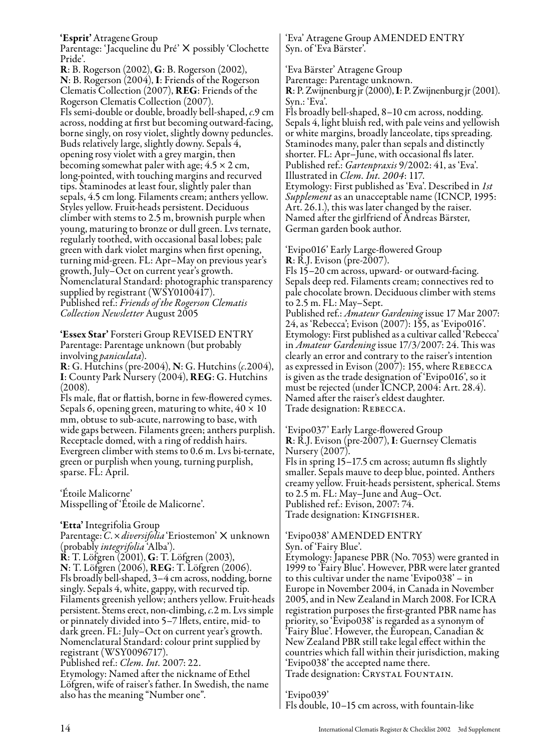**'Esprit'** Atragene Group
Parentage: 'Jacqueline du Pré' × possibly 'Clochette Pride'.
**R**: B. Rogerson (2002), **G**: B. Rogerson (2002), **N**: B. Rogerson (2004), **I**: Friends of the Rogerson Clematis Collection (2007), **REG**: Friends of the Rogerson Clematis Collection (2007).
Fls semi-double or double, broadly bell-shaped, *c.*9 cm across, nodding at first but becoming outward-facing, borne singly, on rosy violet, slightly downy peduncles. Buds relatively large, slightly downy. Sepals 4, opening rosy violet with a grey margin, then becoming somewhat paler with age; 4.5 × 2 cm, long-pointed, with touching margins and recurved tips. Staminodes at least four, slightly paler than sepals, 4.5 cm long. Filaments cream; anthers yellow. Styles yellow. Fruit-heads persistent. Deciduous climber with stems to 2.5 m, brownish purple when young, maturing to bronze or dull green. Lvs ternate, regularly toothed, with occasional basal lobes; pale green with dark violet margins when first opening, turning mid-green. FL: Apr–May on previous year's growth, July–Oct on current year's growth.
Nomenclatural Standard: photographic transparency supplied by registrant (WSY0100417).
Published ref.: *Friends of the Rogerson Clematis Collection Newsletter* August 2005

**'Essex Star'** Forsteri Group REVISED ENTRY
Parentage: Parentage unknown (but probably involving *paniculata*).
**R**: G. Hutchins (pre-2004), **N**: G. Hutchins (*c.*2004), **I**: County Park Nursery (2004), **REG**: G. Hutchins (2008).
Fls male, flat or flattish, borne in few-flowered cymes. Sepals 6, opening green, maturing to white, 40 × 10 mm, obtuse to sub-acute, narrowing to base, with wide gaps between. Filaments green; anthers purplish. Receptacle domed, with a ring of reddish hairs. Evergreen climber with stems to 0.6 m. Lvs bi-ternate, green or purplish when young, turning purplish, sparse. FL: April.

'Étoile Malicorne'
Misspelling of 'Étoile de Malicorne'.

**'Etta'** Integrifolia Group
Parentage: *C.* × *diversifolia* 'Eriostemon' × unknown (probably *integrifolia* 'Alba').
**R**: T. Löfgren (2001), **G**: T. Löfgren (2003), **N**: T. Löfgren (2006), **REG**: T. Löfgren (2006).
Fls broadly bell-shaped, 3–4 cm across, nodding, borne singly. Sepals 4, white, gappy, with recurved tip. Filaments greenish yellow; anthers yellow. Fruit-heads persistent. Stems erect, non-climbing, *c.*2 m. Lvs simple or pinnately divided into 5–7 lflets, entire, mid- to dark green. FL: July–Oct on current year's growth.
Nomenclatural Standard: colour print supplied by registrant (WSY0096717).
Published ref.: *Clem. Int.* 2007: 22.
Etymology: Named after the nickname of Ethel Löfgren, wife of raiser's father. In Swedish, the name also has the meaning "Number one".

'Eva' Atragene Group AMENDED ENTRY
Syn. of 'Eva Bärster'.

'Eva Bärster' Atragene Group
Parentage: Parentage unknown.
**R**: P. Zwijnenburg jr (2000), **I**: P. Zwijnenburg jr (2001).
Syn.: 'Eva'.
Fls broadly bell-shaped, 8–10 cm across, nodding. Sepals 4, light bluish red, with pale veins and yellowish or white margins, broadly lanceolate, tips spreading. Staminodes many, paler than sepals and distinctly shorter. FL: Apr–June, with occasional fls later.
Published ref.: *Gartenpraxis* 9/2002: 41, as 'Eva'.
Illustrated in *Clem. Int. 2004*: 117.
Etymology: First published as 'Eva'. Described in *1st Supplement* as an unacceptable name (ICNCP, 1995: Art. 26.1.), this was later changed by the raiser. Named after the girlfriend of Andreas Bärster, German garden book author.

'Evipo016' Early Large-flowered Group
**R**: R.J. Evison (pre-2007).
Fls 15–20 cm across, upward- or outward-facing. Sepals deep red. Filaments cream; connectives red to pale chocolate brown. Deciduous climber with stems to 2.5 m. FL: May–Sept.
Published ref.: *Amateur Gardening* issue 17 Mar 2007: 24, as 'Rebecca'; Evison (2007): 155, as 'Evipo016'.
Etymology: First published as a cultivar called 'Rebecca' in *Amateur Gardening* issue 17/3/2007: 24. This was clearly an error and contrary to the raiser's intention as expressed in Evison (2007): 155, where Rebecca is given as the trade designation of 'Evipo016', so it must be rejected (under ICNCP, 2004: Art. 28.4). Named after the raiser's eldest daughter.
Trade designation: Rebecca.

'Evipo037' Early Large-flowered Group
**R**: R.J. Evison (pre-2007), **I**: Guernsey Clematis Nursery (2007).
Fls in spring 15–17.5 cm across; autumn fls slightly smaller. Sepals mauve to deep blue, pointed. Anthers creamy yellow. Fruit-heads persistent, spherical. Stems to 2.5 m. FL: May–June and Aug–Oct.
Published ref.: Evison, 2007: 74.
Trade designation: Kingfisher.

'Evipo038' AMENDED ENTRY
Syn. of 'Fairy Blue'.
Etymology: Japanese PBR (No. 7053) were granted in 1999 to 'Fairy Blue'. However, PBR were later granted to this cultivar under the name 'Evipo038' – in Europe in November 2004, in Canada in November 2005, and in New Zealand in March 2008. For ICRA registration purposes the first-granted PBR name has priority, so 'Evipo038' is regarded as a synonym of 'Fairy Blue'. However, the European, Canadian & New Zealand PBR still take legal effect within the countries which fall within their jurisdiction, making 'Evipo038' the accepted name there.
Trade designation: Crystal Fountain.

'Evipo039'
Fls double, 10–15 cm across, with fountain-like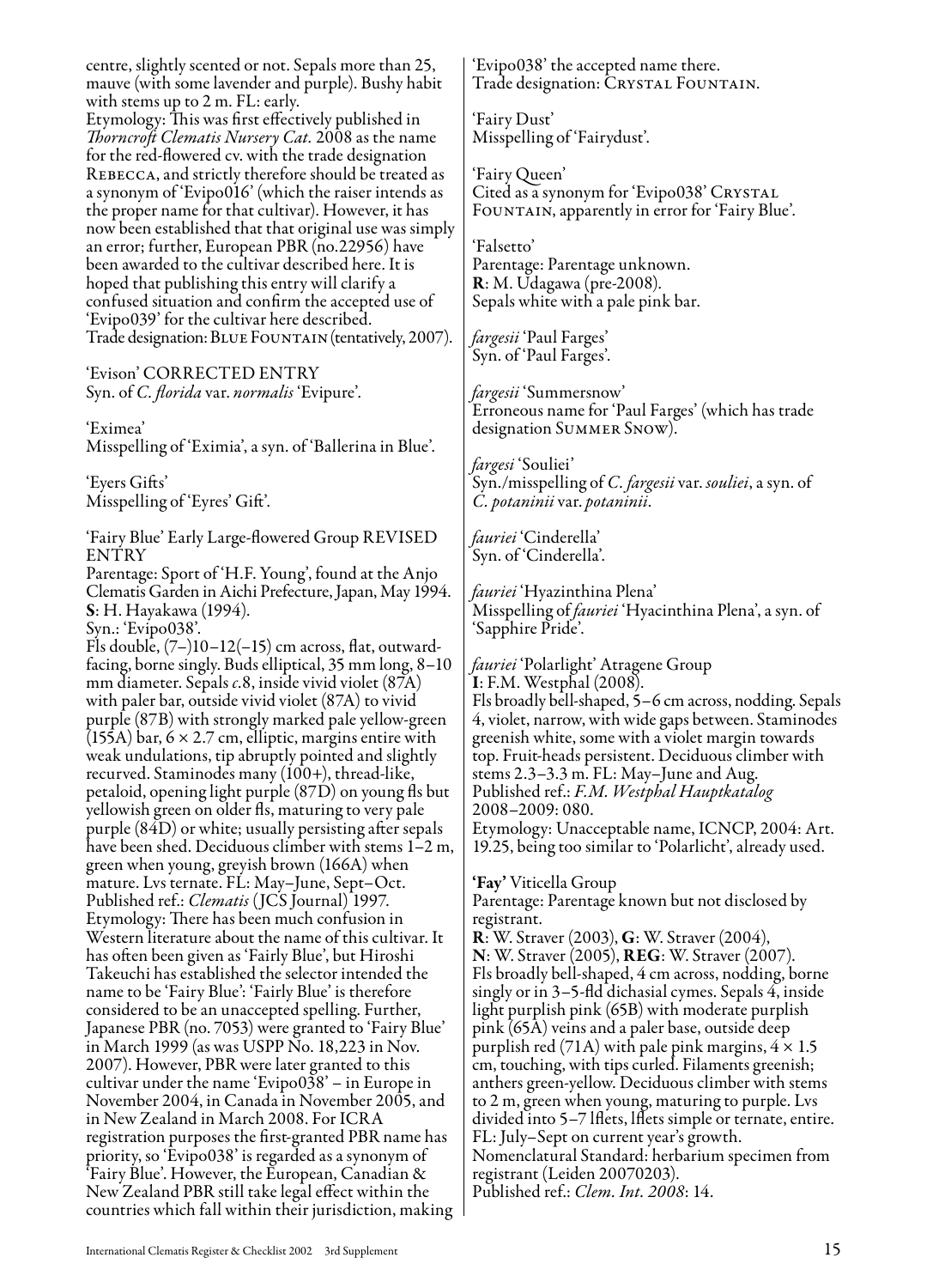centre, slightly scented or not. Sepals more than 25, mauve (with some lavender and purple). Bushy habit with stems up to 2 m. FL: early.
Etymology: This was first effectively published in *Thorncroft Clematis Nursery Cat.* 2008 as the name for the red-flowered cv. with the trade designation Rebecca, and strictly therefore should be treated as a synonym of 'Evipo016' (which the raiser intends as the proper name for that cultivar). However, it has now been established that that original use was simply an error; further, European PBR (no.22956) have been awarded to the cultivar described here. It is hoped that publishing this entry will clarify a confused situation and confirm the accepted use of 'Evipo039' for the cultivar here described.
Trade designation: Blue Fountain (tentatively, 2007).

'Evison' CORRECTED ENTRY
Syn. of *C. florida* var. *normalis* 'Evipure'.

'Eximea'
Misspelling of 'Eximia', a syn. of 'Ballerina in Blue'.

'Eyers Gifts'
Misspelling of 'Eyres' Gift'.

'Fairy Blue' Early Large-flowered Group REVISED ENTRY
Parentage: Sport of 'H.F. Young', found at the Anjo Clematis Garden in Aichi Prefecture, Japan, May 1994.
**S**: H. Hayakawa (1994).
Syn.: 'Evipo038'.
Fls double, (7–)10–12(–15) cm across, flat, outward-facing, borne singly. Buds elliptical, 35 mm long, 8–10 mm diameter. Sepals *c.*8, inside vivid violet (87A) with paler bar, outside vivid violet (87A) to vivid purple (87B) with strongly marked pale yellow-green (155A) bar, 6 × 2.7 cm, elliptic, margins entire with weak undulations, tip abruptly pointed and slightly recurved. Staminodes many (100+), thread-like, petaloid, opening light purple (87D) on young fls but yellowish green on older fls, maturing to very pale purple (84D) or white; usually persisting after sepals have been shed. Deciduous climber with stems 1–2 m, green when young, greyish brown (166A) when mature. Lvs ternate. FL: May–June, Sept–Oct.
Published ref.: *Clematis* (JCS Journal) 1997.
Etymology: There has been much confusion in Western literature about the name of this cultivar. It has often been given as 'Fairly Blue', but Hiroshi Takeuchi has established the selector intended the name to be 'Fairy Blue': 'Fairly Blue' is therefore considered to be an unaccepted spelling. Further, Japanese PBR (no. 7053) were granted to 'Fairy Blue' in March 1999 (as was USPP No. 18,223 in Nov. 2007). However, PBR were later granted to this cultivar under the name 'Evipo038' – in Europe in November 2004, in Canada in November 2005, and in New Zealand in March 2008. For ICRA registration purposes the first-granted PBR name has priority, so 'Evipo038' is regarded as a synonym of 'Fairy Blue'. However, the European, Canadian & New Zealand PBR still take legal effect within the countries which fall within their jurisdiction, making 'Evipo038' the accepted name there.
Trade designation: Crystal Fountain.

'Fairy Dust'
Misspelling of 'Fairydust'.

'Fairy Queen'
Cited as a synonym for 'Evipo038' Crystal Fountain, apparently in error for 'Fairy Blue'.

'Falsetto'
Parentage: Parentage unknown.
**R**: M. Udagawa (pre-2008).
Sepals white with a pale pink bar.

*fargesii* 'Paul Farges'
Syn. of 'Paul Farges'.

*fargesii* 'Summersnow'
Erroneous name for 'Paul Farges' (which has trade designation Summer Snow).

*fargesi* 'Souliei'
Syn./misspelling of *C. fargesii* var. *souliei*, a syn. of *C. potaninii* var. *potaninii*.

*fauriei* 'Cinderella'
Syn. of 'Cinderella'.

*fauriei* 'Hyazinthina Plena'
Misspelling of *fauriei* 'Hyacinthina Plena', a syn. of 'Sapphire Pride'.

*fauriei* 'Polarlight' Atragene Group
**I**: F.M. Westphal (2008).
Fls broadly bell-shaped, 5–6 cm across, nodding. Sepals 4, violet, narrow, with wide gaps between. Staminodes greenish white, some with a violet margin towards top. Fruit-heads persistent. Deciduous climber with stems 2.3–3.3 m. FL: May–June and Aug.
Published ref.: *F.M. Westphal Hauptkatalog* 2008–2009: 080.
Etymology: Unacceptable name, ICNCP, 2004: Art. 19.25, being too similar to 'Polarlicht', already used.

**'Fay'** Viticella Group
Parentage: Parentage known but not disclosed by registrant.
**R**: W. Straver (2003), **G**: W. Straver (2004), **N**: W. Straver (2005), **REG**: W. Straver (2007).
Fls broadly bell-shaped, 4 cm across, nodding, borne singly or in 3–5-fld dichasial cymes. Sepals 4, inside light purplish pink (65B) with moderate purplish pink (65A) veins and a paler base, outside deep purplish red (71A) with pale pink margins, 4 × 1.5 cm, touching, with tips curled. Filaments greenish; anthers green-yellow. Deciduous climber with stems to 2 m, green when young, maturing to purple. Lvs divided into 5–7 lflets, lflets simple or ternate, entire. FL: July–Sept on current year's growth.
Nomenclatural Standard: herbarium specimen from registrant (Leiden 20070203).
Published ref.: *Clem. Int. 2008*: 14.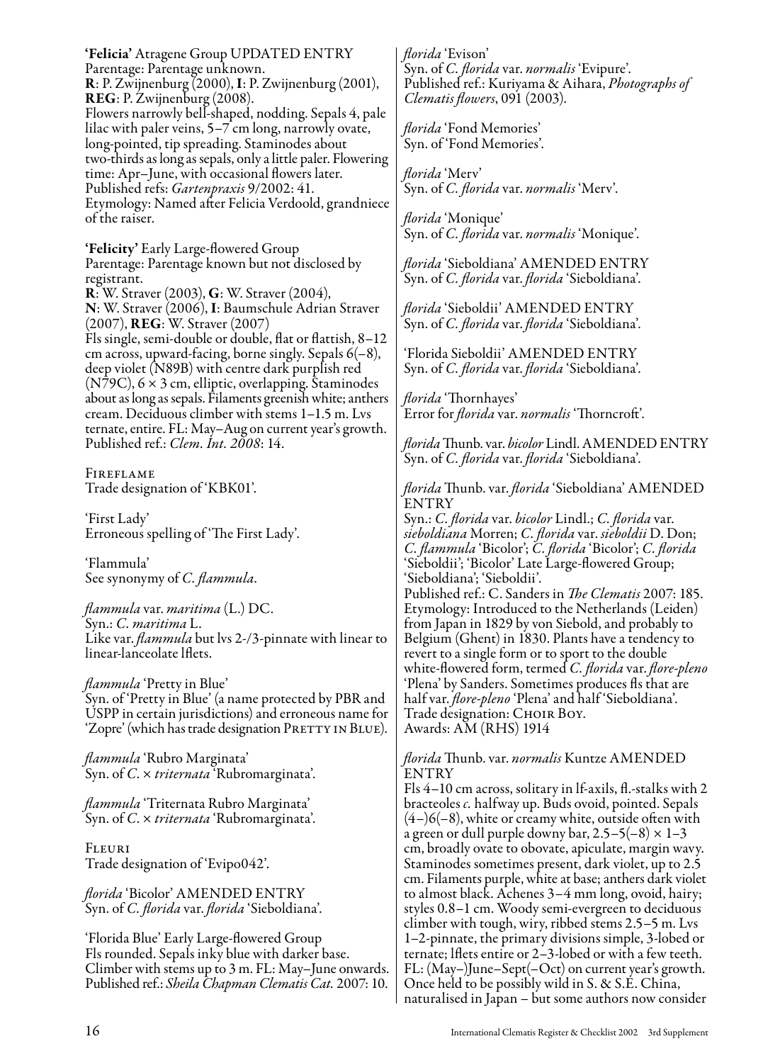**'Felicia'** Atragene Group UPDATED ENTRY
Parentage: Parentage unknown.
**R**: P. Zwijnenburg (2000), **I**: P. Zwijnenburg (2001), **REG**: P. Zwijnenburg (2008).
Flowers narrowly bell-shaped, nodding. Sepals 4, pale lilac with paler veins, 5–7 cm long, narrowly ovate, long-pointed, tip spreading. Staminodes about two-thirds as long as sepals, only a little paler. Flowering time: Apr–June, with occasional flowers later.
Published refs: *Gartenpraxis* 9/2002: 41.
Etymology: Named after Felicia Verdoold, grandniece of the raiser.

**'Felicity'** Early Large-flowered Group
Parentage: Parentage known but not disclosed by registrant.
**R**: W. Straver (2003), **G**: W. Straver (2004), **N**: W. Straver (2006), **I**: Baumschule Adrian Straver (2007), **REG**: W. Straver (2007)
Fls single, semi-double or double, flat or flattish, 8–12 cm across, upward-facing, borne singly. Sepals 6(–8), deep violet (N89B) with centre dark purplish red (N79C), 6 × 3 cm, elliptic, overlapping. Staminodes about as long as sepals. Filaments greenish white; anthers cream. Deciduous climber with stems 1–1.5 m. Lvs ternate, entire. FL: May–Aug on current year's growth.
Published ref.: *Clem. Int. 2008*: 14.

FIREFLAME
Trade designation of 'KBK01'.

'First Lady'
Erroneous spelling of 'The First Lady'.

'Flammula'
See synonymy of *C. flammula*.

*flammula* var. *maritima* (L.) DC.
Syn.: *C. maritima* L.
Like var. *flammula* but lvs 2-/3-pinnate with linear to linear-lanceolate lflets.

*flammula* 'Pretty in Blue'
Syn. of 'Pretty in Blue' (a name protected by PBR and USPP in certain jurisdictions) and erroneous name for 'Zopre' (which has trade designation PRETTY IN BLUE).

*flammula* 'Rubro Marginata'
Syn. of *C.* × *triternata* 'Rubromarginata'.

*flammula* 'Triternata Rubro Marginata'
Syn. of *C.* × *triternata* 'Rubromarginata'.

FLEURI
Trade designation of 'Evipo042'.

*florida* 'Bicolor' AMENDED ENTRY
Syn. of *C. florida* var. *florida* 'Sieboldiana'.

'Florida Blue' Early Large-flowered Group
Fls rounded. Sepals inky blue with darker base. Climber with stems up to 3 m. FL: May–June onwards.
Published ref.: *Sheila Chapman Clematis Cat.* 2007: 10.

*florida* 'Evison'
Syn. of *C. florida* var. *normalis* 'Evipure'.
Published ref.: Kuriyama & Aihara, *Photographs of Clematis flowers*, 091 (2003).

*florida* 'Fond Memories'
Syn. of 'Fond Memories'.

*florida* 'Merv'
Syn. of *C. florida* var. *normalis* 'Merv'.

*florida* 'Monique'
Syn. of *C. florida* var. *normalis* 'Monique'.

*florida* 'Sieboldiana' AMENDED ENTRY
Syn. of *C. florida* var. *florida* 'Sieboldiana'.

*florida* 'Sieboldii' AMENDED ENTRY
Syn. of *C. florida* var. *florida* 'Sieboldiana'.

'Florida Sieboldii' AMENDED ENTRY
Syn. of *C. florida* var. *florida* 'Sieboldiana'.

*florida* 'Thornhayes'
Error for *florida* var. *normalis* 'Thorncroft'.

*florida* Thunb. var. *bicolor* Lindl. AMENDED ENTRY
Syn. of *C. florida* var. *florida* 'Sieboldiana'.

*florida* Thunb. var. *florida* 'Sieboldiana' AMENDED ENTRY
Syn.: *C. florida* var. *bicolor* Lindl.; *C. florida* var. *sieboldiana* Morren; *C. florida* var. *sieboldii* D. Don; *C. flammula* 'Bicolor'; *C. florida* 'Bicolor'; *C. florida* 'Sieboldii'; 'Bicolor' Late Large-flowered Group; 'Sieboldiana'; 'Sieboldii'.
Published ref.: C. Sanders in *The Clematis* 2007: 185.
Etymology: Introduced to the Netherlands (Leiden) from Japan in 1829 by von Siebold, and probably to Belgium (Ghent) in 1830. Plants have a tendency to revert to a single form or to sport to the double white-flowered form, termed *C. florida* var. *flore-pleno* 'Plena' by Sanders. Sometimes produces fls that are half var. *flore-pleno* 'Plena' and half 'Sieboldiana'.
Trade designation: CHOIR BOY.
Awards: AM (RHS) 1914

*florida* Thunb. var. *normalis* Kuntze AMENDED ENTRY
Fls 4–10 cm across, solitary in lf-axils, fl.-stalks with 2 bracteoles *c.* halfway up. Buds ovoid, pointed. Sepals (4–)6(–8), white or creamy white, outside often with a green or dull purple downy bar, 2.5–5(–8) × 1–3 cm, broadly ovate to obovate, apiculate, margin wavy. Staminodes sometimes present, dark violet, up to 2.5 cm. Filaments purple, white at base; anthers dark violet to almost black. Achenes 3–4 mm long, ovoid, hairy; styles 0.8–1 cm. Woody semi-evergreen to deciduous climber with tough, wiry, ribbed stems 2.5–5 m. Lvs 1–2-pinnate, the primary divisions simple, 3-lobed or ternate; lflets entire or 2–3-lobed or with a few teeth. FL: (May–)June–Sept(–Oct) on current year's growth. Once held to be possibly wild in S. & S.E. China, naturalised in Japan – but some authors now consider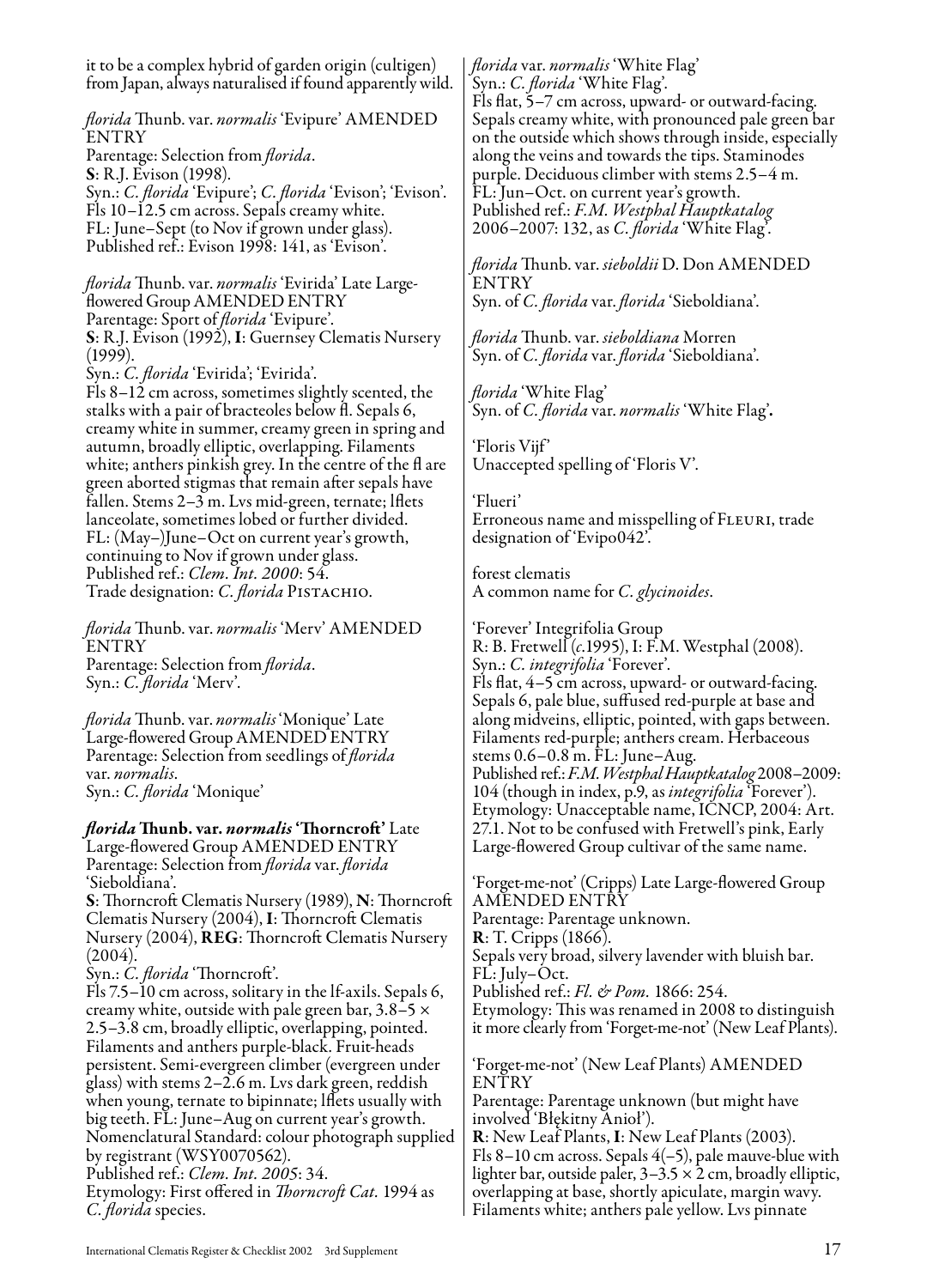it to be a complex hybrid of garden origin (cultigen) from Japan, always naturalised if found apparently wild.

*florida* Thunb. var. *normalis* 'Evipure' AMENDED ENTRY
Parentage: Selection from *florida*.
**S**: R.J. Evison (1998).
Syn.: *C. florida* 'Evipure'; *C. florida* 'Evison'; 'Evison'.
Fls 10–12.5 cm across. Sepals creamy white.
FL: June–Sept (to Nov if grown under glass).
Published ref.: Evison 1998: 141, as 'Evison'.

*florida* Thunb. var. *normalis* 'Evirida' Late Large-flowered Group AMENDED ENTRY
Parentage: Sport of *florida* 'Evipure'.
**S**: R.J. Evison (1992), **I**: Guernsey Clematis Nursery (1999).
Syn.: *C. florida* 'Evirida'; 'Evirida'.
Fls 8–12 cm across, sometimes slightly scented, the stalks with a pair of bracteoles below fl. Sepals 6, creamy white in summer, creamy green in spring and autumn, broadly elliptic, overlapping. Filaments white; anthers pinkish grey. In the centre of the fl are green aborted stigmas that remain after sepals have fallen. Stems 2–3 m. Lvs mid-green, ternate; lflets lanceolate, sometimes lobed or further divided.
FL: (May–)June–Oct on current year's growth, continuing to Nov if grown under glass.
Published ref.: *Clem. Int. 2000*: 54.
Trade designation: *C. florida* PISTACHIO.

*florida* Thunb. var. *normalis* 'Merv' AMENDED ENTRY
Parentage: Selection from *florida*.
Syn.: *C. florida* 'Merv'.

*florida* Thunb. var. *normalis* 'Monique' Late Large-flowered Group AMENDED ENTRY
Parentage: Selection from seedlings of *florida* var. *normalis*.
Syn.: *C. florida* 'Monique'

***florida* Thunb. var. *normalis* 'Thorncroft'** Late Large-flowered Group AMENDED ENTRY
Parentage: Selection from *florida* var. *florida* 'Sieboldiana'.
**S**: Thorncroft Clematis Nursery (1989), **N**: Thorncroft Clematis Nursery (2004), **I**: Thorncroft Clematis Nursery (2004), **REG**: Thorncroft Clematis Nursery (2004).
Syn.: *C. florida* 'Thorncroft'.
Fls 7.5–10 cm across, solitary in the lf-axils. Sepals 6, creamy white, outside with pale green bar, 3.8–5 × 2.5–3.8 cm, broadly elliptic, overlapping, pointed. Filaments and anthers purple-black. Fruit-heads persistent. Semi-evergreen climber (evergreen under glass) with stems 2–2.6 m. Lvs dark green, reddish when young, ternate to bipinnate; lflets usually with big teeth. FL: June–Aug on current year's growth.
Nomenclatural Standard: colour photograph supplied by registrant (WSY0070562).
Published ref.: *Clem. Int. 2005*: 34.
Etymology: First offered in *Thorncroft Cat.* 1994 as *C. florida* species.

*florida* var. *normalis* 'White Flag'
Syn.: *C. florida* 'White Flag'.
Fls flat, 5–7 cm across, upward- or outward-facing. Sepals creamy white, with pronounced pale green bar on the outside which shows through inside, especially along the veins and towards the tips. Staminodes purple. Deciduous climber with stems 2.5–4 m.
FL: Jun–Oct. on current year's growth.
Published ref.: *F.M. Westphal Hauptkatalog* 2006–2007: 132, as *C. florida* 'White Flag'.

*florida* Thunb. var. *sieboldii* D. Don AMENDED ENTRY
Syn. of *C. florida* var. *florida* 'Sieboldiana'.

*florida* Thunb. var. *sieboldiana* Morren
Syn. of *C. florida* var. *florida* 'Sieboldiana'.

*florida* 'White Flag'
Syn. of *C. florida* var. *normalis* 'White Flag'.

'Floris Vijf'
Unaccepted spelling of 'Floris V'.

'Flueri'
Erroneous name and misspelling of FLEURI, trade designation of 'Evipo042'.

forest clematis
A common name for *C. glycinoides*.

'Forever' Integrifolia Group
R: B. Fretwell (*c*.1995), I: F.M. Westphal (2008).
Syn.: *C. integrifolia* 'Forever'.
Fls flat, 4–5 cm across, upward- or outward-facing. Sepals 6, pale blue, suffused red-purple at base and along midveins, elliptic, pointed, with gaps between. Filaments red-purple; anthers cream. Herbaceous stems 0.6–0.8 m. FL: June–Aug.
Published ref.: *F.M. Westphal Hauptkatalog* 2008–2009: 104 (though in index, p.9, as *integrifolia* 'Forever').
Etymology: Unacceptable name, ICNCP, 2004: Art. 27.1. Not to be confused with Fretwell's pink, Early Large-flowered Group cultivar of the same name.

'Forget-me-not' (Cripps) Late Large-flowered Group AMENDED ENTRY
Parentage: Parentage unknown.
**R**: T. Cripps (1866).
Sepals very broad, silvery lavender with bluish bar.
FL: July–Oct.
Published ref.: *Fl. & Pom.* 1866: 254.
Etymology: This was renamed in 2008 to distinguish it more clearly from 'Forget-me-not' (New Leaf Plants).

'Forget-me-not' (New Leaf Plants) AMENDED ENTRY
Parentage: Parentage unknown (but might have involved 'Błękitny Anioł').
**R**: New Leaf Plants, **I**: New Leaf Plants (2003).
Fls 8–10 cm across. Sepals 4(–5), pale mauve-blue with lighter bar, outside paler, 3–3.5 × 2 cm, broadly elliptic, overlapping at base, shortly apiculate, margin wavy. Filaments white; anthers pale yellow. Lvs pinnate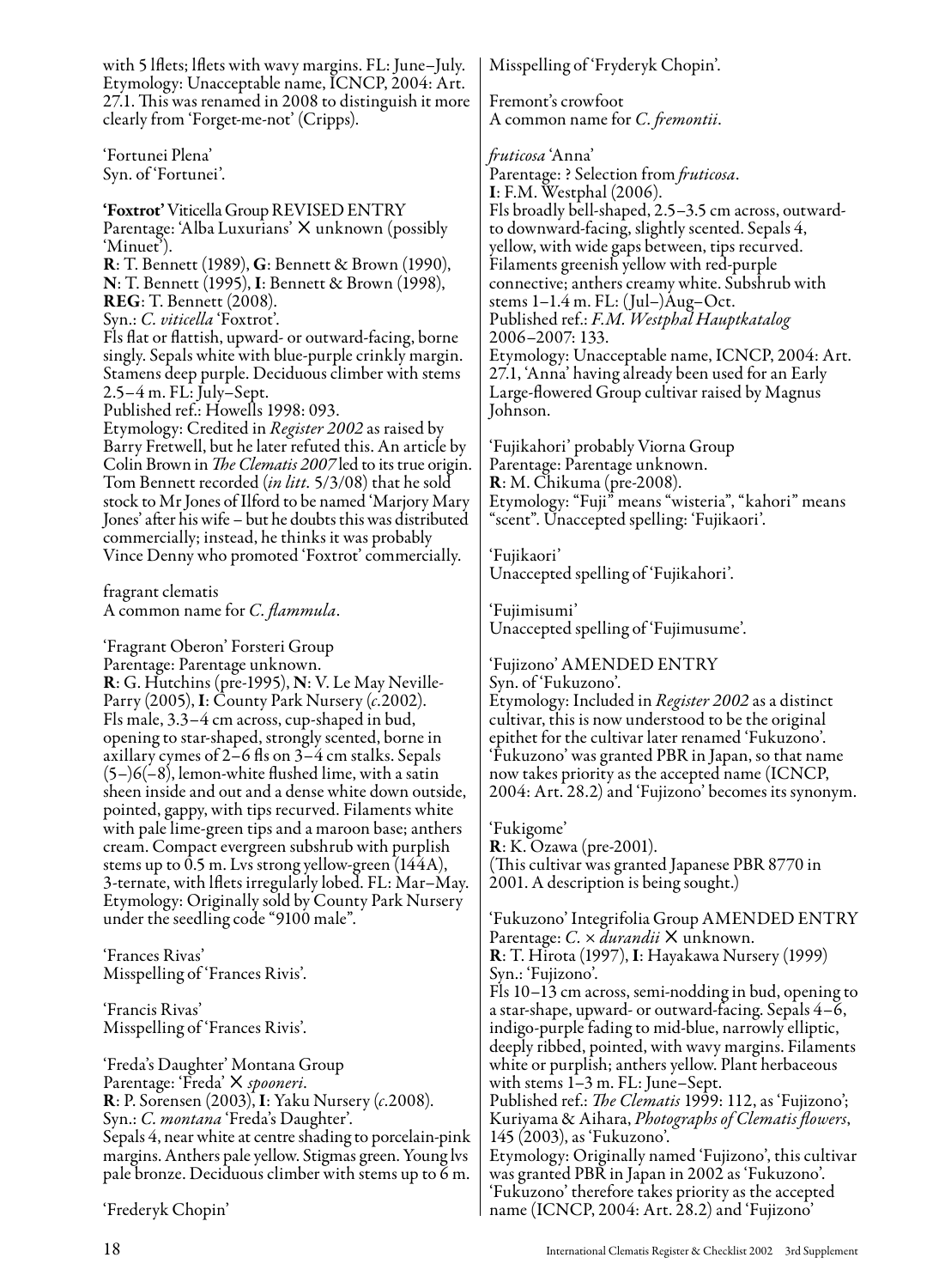with 5 lflets; lflets with wavy margins. FL: June–July. Etymology: Unacceptable name, ICNCP, 2004: Art. 27.1. This was renamed in 2008 to distinguish it more clearly from 'Forget-me-not' (Cripps).

'Fortunei Plena'
Syn. of 'Fortunei'.

**'Foxtrot'** Viticella Group REVISED ENTRY
Parentage: 'Alba Luxurians' × unknown (possibly 'Minuet').
**R**: T. Bennett (1989), **G**: Bennett & Brown (1990), **N**: T. Bennett (1995), **I**: Bennett & Brown (1998), **REG**: T. Bennett (2008).
Syn.: *C. viticella* 'Foxtrot'.
Fls flat or flattish, upward- or outward-facing, borne singly. Sepals white with blue-purple crinkly margin. Stamens deep purple. Deciduous climber with stems 2.5–4 m. FL: July–Sept.
Published ref.: Howells 1998: 093.
Etymology: Credited in *Register 2002* as raised by Barry Fretwell, but he later refuted this. An article by Colin Brown in *The Clematis 2007* led to its true origin. Tom Bennett recorded (*in litt.* 5/3/08) that he sold stock to Mr Jones of Ilford to be named 'Marjory Mary Jones' after his wife – but he doubts this was distributed commercially; instead, he thinks it was probably Vince Denny who promoted 'Foxtrot' commercially.

fragrant clematis
A common name for *C. flammula*.

'Fragrant Oberon' Forsteri Group
Parentage: Parentage unknown.
**R**: G. Hutchins (pre-1995), **N**: V. Le May Neville-Parry (2005), **I**: County Park Nursery (*c.*2002).
Fls male, 3.3–4 cm across, cup-shaped in bud, opening to star-shaped, strongly scented, borne in axillary cymes of 2–6 fls on 3–4 cm stalks. Sepals (5–)6(–8), lemon-white flushed lime, with a satin sheen inside and out and a dense white down outside, pointed, gappy, with tips recurved. Filaments white with pale lime-green tips and a maroon base; anthers cream. Compact evergreen subshrub with purplish stems up to 0.5 m. Lvs strong yellow-green (144A), 3-ternate, with lflets irregularly lobed. FL: Mar–May.
Etymology: Originally sold by County Park Nursery under the seedling code "9100 male".

'Frances Rivas'
Misspelling of 'Frances Rivis'.

'Francis Rivas'
Misspelling of 'Frances Rivis'.

'Freda's Daughter' Montana Group
Parentage: 'Freda' × *spooneri*.
**R**: P. Sorensen (2003), **I**: Yaku Nursery (*c.*2008).
Syn.: *C. montana* 'Freda's Daughter'.
Sepals 4, near white at centre shading to porcelain-pink margins. Anthers pale yellow. Stigmas green. Young lvs pale bronze. Deciduous climber with stems up to 6 m.

'Frederyk Chopin'
Misspelling of 'Fryderyk Chopin'.

Fremont's crowfoot
A common name for *C. fremontii*.

*fruticosa* 'Anna'
Parentage: ? Selection from *fruticosa*.
**I**: F.M. Westphal (2006).
Fls broadly bell-shaped, 2.5–3.5 cm across, outward- to downward-facing, slightly scented. Sepals 4, yellow, with wide gaps between, tips recurved. Filaments greenish yellow with red-purple connective; anthers creamy white. Subshrub with stems 1–1.4 m. FL: (Jul–)Aug–Oct.
Published ref.: *F.M. Westphal Hauptkatalog* 2006–2007: 133.
Etymology: Unacceptable name, ICNCP, 2004: Art. 27.1, 'Anna' having already been used for an Early Large-flowered Group cultivar raised by Magnus Johnson.

'Fujikahori' probably Viorna Group
Parentage: Parentage unknown.
**R**: M. Chikuma (pre-2008).
Etymology: "Fuji" means "wisteria", "kahori" means "scent". Unaccepted spelling: 'Fujikaori'.

'Fujikaori'
Unaccepted spelling of 'Fujikahori'.

'Fujimisumi'
Unaccepted spelling of 'Fujimusume'.

'Fujizono' AMENDED ENTRY
Syn. of 'Fukuzono'.
Etymology: Included in *Register 2002* as a distinct cultivar, this is now understood to be the original epithet for the cultivar later renamed 'Fukuzono'. 'Fukuzono' was granted PBR in Japan, so that name now takes priority as the accepted name (ICNCP, 2004: Art. 28.2) and 'Fujizono' becomes its synonym.

'Fukigome'
**R**: K. Ozawa (pre-2001).
(This cultivar was granted Japanese PBR 8770 in 2001. A description is being sought.)

'Fukuzono' Integrifolia Group AMENDED ENTRY
Parentage: *C.* × *durandii* × unknown.
**R**: T. Hirota (1997), **I**: Hayakawa Nursery (1999)
Syn.: 'Fujizono'.
Fls 10–13 cm across, semi-nodding in bud, opening to a star-shape, upward- or outward-facing. Sepals 4–6, indigo-purple fading to mid-blue, narrowly elliptic, deeply ribbed, pointed, with wavy margins. Filaments white or purplish; anthers yellow. Plant herbaceous with stems 1–3 m. FL: June–Sept.
Published ref.: *The Clematis* 1999: 112, as 'Fujizono'; Kuriyama & Aihara, *Photographs of Clematis flowers*, 145 (2003), as 'Fukuzono'.
Etymology: Originally named 'Fujizono', this cultivar was granted PBR in Japan in 2002 as 'Fukuzono'. 'Fukuzono' therefore takes priority as the accepted name (ICNCP, 2004: Art. 28.2) and 'Fujizono'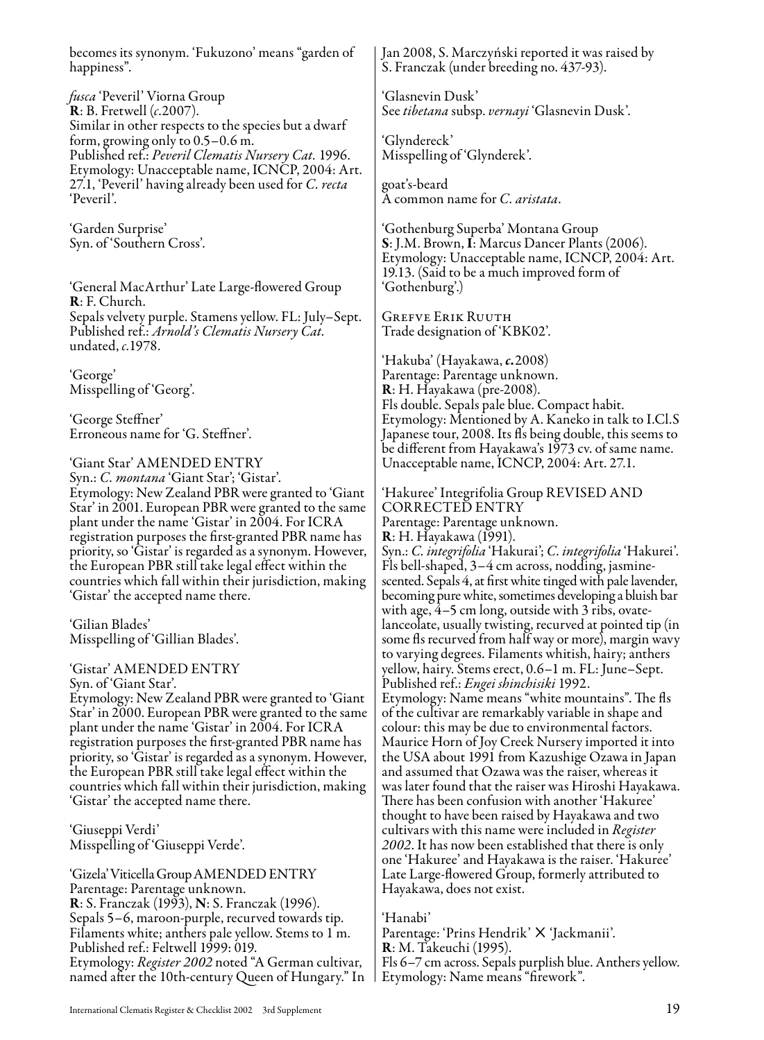becomes its synonym. 'Fukuzono' means "garden of happiness".

*fusca* 'Peveril' Viorna Group
**R**: B. Fretwell (*c*.2007).
Similar in other respects to the species but a dwarf form, growing only to 0.5–0.6 m.
Published ref.: *Peveril Clematis Nursery Cat.* 1996.
Etymology: Unacceptable name, ICNCP, 2004: Art. 27.1, 'Peveril' having already been used for *C. recta* 'Peveril'.

'Garden Surprise'
Syn. of 'Southern Cross'.

'General MacArthur' Late Large-flowered Group
**R**: F. Church.
Sepals velvety purple. Stamens yellow. FL: July–Sept.
Published ref.: *Arnold's Clematis Nursery Cat.* undated, *c*.1978.

'George'
Misspelling of 'Georg'.

'George Steffner'
Erroneous name for 'G. Steffner'.

'Giant Star' AMENDED ENTRY
Syn.: *C. montana* 'Giant Star'; 'Gistar'.
Etymology: New Zealand PBR were granted to 'Giant Star' in 2001. European PBR were granted to the same plant under the name 'Gistar' in 2004. For ICRA registration purposes the first-granted PBR name has priority, so 'Gistar' is regarded as a synonym. However, the European PBR still take legal effect within the countries which fall within their jurisdiction, making 'Gistar' the accepted name there.

'Gilian Blades'
Misspelling of 'Gillian Blades'.

'Gistar' AMENDED ENTRY
Syn. of 'Giant Star'.
Etymology: New Zealand PBR were granted to 'Giant Star' in 2000. European PBR were granted to the same plant under the name 'Gistar' in 2004. For ICRA registration purposes the first-granted PBR name has priority, so 'Gistar' is regarded as a synonym. However, the European PBR still take legal effect within the countries which fall within their jurisdiction, making 'Gistar' the accepted name there.

'Giuseppi Verdi'
Misspelling of 'Giuseppi Verde'.

'Gizela' Viticella Group AMENDED ENTRY
Parentage: Parentage unknown.
**R**: S. Franczak (1993), **N**: S. Franczak (1996).
Sepals 5–6, maroon-purple, recurved towards tip. Filaments white; anthers pale yellow. Stems to 1 m.
Published ref.: Feltwell 1999: 019.
Etymology: *Register 2002* noted "A German cultivar, named after the 10th-century Queen of Hungary." In Jan 2008, S. Marczyński reported it was raised by S. Franczak (under breeding no. 437-93).

'Glasnevin Dusk'
See *tibetana* subsp. *vernayi* 'Glasnevin Dusk'.

'Glyndereck'
Misspelling of 'Glynderek'.

goat's-beard
A common name for *C. aristata*.

'Gothenburg Superba' Montana Group
**S**: J.M. Brown, **I**: Marcus Dancer Plants (2006).
Etymology: Unacceptable name, ICNCP, 2004: Art. 19.13. (Said to be a much improved form of 'Gothenburg'.)

GREFVE ERIK RUUTH
Trade designation of 'KBK02'.

'Hakuba' (Hayakawa, ***c*.**2008)
Parentage: Parentage unknown.
**R**: H. Hayakawa (pre-2008).
Fls double. Sepals pale blue. Compact habit.
Etymology: Mentioned by A. Kaneko in talk to I.Cl.S Japanese tour, 2008. Its fls being double, this seems to be different from Hayakawa's 1973 cv. of same name. Unacceptable name, ICNCP, 2004: Art. 27.1.

'Hakuree' Integrifolia Group REVISED AND CORRECTED ENTRY
Parentage: Parentage unknown.
**R**: H. Hayakawa (1991).
Syn.: *C. integrifolia* 'Hakurai'; *C. integrifolia* 'Hakurei'.
Fls bell-shaped, 3–4 cm across, nodding, jasmine-scented. Sepals 4, at first white tinged with pale lavender, becoming pure white, sometimes developing a bluish bar with age, 4–5 cm long, outside with 3 ribs, ovate-lanceolate, usually twisting, recurved at pointed tip (in some fls recurved from half way or more), margin wavy to varying degrees. Filaments whitish, hairy; anthers yellow, hairy. Stems erect, 0.6–1 m. FL: June–Sept.
Published ref.: *Engei shinchisiki* 1992.
Etymology: Name means "white mountains". The fls of the cultivar are remarkably variable in shape and colour: this may be due to environmental factors. Maurice Horn of Joy Creek Nursery imported it into the USA about 1991 from Kazushige Ozawa in Japan and assumed that Ozawa was the raiser, whereas it was later found that the raiser was Hiroshi Hayakawa. There has been confusion with another 'Hakuree' thought to have been raised by Hayakawa and two cultivars with this name were included in *Register 2002*. It has now been established that there is only one 'Hakuree' and Hayakawa is the raiser. 'Hakuree' Late Large-flowered Group, formerly attributed to Hayakawa, does not exist.

'Hanabi'
Parentage: 'Prins Hendrik' × 'Jackmanii'.
**R**: M. Takeuchi (1995).
Fls 6–7 cm across. Sepals purplish blue. Anthers yellow.
Etymology: Name means "firework".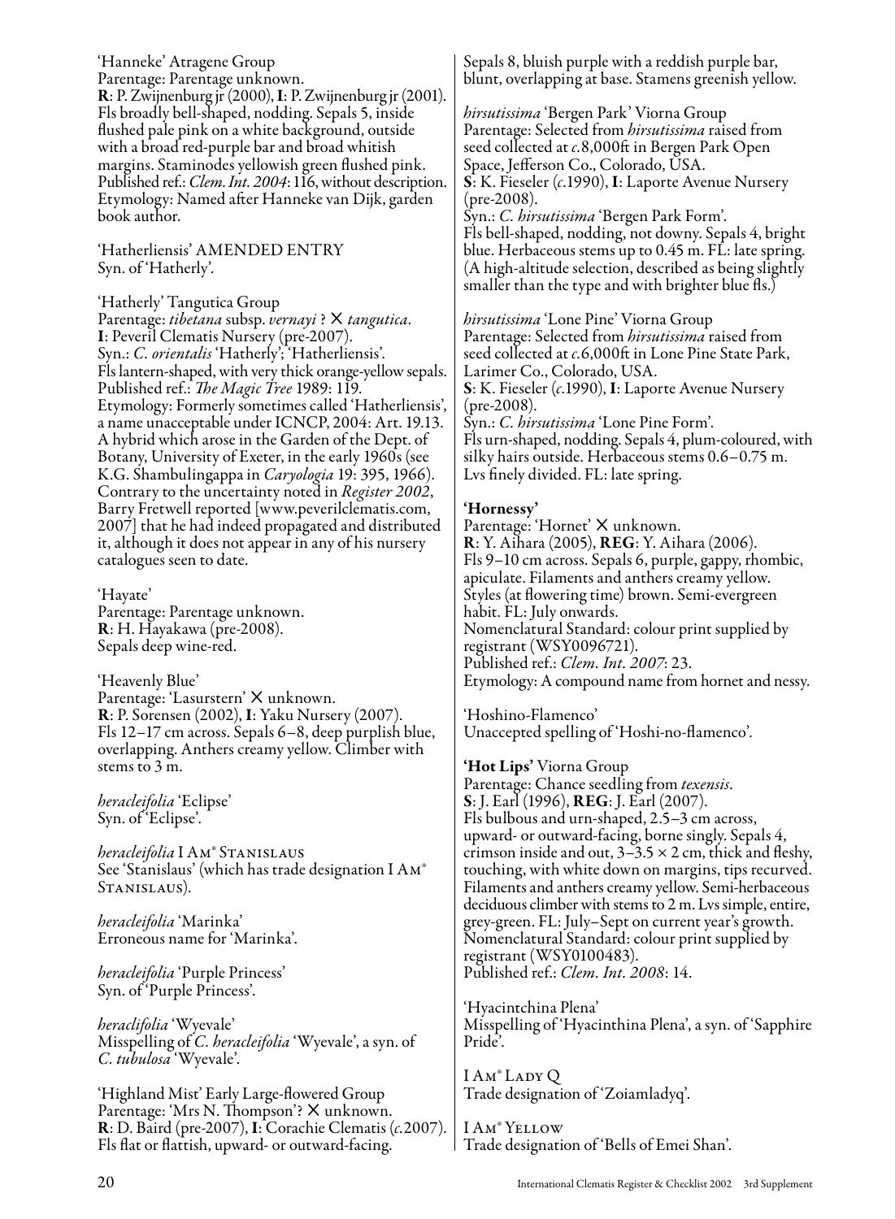'Hanneke' Atragene Group
Parentage: Parentage unknown.
**R**: P. Zwijnenburg jr (2000), **I**: P. Zwijnenburg jr (2001).
Fls broadly bell-shaped, nodding. Sepals 5, inside flushed pale pink on a white background, outside with a broad red-purple bar and broad whitish margins. Staminodes yellowish green flushed pink.
Published ref.: *Clem. Int. 2004*: 116, without description.
Etymology: Named after Hanneke van Dijk, garden book author.

'Hatherliensis' AMENDED ENTRY
Syn. of 'Hatherly'.

'Hatherly' Tangutica Group
Parentage: *tibetana* subsp. *vernayi* ? × *tangutica*.
**I**: Peveril Clematis Nursery (pre-2007).
Syn.: *C. orientalis* 'Hatherly'; 'Hatherliensis'.
Fls lantern-shaped, with very thick orange-yellow sepals.
Published ref.: *The Magic Tree* 1989: 119.
Etymology: Formerly sometimes called 'Hatherliensis', a name unacceptable under ICNCP, 2004: Art. 19.13.
A hybrid which arose in the Garden of the Dept. of Botany, University of Exeter, in the early 1960s (see K.G. Shambulingappa in *Caryologia* 19: 395, 1966). Contrary to the uncertainty noted in *Register 2002*, Barry Fretwell reported [www.peverilclematis.com, 2007] that he had indeed propagated and distributed it, although it does not appear in any of his nursery catalogues seen to date.

'Hayate'
Parentage: Parentage unknown.
**R**: H. Hayakawa (pre-2008).
Sepals deep wine-red.

'Heavenly Blue'
Parentage: 'Lasurstern' × unknown.
**R**: P. Sorensen (2002), **I**: Yaku Nursery (2007).
Fls 12–17 cm across. Sepals 6–8, deep purplish blue, overlapping. Anthers creamy yellow. Climber with stems to 3 m.

*heracleifolia* 'Eclipse'
Syn. of 'Eclipse'.

*heracleifolia* I AM® STANISLAUS
See 'Stanislaus' (which has trade designation I AM® STANISLAUS).

*heracleifolia* 'Marinka'
Erroneous name for 'Marinka'.

*heracleifolia* 'Purple Princess'
Syn. of 'Purple Princess'.

*heraclifolia* 'Wyevale'
Misspelling of *C. heracleifolia* 'Wyevale', a syn. of *C. tubulosa* 'Wyevale'.

'Highland Mist' Early Large-flowered Group
Parentage: 'Mrs N. Thompson'? × unknown.
**R**: D. Baird (pre-2007), **I**: Corachie Clematis (*c.*2007).
Fls flat or flattish, upward- or outward-facing. Sepals 8, bluish purple with a reddish purple bar, blunt, overlapping at base. Stamens greenish yellow.

*hirsutissima* 'Bergen Park' Viorna Group
Parentage: Selected from *hirsutissima* raised from seed collected at *c.*8,000ft in Bergen Park Open Space, Jefferson Co., Colorado, USA.
**S**: K. Fieseler (*c.*1990), **I**: Laporte Avenue Nursery (pre-2008).
Syn.: *C. hirsutissima* 'Bergen Park Form'.
Fls bell-shaped, nodding, not downy. Sepals 4, bright blue. Herbaceous stems up to 0.45 m. FL: late spring. (A high-altitude selection, described as being slightly smaller than the type and with brighter blue fls.)

*hirsutissima* 'Lone Pine' Viorna Group
Parentage: Selected from *hirsutissima* raised from seed collected at *c.*6,000ft in Lone Pine State Park, Larimer Co., Colorado, USA.
**S**: K. Fieseler (*c.*1990), **I**: Laporte Avenue Nursery (pre-2008).
Syn.: *C. hirsutissima* 'Lone Pine Form'.
Fls urn-shaped, nodding. Sepals 4, plum-coloured, with silky hairs outside. Herbaceous stems 0.6–0.75 m. Lvs finely divided. FL: late spring.

**'Hornessy'**
Parentage: 'Hornet' × unknown.
**R**: Y. Aihara (2005), **REG**: Y. Aihara (2006).
Fls 9–10 cm across. Sepals 6, purple, gappy, rhombic, apiculate. Filaments and anthers creamy yellow. Styles (at flowering time) brown. Semi-evergreen habit. FL: July onwards.
Nomenclatural Standard: colour print supplied by registrant (WSY0096721).
Published ref.: *Clem. Int. 2007*: 23.
Etymology: A compound name from hornet and nessy.

'Hoshino-Flamenco'
Unaccepted spelling of 'Hoshi-no-flamenco'.

**'Hot Lips'** Viorna Group
Parentage: Chance seedling from *texensis*.
**S**: J. Earl (1996), **REG**: J. Earl (2007).
Fls bulbous and urn-shaped, 2.5–3 cm across, upward- or outward-facing, borne singly. Sepals 4, crimson inside and out, 3–3.5 × 2 cm, thick and fleshy, touching, with white down on margins, tips recurved. Filaments and anthers creamy yellow. Semi-herbaceous deciduous climber with stems to 2 m. Lvs simple, entire, grey-green. FL: July–Sept on current year's growth.
Nomenclatural Standard: colour print supplied by registrant (WSY0100483).
Published ref.: *Clem. Int. 2008*: 14.

'Hyacintchina Plena'
Misspelling of 'Hyacinthina Plena', a syn. of 'Sapphire Pride'.

I AM® LADY Q
Trade designation of 'Zoiamladyq'.

I AM® YELLOW
Trade designation of 'Bells of Emei Shan'.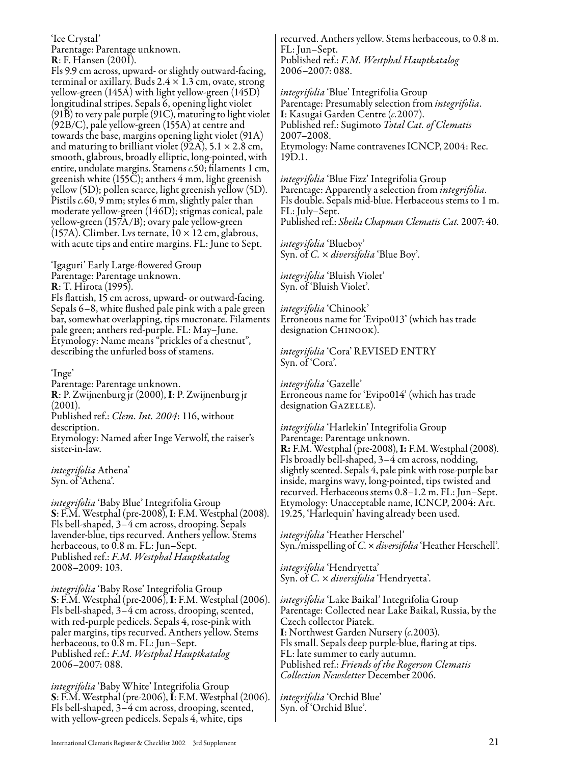'Ice Crystal'
Parentage: Parentage unknown.
**R**: F. Hansen (2001).
Fls 9.9 cm across, upward- or slightly outward-facing, terminal or axillary. Buds 2.4 × 1.3 cm, ovate, strong yellow-green (145A) with light yellow-green (145D) longitudinal stripes. Sepals 6, opening light violet (91B) to very pale purple (91C), maturing to light violet (92B/C), pale yellow-green (155A) at centre and towards the base, margins opening light violet (91A) and maturing to brilliant violet (92A), 5.1 × 2.8 cm, smooth, glabrous, broadly elliptic, long-pointed, with entire, undulate margins. Stamens *c*.50; filaments 1 cm, greenish white (155C); anthers 4 mm, light greenish yellow (5D); pollen scarce, light greenish yellow (5D). Pistils *c*.60, 9 mm; styles 6 mm, slightly paler than moderate yellow-green (146D); stigmas conical, pale yellow-green (157A/B); ovary pale yellow-green (157A). Climber. Lvs ternate, 10 × 12 cm, glabrous, with acute tips and entire margins. FL: June to Sept.

'Igaguri' Early Large-flowered Group
Parentage: Parentage unknown.
**R**: T. Hirota (1995).
Fls flattish, 15 cm across, upward- or outward-facing. Sepals 6–8, white flushed pale pink with a pale green bar, somewhat overlapping, tips mucronate. Filaments pale green; anthers red-purple. FL: May–June.
Etymology: Name means "prickles of a chestnut", describing the unfurled boss of stamens.

'Inge'
Parentage: Parentage unknown.
**R**: P. Zwijnenburg jr (2000), **I**: P. Zwijnenburg jr (2001).
Published ref.: *Clem. Int. 2004*: 116, without description.
Etymology: Named after Inge Verwolf, the raiser's sister-in-law.

*integrifolia* Athena'
Syn. of 'Athena'.

*integrifolia* 'Baby Blue' Integrifolia Group
**S**: F.M. Westphal (pre-2008), **I**: F.M. Westphal (2008).
Fls bell-shaped, 3–4 cm across, drooping. Sepals lavender-blue, tips recurved. Anthers yellow. Stems herbaceous, to 0.8 m. FL: Jun–Sept.
Published ref.: *F.M. Westphal Hauptkatalog* 2008–2009: 103.

*integrifolia* 'Baby Rose' Integrifolia Group
**S**: F.M. Westphal (pre-2006), **I**: F.M. Westphal (2006).
Fls bell-shaped, 3–4 cm across, drooping, scented, with red-purple pedicels. Sepals 4, rose-pink with paler margins, tips recurved. Anthers yellow. Stems herbaceous, to 0.8 m. FL: Jun–Sept.
Published ref.: *F.M. Westphal Hauptkatalog* 2006–2007: 088.

*integrifolia* 'Baby White' Integrifolia Group
**S**: F.M. Westphal (pre-2006), **I**: F.M. Westphal (2006).
Fls bell-shaped, 3–4 cm across, drooping, scented, with yellow-green pedicels. Sepals 4, white, tips recurved. Anthers yellow. Stems herbaceous, to 0.8 m. FL: Jun–Sept.
Published ref.: *F.M. Westphal Hauptkatalog* 2006–2007: 088.

*integrifolia* 'Blue' Integrifolia Group
Parentage: Presumably selection from *integrifolia*.
**I**: Kasugai Garden Centre (*c*.2007).
Published ref.: Sugimoto *Total Cat. of Clematis* 2007–2008.
Etymology: Name contravenes ICNCP, 2004: Rec. 19D.1.

*integrifolia* 'Blue Fizz' Integrifolia Group
Parentage: Apparently a selection from *integrifolia*.
Fls double. Sepals mid-blue. Herbaceous stems to 1 m. FL: July–Sept.
Published ref.: *Sheila Chapman Clematis Cat.* 2007: 40.

*integrifolia* 'Blueboy'
Syn. of *C.* × *diversifolia* 'Blue Boy'.

*integrifolia* 'Bluish Violet'
Syn. of 'Bluish Violet'.

*integrifolia* 'Chinook'
Erroneous name for 'Evipo013' (which has trade designation CHINOOK).

*integrifolia* 'Cora' REVISED ENTRY
Syn. of 'Cora'.

*integrifolia* 'Gazelle'
Erroneous name for 'Evipo014' (which has trade designation GAZELLE).

*integrifolia* 'Harlekin' Integrifolia Group
Parentage: Parentage unknown.
**R:** F.M. Westphal (pre-2008), **I:** F.M. Westphal (2008).
Fls broadly bell-shaped, 3–4 cm across, nodding, slightly scented. Sepals 4, pale pink with rose-purple bar inside, margins wavy, long-pointed, tips twisted and recurved. Herbaceous stems 0.8–1.2 m. FL: Jun–Sept.
Etymology: Unacceptable name, ICNCP, 2004: Art. 19.25, 'Harlequin' having already been used.

*integrifolia* 'Heather Herschel'
Syn./misspelling of *C.* × *diversifolia* 'Heather Herschell'.

*integrifolia* 'Hendryetta'
Syn. of *C.* × *diversifolia* 'Hendryetta'.

*integrifolia* 'Lake Baikal' Integrifolia Group
Parentage: Collected near Lake Baikal, Russia, by the Czech collector Piatek.
**I**: Northwest Garden Nursery (*c*.2003).
Fls small. Sepals deep purple-blue, flaring at tips. FL: late summer to early autumn.
Published ref.: *Friends of the Rogerson Clematis Collection Newsletter* December 2006.

*integrifolia* 'Orchid Blue'
Syn. of 'Orchid Blue'.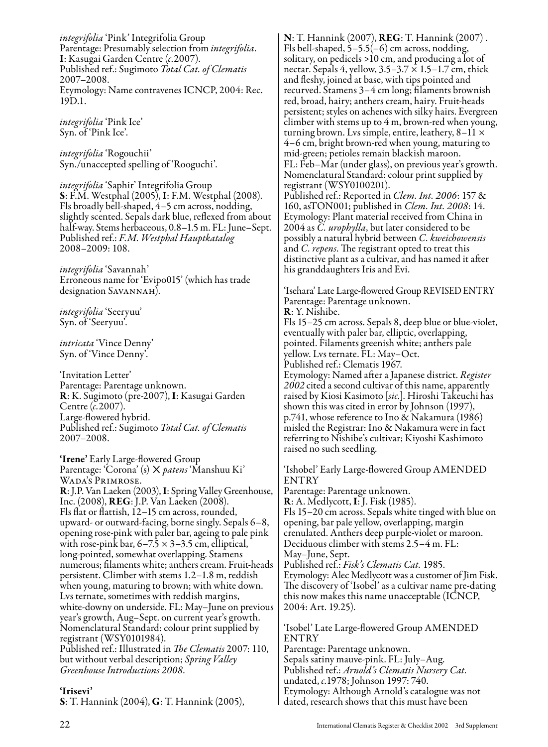*integrifolia* 'Pink' Integrifolia Group
Parentage: Presumably selection from *integrifolia*.
**I**: Kasugai Garden Centre (*c.*2007).
Published ref.: Sugimoto *Total Cat. of Clematis* 2007–2008.
Etymology: Name contravenes ICNCP, 2004: Rec. 19D.1.

*integrifolia* 'Pink Ice'
Syn. of 'Pink Ice'.

*integrifolia* 'Rogouchii'
Syn./unaccepted spelling of 'Rooguchi'.

*integrifolia* 'Saphir' Integrifolia Group
**S**: F.M. Westphal (2005), **I**: F.M. Westphal (2008).
Fls broadly bell-shaped, 4–5 cm across, nodding, slightly scented. Sepals dark blue, reflexed from about half-way. Stems herbaceous, 0.8–1.5 m. FL: June–Sept.
Published ref.: *F.M. Westphal Hauptkatalog* 2008–2009: 108.

*integrifolia* 'Savannah'
Erroneous name for 'Evipo015' (which has trade designation SAVANNAH).

*integrifolia* 'Seeryuu'
Syn. of 'Seeryuu'.

*intricata* 'Vince Denny'
Syn. of 'Vince Denny'.

'Invitation Letter'
Parentage: Parentage unknown.
**R**: K. Sugimoto (pre-2007), **I**: Kasugai Garden Centre (*c.*2007).
Large-flowered hybrid.
Published ref.: Sugimoto *Total Cat. of Clematis* 2007–2008.

**'Irene'** Early Large-flowered Group
Parentage: 'Corona' (s) × *patens* 'Manshuu Ki' WADA'S PRIMROSE.
**R**: J.P. Van Laeken (2003), **I**: Spring Valley Greenhouse, Inc. (2008), **REG**: J.P. Van Laeken (2008).
Fls flat or flattish, 12–15 cm across, rounded, upward- or outward-facing, borne singly. Sepals 6–8, opening rose-pink with paler bar, ageing to pale pink with rose-pink bar, 6–7.5 × 3–3.5 cm, elliptical, long-pointed, somewhat overlapping. Stamens numerous; filaments white; anthers cream. Fruit-heads persistent. Climber with stems 1.2–1.8 m, reddish when young, maturing to brown; with white down. Lvs ternate, sometimes with reddish margins, white-downy on underside. FL: May–June on previous year's growth, Aug–Sept. on current year's growth.
Nomenclatural Standard: colour print supplied by registrant (WSY0101984).
Published ref.: Illustrated in *The Clematis* 2007: 110, but without verbal description; *Spring Valley Greenhouse Introductions 2008*.

**'Irisevi'**
**S**: T. Hannink (2004), **G**: T. Hannink (2005), **N**: T. Hannink (2007), **REG**: T. Hannink (2007).
Fls bell-shaped, 5–5.5(–6) cm across, nodding, solitary, on pedicels >10 cm, and producing a lot of nectar. Sepals 4, yellow, 3.5–3.7 × 1.5–1.7 cm, thick and fleshy, joined at base, with tips pointed and recurved. Stamens 3–4 cm long; filaments brownish red, broad, hairy; anthers cream, hairy. Fruit-heads persistent; styles on achenes with silky hairs. Evergreen climber with stems up to 4 m, brown-red when young, turning brown. Lvs simple, entire, leathery, 8–11 × 4–6 cm, bright brown-red when young, maturing to mid-green; petioles remain blackish maroon.
FL: Feb–Mar (under glass), on previous year's growth.
Nomenclatural Standard: colour print supplied by registrant (WSY0100201).
Published ref.: Reported in *Clem. Int. 2006*: 157 & 160, as TON001; published in *Clem. Int. 2008*: 14.
Etymology: Plant material received from China in 2004 as *C. urophylla*, but later considered to be possibly a natural hybrid between *C. kweichowensis* and *C. repens*. The registrant opted to treat this distinctive plant as a cultivar, and has named it after his granddaughters Iris and Evi.

'Isehara' Late Large-flowered Group REVISED ENTRY
Parentage: Parentage unknown.
**R**: Y. Nishibe.
Fls 15–25 cm across. Sepals 8, deep blue or blue-violet, eventually with paler bar, elliptic, overlapping, pointed. Filaments greenish white; anthers pale yellow. Lvs ternate. FL: May–Oct.
Published ref.: Clematis 1967.
Etymology: Named after a Japanese district. *Register 2002* cited a second cultivar of this name, apparently raised by Kiosi Kasimoto [*sic*.]. Hiroshi Takeuchi has shown this was cited in error by Johnson (1997), p.741, whose reference to Ino & Nakamura (1986) misled the Registrar: Ino & Nakamura were in fact referring to Nishibe's cultivar; Kiyoshi Kashimoto raised no such seedling.

'Ishobel' Early Large-flowered Group AMENDED ENTRY
Parentage: Parentage unknown.
**R**: A. Medlycott, **I**: J. Fisk (1985).
Fls 15–20 cm across. Sepals white tinged with blue on opening, bar pale yellow, overlapping, margin crenulated. Anthers deep purple-violet or maroon. Deciduous climber with stems 2.5–4 m. FL: May–June, Sept.
Published ref.: *Fisk's Clematis Cat.* 1985.
Etymology: Alec Medlycott was a customer of Jim Fisk. The discovery of 'Isobel' as a cultivar name pre-dating this now makes this name unacceptable (ICNCP, 2004: Art. 19.25).

'Isobel' Late Large-flowered Group AMENDED ENTRY
Parentage: Parentage unknown.
Sepals satiny mauve-pink. FL: July–Aug.
Published ref.: *Arnold's Clematis Nursery Cat.* undated, *c.*1978; Johnson 1997: 740.
Etymology: Although Arnold's catalogue was not dated, research shows that this must have been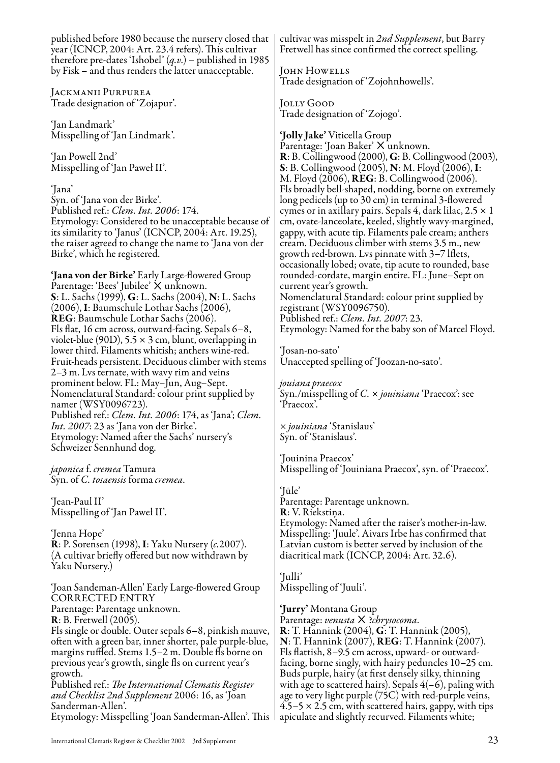published before 1980 because the nursery closed that year (ICNCP, 2004: Art. 23.4 refers). This cultivar therefore pre-dates 'Ishobel' (*q.v.*) – published in 1985 by Fisk – and thus renders the latter unacceptable.

Jackmanii Purpurea
Trade designation of 'Zojapur'.

'Jan Landmark'
Misspelling of 'Jan Lindmark'.

'Jan Powell 2nd'
Misspelling of 'Jan Paweł II'.

'Jana'
Syn. of 'Jana von der Birke'.
Published ref.: *Clem. Int. 2006*: 174.
Etymology: Considered to be unacceptable because of its similarity to 'Janus' (ICNCP, 2004: Art. 19.25), the raiser agreed to change the name to 'Jana von der Birke', which he registered.

**'Jana von der Birke'** Early Large-flowered Group
Parentage: 'Bees' Jubilee' × unknown.
**S**: L. Sachs (1999), **G**: L. Sachs (2004), **N**: L. Sachs (2006), **I**: Baumschule Lothar Sachs (2006), **REG**: Baumschule Lothar Sachs (2006).
Fls flat, 16 cm across, outward-facing. Sepals 6–8, violet-blue (90D), 5.5 × 3 cm, blunt, overlapping in lower third. Filaments whitish; anthers wine-red. Fruit-heads persistent. Deciduous climber with stems 2–3 m. Lvs ternate, with wavy rim and veins prominent below. FL: May–Jun, Aug–Sept.
Nomenclatural Standard: colour print supplied by namer (WSY0096723).
Published ref.: *Clem. Int. 2006*: 174, as 'Jana'; *Clem. Int. 2007*: 23 as 'Jana von der Birke'.
Etymology: Named after the Sachs' nursery's Schweizer Sennhund dog.

*japonica* f. *cremea* Tamura
Syn. of *C. tosaensis* forma *cremea*.

'Jean-Paul II'
Misspelling of 'Jan Paweł II'.

'Jenna Hope'
**R**: P. Sorensen (1998), **I**: Yaku Nursery (*c.*2007). (A cultivar briefly offered but now withdrawn by Yaku Nursery.)

'Joan Sandeman-Allen' Early Large-flowered Group
CORRECTED ENTRY
Parentage: Parentage unknown.
**R**: B. Fretwell (2005).
Fls single or double. Outer sepals 6–8, pinkish mauve, often with a green bar, inner shorter, pale purple-blue, margins ruffled. Stems 1.5–2 m. Double fls borne on previous year's growth, single fls on current year's growth.
Published ref.: *The International Clematis Register and Checklist 2nd Supplement* 2006: 16, as 'Joan Sanderman-Allen'.
Etymology: Misspelling 'Joan Sanderman-Allen'. This cultivar was misspelt in *2nd Supplement*, but Barry Fretwell has since confirmed the correct spelling.

John Howells
Trade designation of 'Zojohnhowells'.

Jolly Good
Trade designation of 'Zojogo'.

**'Jolly Jake'** Viticella Group
Parentage: 'Joan Baker' × unknown.
**R**: B. Collingwood (2000), **G**: B. Collingwood (2003), **S**: B. Collingwood (2005), **N**: M. Floyd (2006), **I**: M. Floyd (2006), **REG**: B. Collingwood (2006).
Fls broadly bell-shaped, nodding, borne on extremely long pedicels (up to 30 cm) in terminal 3-flowered cymes or in axillary pairs. Sepals 4, dark lilac, 2.5 × 1 cm, ovate-lanceolate, keeled, slightly wavy-margined, gappy, with acute tip. Filaments pale cream; anthers cream. Deciduous climber with stems 3.5 m., new growth red-brown. Lvs pinnate with 3–7 lflets, occasionally lobed; ovate, tip acute to rounded, base rounded-cordate, margin entire. FL: June–Sept on current year's growth.
Nomenclatural Standard: colour print supplied by registrant (WSY0096750).
Published ref.: *Clem. Int. 2007*: 23.
Etymology: Named for the baby son of Marcel Floyd.

'Josan-no-sato'
Unaccepted spelling of 'Joozan-no-sato'.

*jouiana praecox*
Syn./misspelling of *C.* × *jouiniana* 'Praecox': see 'Praecox'.

× *jouiniana* 'Stanislaus'
Syn. of 'Stanislaus'.

'Jouinina Praecox'
Misspelling of 'Jouiniana Praecox', syn. of 'Praecox'.

'Jūle'
Parentage: Parentage unknown.
**R**: V. Riekstiņa.
Etymology: Named after the raiser's mother-in-law.
Misspelling: 'Juule'. Aivars Irbe has confirmed that Latvian custom is better served by inclusion of the diacritical mark (ICNCP, 2004: Art. 32.6).

'Julli'
Misspelling of 'Juuli'.

**'Jurry'** Montana Group
Parentage: *venusta* × ?*chrysocoma*.
**R**: T. Hannink (2004), **G**: T. Hannink (2005), **N**: T. Hannink (2007), **REG**: T. Hannink (2007).
Fls flattish, 8–9.5 cm across, upward- or outward-facing, borne singly, with hairy peduncles 10–25 cm. Buds purple, hairy (at first densely silky, thinning with age to scattered hairs). Sepals 4(–6), paling with age to very light purple (75C) with red-purple veins, 4.5–5 × 2.5 cm, with scattered hairs, gappy, with tips apiculate and slightly recurved. Filaments white;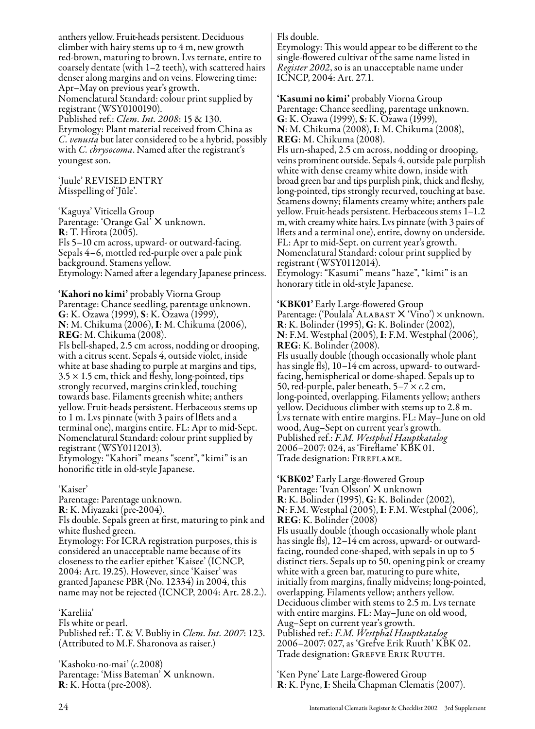anthers yellow. Fruit-heads persistent. Deciduous climber with hairy stems up to 4 m, new growth red-brown, maturing to brown. Lvs ternate, entire to coarsely dentate (with 1–2 teeth), with scattered hairs denser along margins and on veins. Flowering time: Apr–May on previous year's growth.
Nomenclatural Standard: colour print supplied by registrant (WSY0100190).
Published ref.: *Clem. Int. 2008*: 15 & 130.
Etymology: Plant material received from China as *C. venusta* but later considered to be a hybrid, possibly with *C. chrysocoma*. Named after the registrant's youngest son.

'Juule' REVISED ENTRY
Misspelling of 'Jūle'.

'Kaguya' Viticella Group
Parentage: 'Orange Gal' × unknown.
**R**: T. Hirota (2005).
Fls 5–10 cm across, upward- or outward-facing. Sepals 4–6, mottled red-purple over a pale pink background. Stamens yellow.
Etymology: Named after a legendary Japanese princess.

**'Kahori no kimi'** probably Viorna Group
Parentage: Chance seedling, parentage unknown.
**G**: K. Ozawa (1999), **S**: K. Ozawa (1999),
**N**: M. Chikuma (2006), **I**: M. Chikuma (2006),
**REG**: M. Chikuma (2008).
Fls bell-shaped, 2.5 cm across, nodding or drooping, with a citrus scent. Sepals 4, outside violet, inside white at base shading to purple at margins and tips, 3.5 × 1.5 cm, thick and fleshy, long-pointed, tips strongly recurved, margins crinkled, touching towards base. Filaments greenish white; anthers yellow. Fruit-heads persistent. Herbaceous stems up to 1 m. Lvs pinnate (with 3 pairs of lflets and a terminal one), margins entire. FL: Apr to mid-Sept.
Nomenclatural Standard: colour print supplied by registrant (WSY0112013).
Etymology: "Kahori" means "scent", "kimi" is an honorific title in old-style Japanese.

'Kaiser'
Parentage: Parentage unknown.
**R**: K. Miyazaki (pre-2004).
Fls double. Sepals green at first, maturing to pink and white flushed green.
Etymology: For ICRA registration purposes, this is considered an unacceptable name because of its closeness to the earlier epithet 'Kaisee' (ICNCP, 2004: Art. 19.25). However, since 'Kaiser' was granted Japanese PBR (No. 12334) in 2004, this name may not be rejected (ICNCP, 2004: Art. 28.2.).

'Kareliia'
Fls white or pearl.
Published ref.: T. & V. Bubliy in *Clem. Int. 2007*: 123. (Attributed to M.F. Sharonova as raiser.)

'Kashoku-no-mai' (*c.*2008)
Parentage: 'Miss Bateman' × unknown.
**R**: K. Hotta (pre-2008).
Fls double.
Etymology: This would appear to be different to the single-flowered cultivar of the same name listed in *Register 2002*, so is an unacceptable name under ICNCP, 2004: Art. 27.1.

**'Kasumi no kimi'** probably Viorna Group
Parentage: Chance seedling, parentage unknown.
**G**: K. Ozawa (1999), **S**: K. Ozawa (1999),
**N**: M. Chikuma (2008), **I**: M. Chikuma (2008),
**REG**: M. Chikuma (2008).
Fls urn-shaped, 2.5 cm across, nodding or drooping, veins prominent outside. Sepals 4, outside pale purplish white with dense creamy white down, inside with broad green bar and tips purplish pink, thick and fleshy, long-pointed, tips strongly recurved, touching at base. Stamens downy; filaments creamy white; anthers pale yellow. Fruit-heads persistent. Herbaceous stems 1–1.2 m, with creamy white hairs. Lvs pinnate (with 3 pairs of lflets and a terminal one), entire, downy on underside. FL: Apr to mid-Sept. on current year's growth.
Nomenclatural Standard: colour print supplied by registrant (WSY0112014).
Etymology: "Kasumi" means "haze", "kimi" is an honorary title in old-style Japanese.

**'KBK01'** Early Large-flowered Group
Parentage: ('Poulala' ALABAST × 'Vino') × unknown.
**R**: K. Bolinder (1995), **G**: K. Bolinder (2002),
**N**: F.M. Westphal (2005), **I**: F.M. Westphal (2006),
**REG**: K. Bolinder (2008).
Fls usually double (though occasionally whole plant has single fls), 10–14 cm across, upward- to outward-facing, hemispherical or dome-shaped. Sepals up to 50, red-purple, paler beneath, 5–7 × *c.*2 cm, long-pointed, overlapping. Filaments yellow; anthers yellow. Deciduous climber with stems up to 2.8 m. Lvs ternate with entire margins. FL: May–June on old wood, Aug–Sept on current year's growth.
Published ref.: *F.M. Westphal Hauptkatalog* 2006–2007: 024, as 'Fireflame' KBK 01.
Trade designation: FIREFLAME.

**'KBK02'** Early Large-flowered Group
Parentage: 'Ivan Olsson' × unknown
**R**: K. Bolinder (1995), **G**: K. Bolinder (2002),
**N**: F.M. Westphal (2005), **I**: F.M. Westphal (2006),
**REG**: K. Bolinder (2008)
Fls usually double (though occasionally whole plant has single fls), 12–14 cm across, upward- or outward-facing, rounded cone-shaped, with sepals in up to 5 distinct tiers. Sepals up to 50, opening pink or creamy white with a green bar, maturing to pure white, initially from margins, finally midveins; long-pointed, overlapping. Filaments yellow; anthers yellow. Deciduous climber with stems to 2.5 m. Lvs ternate with entire margins. FL: May–June on old wood, Aug–Sept on current year's growth.
Published ref.: *F.M. Westphal Hauptkatalog* 2006–2007: 027, as 'Grefve Erik Ruuth' KBK 02.
Trade designation: GREFVE ERIK RUUTH.

'Ken Pyne' Late Large-flowered Group
**R**: K. Pyne, **I**: Sheila Chapman Clematis (2007).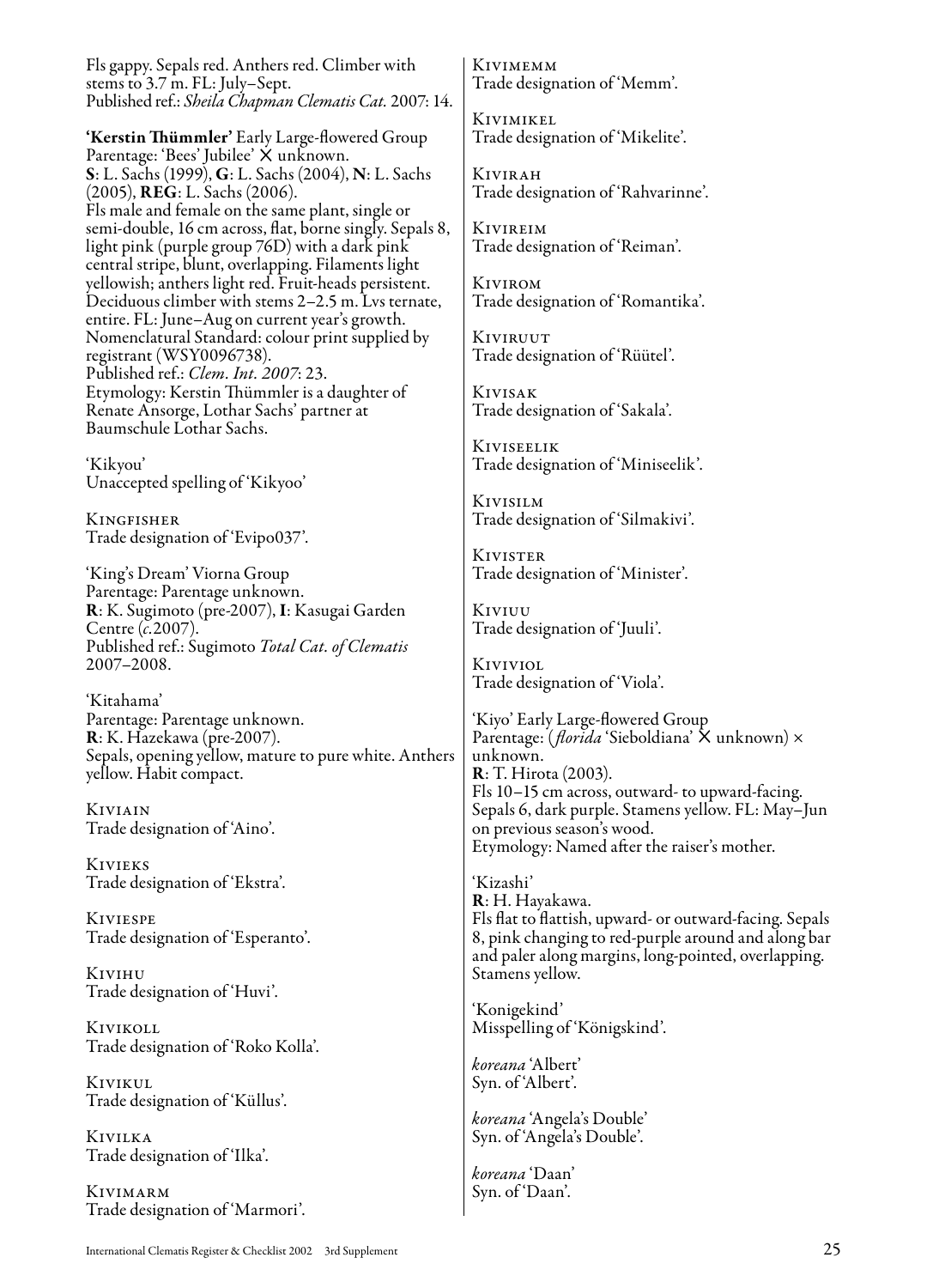Fls gappy. Sepals red. Anthers red. Climber with stems to 3.7 m. FL: July–Sept.
Published ref.: *Sheila Chapman Clematis Cat.* 2007: 14.

**'Kerstin Thümmler'** Early Large-flowered Group
Parentage: 'Bees' Jubilee' × unknown.
**S**: L. Sachs (1999), **G**: L. Sachs (2004), **N**: L. Sachs (2005), **REG**: L. Sachs (2006).
Fls male and female on the same plant, single or semi-double, 16 cm across, flat, borne singly. Sepals 8, light pink (purple group 76D) with a dark pink central stripe, blunt, overlapping. Filaments light yellowish; anthers light red. Fruit-heads persistent. Deciduous climber with stems 2–2.5 m. Lvs ternate, entire. FL: June–Aug on current year's growth.
Nomenclatural Standard: colour print supplied by registrant (WSY0096738).
Published ref.: *Clem. Int. 2007*: 23.
Etymology: Kerstin Thümmler is a daughter of Renate Ansorge, Lothar Sachs' partner at Baumschule Lothar Sachs.

'Kikyou'
Unaccepted spelling of 'Kikyoo'

Kingfisher
Trade designation of 'Evipo037'.

'King's Dream' Viorna Group
Parentage: Parentage unknown.
**R**: K. Sugimoto (pre-2007), **I**: Kasugai Garden Centre (*c.*2007).
Published ref.: Sugimoto *Total Cat. of Clematis* 2007–2008.

'Kitahama'
Parentage: Parentage unknown.
**R**: K. Hazekawa (pre-2007).
Sepals, opening yellow, mature to pure white. Anthers yellow. Habit compact.

Kiviain
Trade designation of 'Aino'.

Kivieks
Trade designation of 'Ekstra'.

Kiviespe
Trade designation of 'Esperanto'.

Kivihu
Trade designation of 'Huvi'.

Kivikoll
Trade designation of 'Roko Kolla'.

Kivikul
Trade designation of 'Küllus'.

Kivilka
Trade designation of 'Ilka'.

Kivimarm
Trade designation of 'Marmori'.

Kivimemm
Trade designation of 'Memm'.

Kivimikel
Trade designation of 'Mikelite'.

Kivirah
Trade designation of 'Rahvarinne'.

Kivireim
Trade designation of 'Reiman'.

Kivirom
Trade designation of 'Romantika'.

Kiviruut
Trade designation of 'Rüütel'.

Kivisak
Trade designation of 'Sakala'.

Kiviseelik
Trade designation of 'Miniseelik'.

Kivisilm
Trade designation of 'Silmakivi'.

Kivister
Trade designation of 'Minister'.

Kiviuu
Trade designation of 'Juuli'.

Kiviviol
Trade designation of 'Viola'.

'Kiyo' Early Large-flowered Group
Parentage: (*florida* 'Sieboldiana' × unknown) × unknown.
**R**: T. Hirota (2003).
Fls 10–15 cm across, outward- to upward-facing. Sepals 6, dark purple. Stamens yellow. FL: May–Jun on previous season's wood.
Etymology: Named after the raiser's mother.

'Kizashi'
**R**: H. Hayakawa.
Fls flat to flattish, upward- or outward-facing. Sepals 8, pink changing to red-purple around and along bar and paler along margins, long-pointed, overlapping. Stamens yellow.

'Konigekind'
Misspelling of 'Königskind'.

*koreana* 'Albert'
Syn. of 'Albert'.

*koreana* 'Angela's Double'
Syn. of 'Angela's Double'.

*koreana* 'Daan'
Syn. of 'Daan'.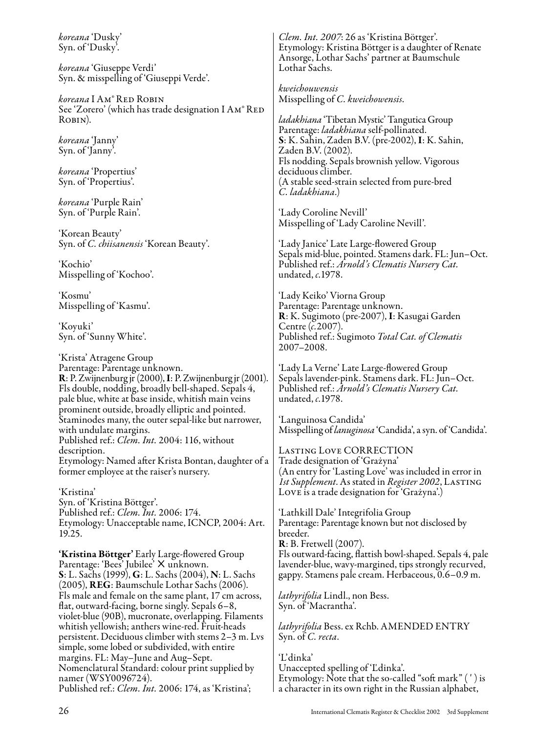*koreana* 'Dusky'
Syn. of 'Dusky'.

*koreana* 'Giuseppe Verdi'
Syn. & misspelling of 'Giuseppi Verde'.

*koreana* I AM® RED ROBIN
See 'Zorero' (which has trade designation I AM® RED ROBIN).

*koreana* 'Janny'
Syn. of 'Janny'.

*koreana* 'Propertius'
Syn. of 'Propertius'.

*koreana* 'Purple Rain'
Syn. of 'Purple Rain'.

'Korean Beauty'
Syn. of *C. chiisanensis* 'Korean Beauty'.

'Kochio'
Misspelling of 'Kochoo'.

'Kosmu'
Misspelling of 'Kasmu'.

'Koyuki'
Syn. of 'Sunny White'.

'Krista' Atragene Group
Parentage: Parentage unknown.
**R**: P. Zwijnenburg jr (2000), **I**: P. Zwijnenburg jr (2001).
Fls double, nodding, broadly bell-shaped. Sepals 4, pale blue, white at base inside, whitish main veins prominent outside, broadly elliptic and pointed. Staminodes many, the outer sepal-like but narrower, with undulate margins.
Published ref.: *Clem. Int.* 2004: 116, without description.
Etymology: Named after Krista Bontan, daughter of a former employee at the raiser's nursery.

'Kristina'
Syn. of 'Kristina Böttger'.
Published ref.: *Clem. Int.* 2006: 174.
Etymology: Unacceptable name, ICNCP, 2004: Art. 19.25.

**'Kristina Böttger'** Early Large-flowered Group
Parentage: 'Bees' Jubilee' × unknown.
**S**: L. Sachs (1999), **G**: L. Sachs (2004), **N**: L. Sachs (2005), **REG**: Baumschule Lothar Sachs (2006).
Fls male and female on the same plant, 17 cm across, flat, outward-facing, borne singly. Sepals 6–8, violet-blue (90B), mucronate, overlapping. Filaments whitish yellowish; anthers wine-red. Fruit-heads persistent. Deciduous climber with stems 2–3 m. Lvs simple, some lobed or subdivided, with entire margins. FL: May–June and Aug–Sept.
Nomenclatural Standard: colour print supplied by namer (WSY0096724).
Published ref.: *Clem. Int.* 2006: 174, as 'Kristina'; *Clem. Int. 2007*: 26 as 'Kristina Böttger'.
Etymology: Kristina Böttger is a daughter of Renate Ansorge, Lothar Sachs' partner at Baumschule Lothar Sachs.

*kweichouwensis*
Misspelling of *C. kweichowensis*.

*ladakhiana* 'Tibetan Mystic' Tangutica Group
Parentage: *ladakhiana* self-pollinated.
**S**: K. Sahin, Zaden B.V. (pre-2002), **I**: K. Sahin, Zaden B.V. (2002).
Fls nodding. Sepals brownish yellow. Vigorous deciduous climber.
(A stable seed-strain selected from pure-bred *C. ladakhiana*.)

'Lady Coroline Nevill'
Misspelling of 'Lady Caroline Nevill'.

'Lady Janice' Late Large-flowered Group
Sepals mid-blue, pointed. Stamens dark. FL: Jun–Oct.
Published ref.: *Arnold's Clematis Nursery Cat.* undated, *c.*1978.

'Lady Keiko' Viorna Group
Parentage: Parentage unknown.
**R**: K. Sugimoto (pre-2007), **I**: Kasugai Garden Centre (*c.*2007).
Published ref.: Sugimoto *Total Cat. of Clematis* 2007–2008.

'Lady La Verne' Late Large-flowered Group
Sepals lavender-pink. Stamens dark. FL: Jun–Oct.
Published ref.: *Arnold's Clematis Nursery Cat.* undated, *c.*1978.

'Languinosa Candida'
Misspelling of *lanuginosa* 'Candida', a syn. of 'Candida'.

LASTING LOVE CORRECTION
Trade designation of 'Grażyna'
(An entry for 'Lasting Love' was included in error in *1st Supplement*. As stated in *Register 2002*, LASTING LOVE is a trade designation for 'Grażyna'.)

'Lathkill Dale' Integrifolia Group
Parentage: Parentage known but not disclosed by breeder.
**R**: B. Fretwell (2007).
Fls outward-facing, flattish bowl-shaped. Sepals 4, pale lavender-blue, wavy-margined, tips strongly recurved, gappy. Stamens pale cream. Herbaceous, 0.6–0.9 m.

*lathyrifolia* Lindl., non Bess.
Syn. of 'Macrantha'.

*lathyrifolia* Bess. ex Rchb. AMENDED ENTRY
Syn. of *C. recta*.

'L'dinka'
Unaccepted spelling of 'Ľdinka'.
Etymology: Note that the so-called "soft mark" ( ' ) is a character in its own right in the Russian alphabet,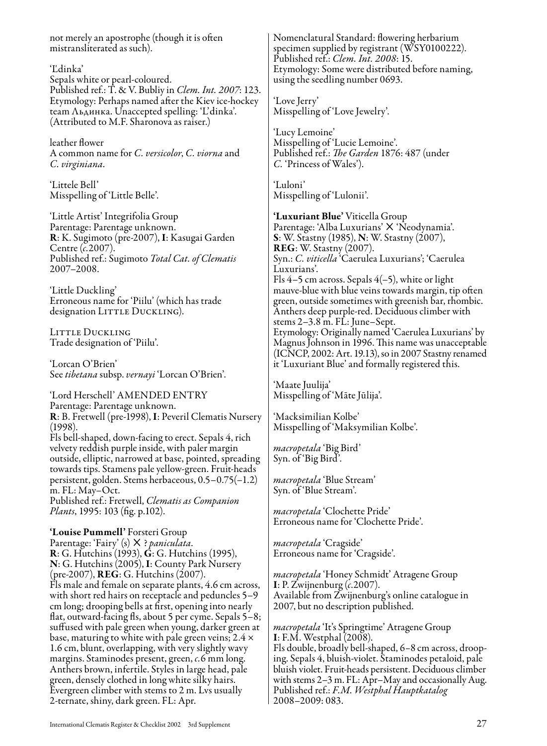not merely an apostrophe (though it is often mistransliterated as such).

'Ľdinka'
Sepals white or pearl-coloured.
Published ref.: T. & V. Bubliy in *Clem. Int. 2007*: 123.
Etymology: Perhaps named after the Kiev ice-hockey team Льдинка. Unaccepted spelling: 'L'dinka'. (Attributed to M.F. Sharonova as raiser.)

leather flower
A common name for *C. versicolor*, *C. viorna* and *C. virginiana*.

'Littele Bell'
Misspelling of 'Little Belle'.

'Little Artist' Integrifolia Group
Parentage: Parentage unknown.
**R**: K. Sugimoto (pre-2007), **I**: Kasugai Garden Centre (*c.*2007).
Published ref.: Sugimoto *Total Cat. of Clematis* 2007–2008.

'Little Duckling'
Erroneous name for 'Piilu' (which has trade designation LITTLE DUCKLING).

LITTLE DUCKLING
Trade designation of 'Piilu'.

'Lorcan O'Brien'
See *tibetana* subsp. *vernayi* 'Lorcan O'Brien'.

'Lord Herschell' AMENDED ENTRY
Parentage: Parentage unknown.
**R**: B. Fretwell (pre-1998), **I**: Peveril Clematis Nursery (1998).
Fls bell-shaped, down-facing to erect. Sepals 4, rich velvety reddish purple inside, with paler margin outside, elliptic, narrowed at base, pointed, spreading towards tips. Stamens pale yellow-green. Fruit-heads persistent, golden. Stems herbaceous, 0.5–0.75(–1.2) m. FL: May–Oct.
Published ref.: Fretwell, *Clematis as Companion Plants*, 1995: 103 (fig. p.102).

**'Louise Pummell'** Forsteri Group
Parentage: 'Fairy' (s) × ? *paniculata*.
**R**: G. Hutchins (1993), **G**: G. Hutchins (1995), **N**: G. Hutchins (2005), **I**: County Park Nursery (pre-2007), **REG**: G. Hutchins (2007).
Fls male and female on separate plants, 4.6 cm across, with short red hairs on receptacle and peduncles 5–9 cm long; drooping bells at first, opening into nearly flat, outward-facing fls, about 5 per cyme. Sepals 5–8; suffused with pale green when young, darker green at base, maturing to white with pale green veins; 2.4 × 1.6 cm, blunt, overlapping, with very slightly wavy margins. Staminodes present, green, *c.*6 mm long. Anthers brown, infertile. Styles in large head, pale green, densely clothed in long white silky hairs. Evergreen climber with stems to 2 m. Lvs usually 2-ternate, shiny, dark green. FL: Apr.
Nomenclatural Standard: flowering herbarium specimen supplied by registrant (WSY0100222).
Published ref.: *Clem. Int. 2008*: 15.
Etymology: Some were distributed before naming, using the seedling number 0693.

'Love Jerry'
Misspelling of 'Love Jewelry'.

'Lucy Lemoine'
Misspelling of 'Lucie Lemoine'.
Published ref.: *The Garden* 1876: 487 (under *C.* 'Princess of Wales').

'Luloni'
Misspelling of 'Lulonii'.

**'Luxuriant Blue'** Viticella Group
Parentage: 'Alba Luxurians' × 'Neodynamia'.
**S**: W. Stastny (1985), **N**: W. Stastny (2007), **REG**: W. Stastny (2007).
Syn.: *C. viticella* 'Caerulea Luxurians'; 'Caerulea Luxurians'.
Fls 4–5 cm across. Sepals 4(–5), white or light mauve-blue with blue veins towards margin, tip often green, outside sometimes with greenish bar, rhombic. Anthers deep purple-red. Deciduous climber with stems 2–3.8 m. FL: June–Sept.
Etymology: Originally named 'Caerulea Luxurians' by Magnus Johnson in 1996. This name was unacceptable (ICNCP, 2002: Art. 19.13), so in 2007 Stastny renamed it 'Luxuriant Blue' and formally registered this.

'Maate Juulija'
Misspelling of 'Māte Jūlija'.

'Macksimilian Kolbe'
Misspelling of 'Maksymilian Kolbe'.

*macropetala* 'Big Bird'
Syn. of 'Big Bird'.

*macropetala* 'Blue Stream'
Syn. of 'Blue Stream'.

*macropetala* 'Clochette Pride'
Erroneous name for 'Clochette Pride'.

*macropetala* 'Cragside'
Erroneous name for 'Cragside'.

*macropetala* 'Honey Schmidt' Atragene Group
**I**: P. Zwijnenburg (*c.*2007).
Available from Zwijnenburg's online catalogue in 2007, but no description published.

*macropetala* 'It's Springtime' Atragene Group
**I**: F.M. Westphal (2008).
Fls double, broadly bell-shaped, 6–8 cm across, drooping. Sepals 4, bluish-violet. Staminodes petaloid, pale bluish violet. Fruit-heads persistent. Deciduous climber with stems 2–3 m. FL: Apr–May and occasionally Aug.
Published ref.: *F.M. Westphal Hauptkatalog* 2008–2009: 083.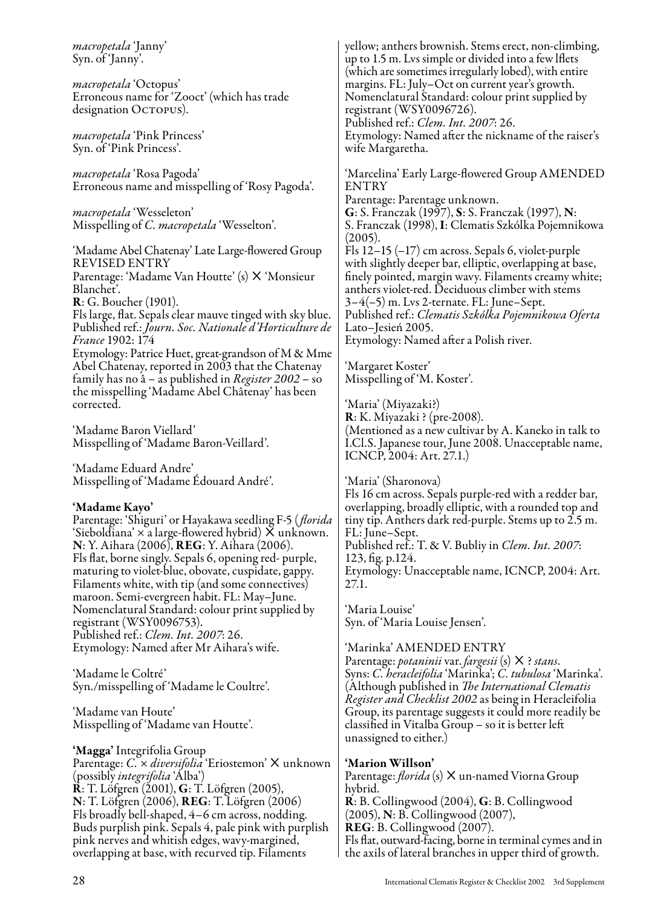*macropetala* 'Janny'
Syn. of 'Janny'.

*macropetala* 'Octopus'
Erroneous name for 'Zooct' (which has trade designation OCTOPUS).

*macropetala* 'Pink Princess'
Syn. of 'Pink Princess'.

*macropetala* 'Rosa Pagoda'
Erroneous name and misspelling of 'Rosy Pagoda'.

*macropetala* 'Wesseleton'
Misspelling of *C. macropetala* 'Wesselton'.

'Madame Abel Chatenay' Late Large-flowered Group REVISED ENTRY
Parentage: 'Madame Van Houtte' (s) × 'Monsieur Blanchet'.
**R**: G. Boucher (1901).
Fls large, flat. Sepals clear mauve tinged with sky blue.
Published ref.: *Journ. Soc. Nationale d'Horticulture de France* 1902: 174
Etymology: Patrice Huet, great-grandson of M & Mme Abel Chatenay, reported in 2003 that the Chatenay family has no â – as published in *Register 2002* – so the misspelling 'Madame Abel Châtenay' has been corrected.

'Madame Baron Viellard'
Misspelling of 'Madame Baron-Veillard'.

'Madame Eduard Andre'
Misspelling of 'Madame Édouard André'.

**'Madame Kayo'**
Parentage: 'Shiguri' or Hayakawa seedling F-5 (*florida* 'Sieboldiana' × a large-flowered hybrid) × unknown.
**N**: Y. Aihara (2006), **REG**: Y. Aihara (2006).
Fls flat, borne singly. Sepals 6, opening red- purple, maturing to violet-blue, obovate, cuspidate, gappy. Filaments white, with tip (and some connectives) maroon. Semi-evergreen habit. FL: May–June.
Nomenclatural Standard: colour print supplied by registrant (WSY0096753).
Published ref.: *Clem. Int. 2007*: 26.
Etymology: Named after Mr Aihara's wife.

'Madame le Coltré'
Syn./misspelling of 'Madame le Coultre'.

'Madame van Houte'
Misspelling of 'Madame van Houtte'.

**'Magga'** Integrifolia Group
Parentage: *C.* × *diversifolia* 'Eriostemon' × unknown (possibly *integrifolia* 'Alba')
**R**: T. Löfgren (2001), **G**: T. Löfgren (2005), **N**: T. Löfgren (2006), **REG**: T. Löfgren (2006)
Fls broadly bell-shaped, 4–6 cm across, nodding. Buds purplish pink. Sepals 4, pale pink with purplish pink nerves and whitish edges, wavy-margined, overlapping at base, with recurved tip. Filaments yellow; anthers brownish. Stems erect, non-climbing, up to 1.5 m. Lvs simple or divided into a few lflets (which are sometimes irregularly lobed), with entire margins. FL: July–Oct on current year's growth.
Nomenclatural Standard: colour print supplied by registrant (WSY0096726).
Published ref.: *Clem. Int. 2007*: 26.
Etymology: Named after the nickname of the raiser's wife Margaretha.

'Marcelina' Early Large-flowered Group AMENDED ENTRY
Parentage: Parentage unknown.
**G**: S. Franczak (1997), **S**: S. Franczak (1997), **N**: S. Franczak (1998), **I**: Clematis Szkólka Pojemnikowa (2005).
Fls 12–15 (–17) cm across. Sepals 6, violet-purple with slightly deeper bar, elliptic, overlapping at base, finely pointed, margin wavy. Filaments creamy white; anthers violet-red. Deciduous climber with stems 3–4(–5) m. Lvs 2-ternate. FL: June–Sept.
Published ref.: *Clematis Szkólka Pojemnikowa Oferta* Lato–Jesień 2005.
Etymology: Named after a Polish river.

'Margaret Koster'
Misspelling of 'M. Koster'.

'Maria' (Miyazaki?)
**R**: K. Miyazaki ? (pre-2008).
(Mentioned as a new cultivar by A. Kaneko in talk to I.Cl.S. Japanese tour, June 2008. Unacceptable name, ICNCP, 2004: Art. 27.1.)

'Maria' (Sharonova)
Fls 16 cm across. Sepals purple-red with a redder bar, overlapping, broadly elliptic, with a rounded top and tiny tip. Anthers dark red-purple. Stems up to 2.5 m. FL: June–Sept.
Published ref.: T. & V. Bubliy in *Clem. Int. 2007*: 123, fig. p.124.
Etymology: Unacceptable name, ICNCP, 2004: Art. 27.1.

'Maria Louise'
Syn. of 'Maria Louise Jensen'.

'Marinka' AMENDED ENTRY
Parentage: *potaninii* var. *fargesii* (s) × ? *stans*.
Syns: *C. heracleifolia* 'Marinka'; *C. tubulosa* 'Marinka'.
(Although published in *The International Clematis Register and Checklist 2002* as being in Heracleifolia Group, its parentage suggests it could more readily be classified in Vitalba Group – so it is better left unassigned to either.)

**'Marion Willson'**
Parentage: *florida* (s) × un-named Viorna Group hybrid.
**R**: B. Collingwood (2004), **G**: B. Collingwood (2005), **N**: B. Collingwood (2007),
**REG**: B. Collingwood (2007).
Fls flat, outward-facing, borne in terminal cymes and in the axils of lateral branches in upper third of growth.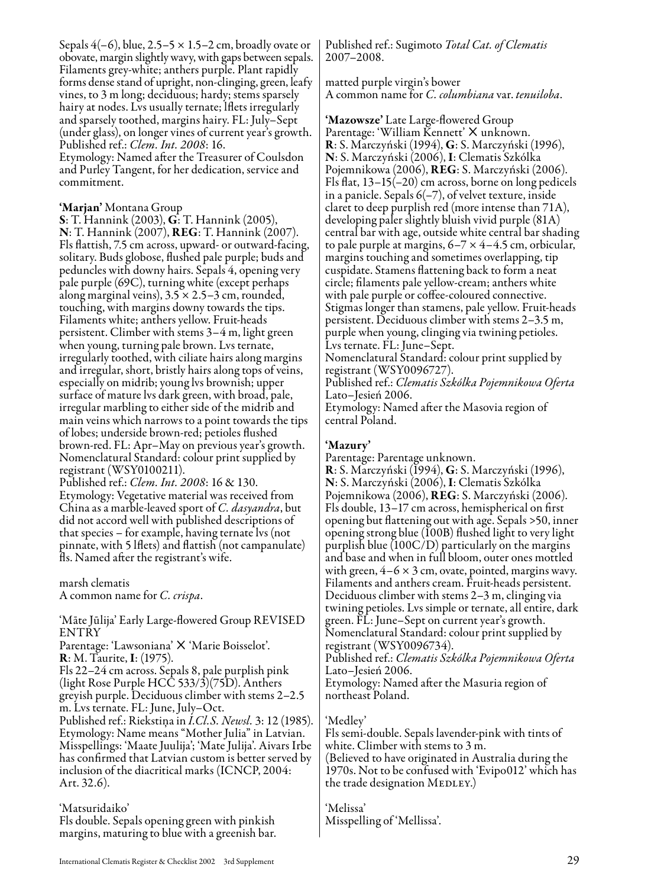Sepals 4(–6), blue, 2.5–5 × 1.5–2 cm, broadly ovate or obovate, margin slightly wavy, with gaps between sepals. Filaments grey-white; anthers purple. Plant rapidly forms dense stand of upright, non-clinging, green, leafy vines, to 3 m long; deciduous; hardy; stems sparsely hairy at nodes. Lvs usually ternate; lflets irregularly and sparsely toothed, margins hairy. FL: July–Sept (under glass), on longer vines of current year's growth.
Published ref.: *Clem. Int. 2008*: 16.
Etymology: Named after the Treasurer of Coulsdon and Purley Tangent, for her dedication, service and commitment.

**'Marjan'** Montana Group
**S**: T. Hannink (2003), **G**: T. Hannink (2005), **N**: T. Hannink (2007), **REG**: T. Hannink (2007).
Fls flattish, 7.5 cm across, upward- or outward-facing, solitary. Buds globose, flushed pale purple; buds and peduncles with downy hairs. Sepals 4, opening very pale purple (69C), turning white (except perhaps along marginal veins), 3.5 × 2.5–3 cm, rounded, touching, with margins downy towards the tips. Filaments white; anthers yellow. Fruit-heads persistent. Climber with stems 3–4 m, light green when young, turning pale brown. Lvs ternate, irregularly toothed, with ciliate hairs along margins and irregular, short, bristly hairs along tops of veins, especially on midrib; young lvs brownish; upper surface of mature lvs dark green, with broad, pale, irregular marbling to either side of the midrib and main veins which narrows to a point towards the tips of lobes; underside brown-red; petioles flushed brown-red. FL: Apr–May on previous year's growth.
Nomenclatural Standard: colour print supplied by registrant (WSY0100211).
Published ref.: *Clem. Int. 2008*: 16 & 130.
Etymology: Vegetative material was received from China as a marble-leaved sport of *C. dasyandra*, but did not accord well with published descriptions of that species – for example, having ternate lvs (not pinnate, with 5 lflets) and flattish (not campanulate) fls. Named after the registrant's wife.

marsh clematis
A common name for *C. crispa*.

'Māte Jūlija' Early Large-flowered Group REVISED ENTRY
Parentage: 'Lawsoniana' × 'Marie Boisselot'.
**R**: M. Taurite, **I**: (1975).
Fls 22–24 cm across. Sepals 8, pale purplish pink (light Rose Purple HCC 533/3)(75D). Anthers greyish purple. Deciduous climber with stems 2–2.5 m. Lvs ternate. FL: June, July–Oct.
Published ref.: Riekstiņa in *I.Cl.S. Newsl.* 3: 12 (1985).
Etymology: Name means "Mother Julia" in Latvian.
Misspellings: 'Maate Juulija'; 'Mate Julija'. Aivars Irbe has confirmed that Latvian custom is better served by inclusion of the diacritical marks (ICNCP, 2004: Art. 32.6).

'Matsuridaiko'
Fls double. Sepals opening green with pinkish margins, maturing to blue with a greenish bar.
Published ref.: Sugimoto *Total Cat. of Clematis* 2007–2008.

matted purple virgin's bower
A common name for *C. columbiana* var. *tenuiloba*.

**'Mazowsze'** Late Large-flowered Group
Parentage: 'William Kennett' × unknown.
**R**: S. Marczyński (1994), **G**: S. Marczyński (1996), **N**: S. Marczyński (2006), **I**: Clematis Szkólka Pojemnikowa (2006), **REG**: S. Marczyński (2006).
Fls flat, 13–15(–20) cm across, borne on long pedicels in a panicle. Sepals 6(–7), of velvet texture, inside claret to deep purplish red (more intense than 71A), developing paler slightly bluish vivid purple (81A) central bar with age, outside white central bar shading to pale purple at margins, 6–7 × 4–4.5 cm, orbicular, margins touching and sometimes overlapping, tip cuspidate. Stamens flattening back to form a neat circle; filaments pale yellow-cream; anthers white with pale purple or coffee-coloured connective. Stigmas longer than stamens, pale yellow. Fruit-heads persistent. Deciduous climber with stems 2–3.5 m, purple when young, clinging via twining petioles. Lvs ternate. FL: June–Sept.
Nomenclatural Standard: colour print supplied by registrant (WSY0096727).
Published ref.: *Clematis Szkólka Pojemnikowa Oferta* Lato–Jesień 2006.
Etymology: Named after the Masovia region of central Poland.

**'Mazury'**
Parentage: Parentage unknown.
**R**: S. Marczyński (1994), **G**: S. Marczyński (1996), **N**: S. Marczyński (2006), **I**: Clematis Szkólka Pojemnikowa (2006), **REG**: S. Marczyński (2006).
Fls double, 13–17 cm across, hemispherical on first opening but flattening out with age. Sepals >50, inner opening strong blue (100B) flushed light to very light purplish blue (100C/D) particularly on the margins and base and when in full bloom, outer ones mottled with green, 4–6 × 3 cm, ovate, pointed, margins wavy. Filaments and anthers cream. Fruit-heads persistent. Deciduous climber with stems 2–3 m, clinging via twining petioles. Lvs simple or ternate, all entire, dark green. FL: June–Sept on current year's growth.
Nomenclatural Standard: colour print supplied by registrant (WSY0096734).
Published ref.: *Clematis Szkólka Pojemnikowa Oferta* Lato–Jesień 2006.
Etymology: Named after the Masuria region of northeast Poland.

'Medley'
Fls semi-double. Sepals lavender-pink with tints of white. Climber with stems to 3 m.
(Believed to have originated in Australia during the 1970s. Not to be confused with 'Evipo012' which has the trade designation MEDLEY.)

'Melissa'
Misspelling of 'Mellissa'.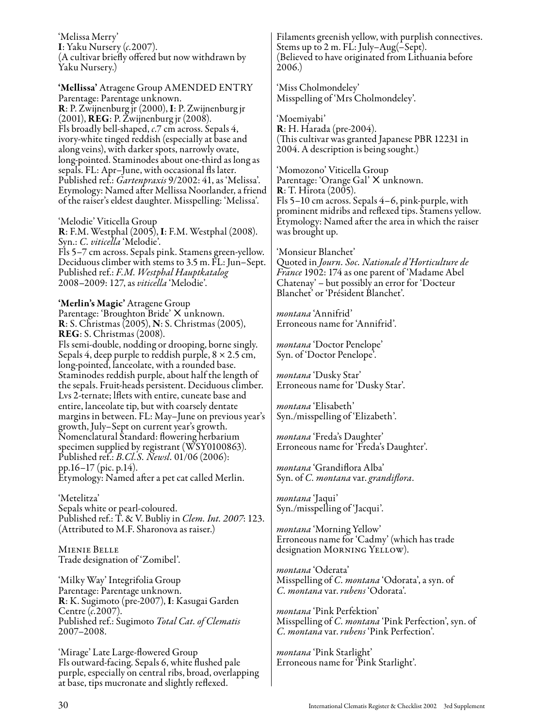'Melissa Merry'
**I**: Yaku Nursery (*c.*2007).
(A cultivar briefly offered but now withdrawn by Yaku Nursery.)

**'Mellissa'** Atragene Group AMENDED ENTRY
Parentage: Parentage unknown.
**R**: P. Zwijnenburg jr (2000), **I**: P. Zwijnenburg jr (2001), **REG**: P. Zwijnenburg jr (2008).
Fls broadly bell-shaped, *c.*7 cm across. Sepals 4, ivory-white tinged reddish (especially at base and along veins), with darker spots, narrowly ovate, long-pointed. Staminodes about one-third as long as sepals. FL: Apr–June, with occasional fls later.
Published ref.: *Gartenpraxis* 9/2002: 41, as 'Melissa'.
Etymology: Named after Mellissa Noorlander, a friend of the raiser's eldest daughter. Misspelling: 'Melissa'.

'Melodie' Viticella Group
**R**: F.M. Westphal (2005), **I**: F.M. Westphal (2008).
Syn.: *C. viticella* 'Melodie'.
Fls 5–7 cm across. Sepals pink. Stamens green-yellow. Deciduous climber with stems to 3.5 m. FL: Jun–Sept.
Published ref.: *F.M. Westphal Hauptkatalog* 2008–2009: 127, as *viticella* 'Melodie'.

**'Merlin's Magic'** Atragene Group
Parentage: 'Broughton Bride' × unknown.
**R**: S. Christmas (2005), **N**: S. Christmas (2005), **REG**: S. Christmas (2008).
Fls semi-double, nodding or drooping, borne singly. Sepals 4, deep purple to reddish purple, 8 × 2.5 cm, long-pointed, lanceolate, with a rounded base. Staminodes reddish purple, about half the length of the sepals. Fruit-heads persistent. Deciduous climber. Lvs 2-ternate; lflets with entire, cuneate base and entire, lanceolate tip, but with coarsely dentate margins in between. FL: May–June on previous year's growth, July–Sept on current year's growth.
Nomenclatural Standard: flowering herbarium specimen supplied by registrant (WSY0100863).
Published ref.: *B.Cl.S. Newsl.* 01/06 (2006): pp.16–17 (pic. p.14).
Etymology: Named after a pet cat called Merlin.

'Metelitza'
Sepals white or pearl-coloured.
Published ref.: T. & V. Bubliy in *Clem. Int. 2007*: 123.
(Attributed to M.F. Sharonova as raiser.)

MIENIE BELLE
Trade designation of 'Zomibel'.

'Milky Way' Integrifolia Group
Parentage: Parentage unknown.
**R**: K. Sugimoto (pre-2007), **I**: Kasugai Garden Centre (*c.*2007).
Published ref.: Sugimoto *Total Cat. of Clematis* 2007–2008.

'Mirage' Late Large-flowered Group
Fls outward-facing. Sepals 6, white flushed pale purple, especially on central ribs, broad, overlapping at base, tips mucronate and slightly reflexed.
Filaments greenish yellow, with purplish connectives. Stems up to 2 m. FL: July–Aug(–Sept).
(Believed to have originated from Lithuania before 2006.)

'Miss Cholmondeley'
Misspelling of 'Mrs Cholmondeley'.

'Moemiyabi'
**R**: H. Harada (pre-2004).
(This cultivar was granted Japanese PBR 12231 in 2004. A description is being sought.)

'Momozono' Viticella Group
Parentage: 'Orange Gal' × unknown.
**R**: T. Hirota (2005).
Fls 5–10 cm across. Sepals 4–6, pink-purple, with prominent midribs and reflexed tips. Stamens yellow.
Etymology: Named after the area in which the raiser was brought up.

'Monsieur Blanchet'
Quoted in *Journ. Soc. Nationale d'Horticulture de France* 1902: 174 as one parent of 'Madame Abel Chatenay' – but possibly an error for 'Docteur Blanchet' or 'Président Blanchet'.

*montana* 'Annifrid'
Erroneous name for 'Annifrid'.

*montana* 'Doctor Penelope'
Syn. of 'Doctor Penelope'.

*montana* 'Dusky Star'
Erroneous name for 'Dusky Star'.

*montana* 'Elisabeth'
Syn./misspelling of 'Elizabeth'.

*montana* 'Freda's Daughter'
Erroneous name for 'Freda's Daughter'.

*montana* 'Grandiflora Alba'
Syn. of *C. montana* var. *grandiflora*.

*montana* 'Jaqui'
Syn./misspelling of 'Jacqui'.

*montana* 'Morning Yellow'
Erroneous name for 'Cadmy' (which has trade designation MORNING YELLOW).

*montana* 'Oderata'
Misspelling of *C. montana* 'Odorata', a syn. of *C. montana* var. *rubens* 'Odorata'.

*montana* 'Pink Perfektion'
Misspelling of *C. montana* 'Pink Perfection', syn. of *C. montana* var. *rubens* 'Pink Perfection'.

*montana* 'Pink Starlight'
Erroneous name for 'Pink Starlight'.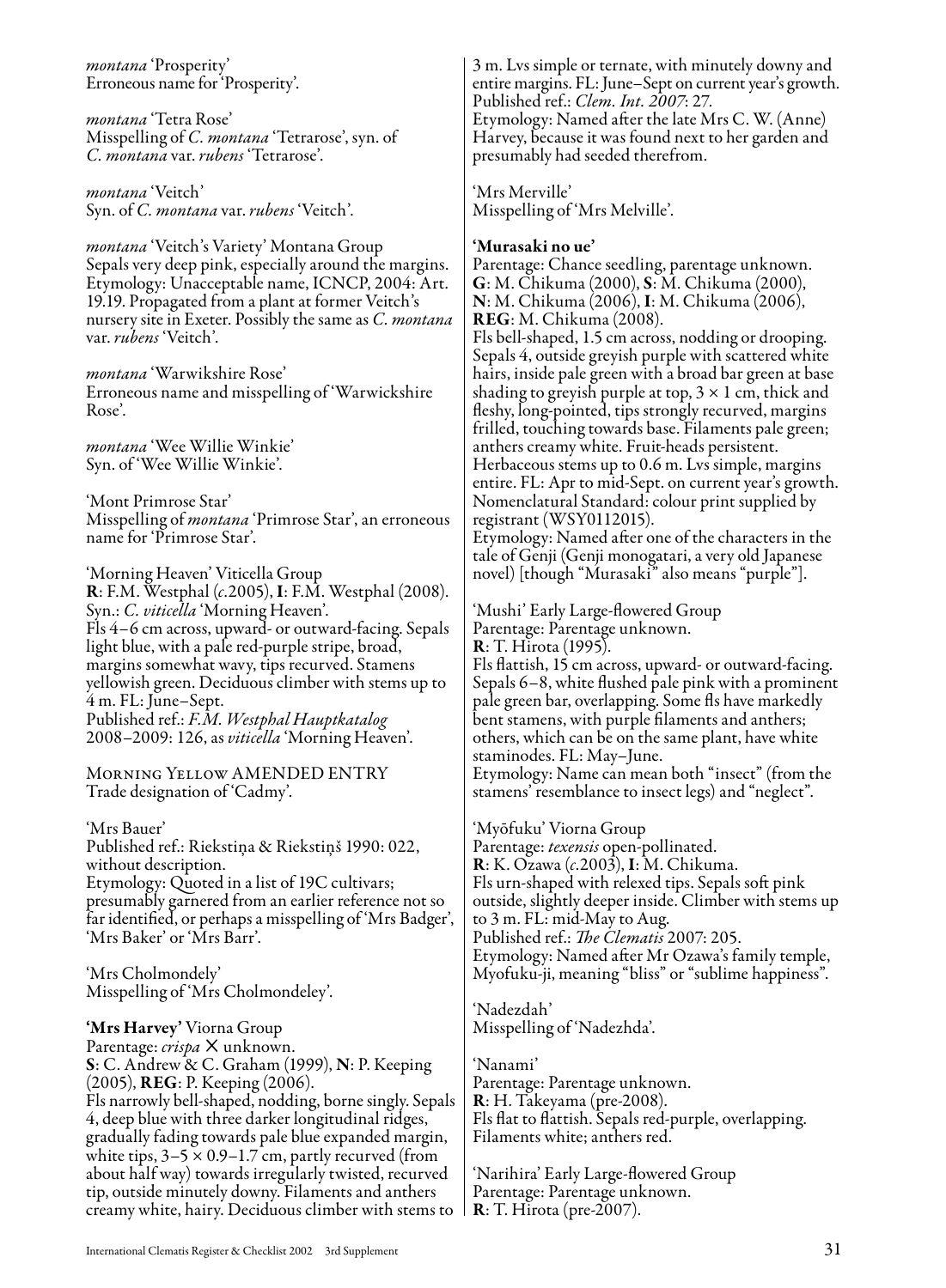*montana* 'Prosperity'
Erroneous name for 'Prosperity'.

*montana* 'Tetra Rose'
Misspelling of *C. montana* 'Tetrarose', syn. of *C. montana* var. *rubens* 'Tetrarose'.

*montana* 'Veitch'
Syn. of *C. montana* var. *rubens* 'Veitch'.

*montana* 'Veitch's Variety' Montana Group
Sepals very deep pink, especially around the margins.
Etymology: Unacceptable name, ICNCP, 2004: Art. 19.19. Propagated from a plant at former Veitch's nursery site in Exeter. Possibly the same as *C. montana* var. *rubens* 'Veitch'.

*montana* 'Warwikshire Rose'
Erroneous name and misspelling of 'Warwickshire Rose'.

*montana* 'Wee Willie Winkie'
Syn. of 'Wee Willie Winkie'.

'Mont Primrose Star'
Misspelling of *montana* 'Primrose Star', an erroneous name for 'Primrose Star'.

'Morning Heaven' Viticella Group
**R**: F.M. Westphal (*c*.2005), **I**: F.M. Westphal (2008).
Syn.: *C. viticella* 'Morning Heaven'.
Fls 4–6 cm across, upward- or outward-facing. Sepals light blue, with a pale red-purple stripe, broad, margins somewhat wavy, tips recurved. Stamens yellowish green. Deciduous climber with stems up to 4 m. FL: June–Sept.
Published ref.: *F.M. Westphal Hauptkatalog* 2008–2009: 126, as *viticella* 'Morning Heaven'.

MORNING YELLOW AMENDED ENTRY
Trade designation of 'Cadmy'.

'Mrs Bauer'
Published ref.: Riekstiņa & Riekstiņš 1990: 022, without description.
Etymology: Quoted in a list of 19C cultivars; presumably garnered from an earlier reference not so far identified, or perhaps a misspelling of 'Mrs Badger', 'Mrs Baker' or 'Mrs Barr'.

'Mrs Cholmondely'
Misspelling of 'Mrs Cholmondeley'.

**'Mrs Harvey'** Viorna Group
Parentage: *crispa* × unknown.
**S**: C. Andrew & C. Graham (1999), **N**: P. Keeping (2005), **REG**: P. Keeping (2006).
Fls narrowly bell-shaped, nodding, borne singly. Sepals 4, deep blue with three darker longitudinal ridges, gradually fading towards pale blue expanded margin, white tips, 3–5 × 0.9–1.7 cm, partly recurved (from about half way) towards irregularly twisted, recurved tip, outside minutely downy. Filaments and anthers creamy white, hairy. Deciduous climber with stems to 3 m. Lvs simple or ternate, with minutely downy and entire margins. FL: June–Sept on current year's growth.
Published ref.: *Clem. Int. 2007*: 27.
Etymology: Named after the late Mrs C. W. (Anne) Harvey, because it was found next to her garden and presumably had seeded therefrom.

'Mrs Merville'
Misspelling of 'Mrs Melville'.

**'Murasaki no ue'**
Parentage: Chance seedling, parentage unknown.
**G**: M. Chikuma (2000), **S**: M. Chikuma (2000), **N**: M. Chikuma (2006), **I**: M. Chikuma (2006), **REG**: M. Chikuma (2008).
Fls bell-shaped, 1.5 cm across, nodding or drooping. Sepals 4, outside greyish purple with scattered white hairs, inside pale green with a broad bar green at base shading to greyish purple at top, 3 × 1 cm, thick and fleshy, long-pointed, tips strongly recurved, margins frilled, touching towards base. Filaments pale green; anthers creamy white. Fruit-heads persistent. Herbaceous stems up to 0.6 m. Lvs simple, margins entire. FL: Apr to mid-Sept. on current year's growth.
Nomenclatural Standard: colour print supplied by registrant (WSY0112015).
Etymology: Named after one of the characters in the tale of Genji (Genji monogatari, a very old Japanese novel) [though "Murasaki" also means "purple"].

'Mushi' Early Large-flowered Group
Parentage: Parentage unknown.
**R**: T. Hirota (1995).
Fls flattish, 15 cm across, upward- or outward-facing. Sepals 6–8, white flushed pale pink with a prominent pale green bar, overlapping. Some fls have markedly bent stamens, with purple filaments and anthers; others, which can be on the same plant, have white staminodes. FL: May–June.
Etymology: Name can mean both "insect" (from the stamens' resemblance to insect legs) and "neglect".

'Myōfuku' Viorna Group
Parentage: *texensis* open-pollinated.
**R**: K. Ozawa (*c*.2003), **I**: M. Chikuma.
Fls urn-shaped with relaxed tips. Sepals soft pink outside, slightly deeper inside. Climber with stems up to 3 m. FL: mid-May to Aug.
Published ref.: *The Clematis* 2007: 205.
Etymology: Named after Mr Ozawa's family temple, Myofuku-ji, meaning "bliss" or "sublime happiness".

'Nadezdah'
Misspelling of 'Nadezhda'.

'Nanami'
Parentage: Parentage unknown.
**R**: H. Takeyama (pre-2008).
Fls flat to flattish. Sepals red-purple, overlapping. Filaments white; anthers red.

'Narihira' Early Large-flowered Group
Parentage: Parentage unknown.
**R**: T. Hirota (pre-2007).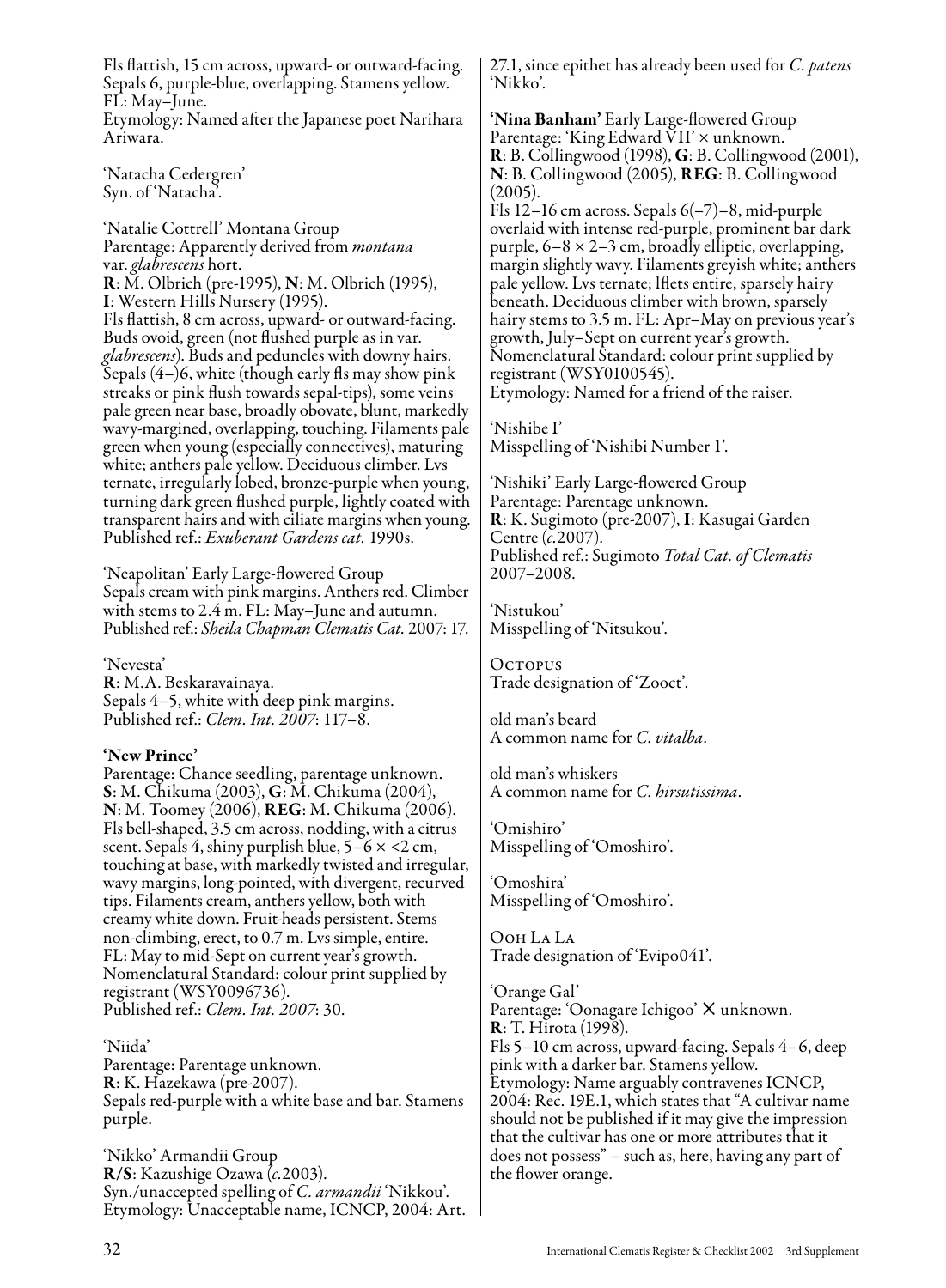Fls flattish, 15 cm across, upward- or outward-facing. Sepals 6, purple-blue, overlapping. Stamens yellow. FL: May–June.
Etymology: Named after the Japanese poet Narihara Ariwara.

'Natacha Cedergren'
Syn. of 'Natacha'.

'Natalie Cottrell' Montana Group
Parentage: Apparently derived from *montana* var. *glabrescens* hort.
**R**: M. Olbrich (pre-1995), **N**: M. Olbrich (1995), **I**: Western Hills Nursery (1995).
Fls flattish, 8 cm across, upward- or outward-facing. Buds ovoid, green (not flushed purple as in var. *glabrescens*). Buds and peduncles with downy hairs. Sepals (4–)6, white (though early fls may show pink streaks or pink flush towards sepal-tips), some veins pale green near base, broadly obovate, blunt, markedly wavy-margined, overlapping, touching. Filaments pale green when young (especially connectives), maturing white; anthers pale yellow. Deciduous climber. Lvs ternate, irregularly lobed, bronze-purple when young, turning dark green flushed purple, lightly coated with transparent hairs and with ciliate margins when young.
Published ref.: *Exuberant Gardens cat.* 1990s.

'Neapolitan' Early Large-flowered Group
Sepals cream with pink margins. Anthers red. Climber with stems to 2.4 m. FL: May–June and autumn.
Published ref.: *Sheila Chapman Clematis Cat.* 2007: 17.

'Nevesta'
**R**: M.A. Beskaravainaya.
Sepals 4–5, white with deep pink margins.
Published ref.: *Clem. Int. 2007*: 117–8.

**'New Prince'**
Parentage: Chance seedling, parentage unknown.
**S**: M. Chikuma (2003), **G**: M. Chikuma (2004), **N**: M. Toomey (2006), **REG**: M. Chikuma (2006).
Fls bell-shaped, 3.5 cm across, nodding, with a citrus scent. Sepals 4, shiny purplish blue, 5–6 × <2 cm, touching at base, with markedly twisted and irregular, wavy margins, long-pointed, with divergent, recurved tips. Filaments cream, anthers yellow, both with creamy white down. Fruit-heads persistent. Stems non-climbing, erect, to 0.7 m. Lvs simple, entire. FL: May to mid-Sept on current year's growth.
Nomenclatural Standard: colour print supplied by registrant (WSY0096736).
Published ref.: *Clem. Int. 2007*: 30.

'Niida'
Parentage: Parentage unknown.
**R**: K. Hazekawa (pre-2007).
Sepals red-purple with a white base and bar. Stamens purple.

'Nikko' Armandii Group
**R/S**: Kazushige Ozawa (*c.*2003).
Syn./unaccepted spelling of *C. armandii* 'Nikkou'.
Etymology: Unacceptable name, ICNCP, 2004: Art. 27.1, since epithet has already been used for *C. patens* 'Nikko'.

**'Nina Banham'** Early Large-flowered Group
Parentage: 'King Edward VII' × unknown.
**R**: B. Collingwood (1998), **G**: B. Collingwood (2001), **N**: B. Collingwood (2005), **REG**: B. Collingwood (2005).
Fls 12–16 cm across. Sepals 6(–7)–8, mid-purple overlaid with intense red-purple, prominent bar dark purple, 6–8 × 2–3 cm, broadly elliptic, overlapping, margin slightly wavy. Filaments greyish white; anthers pale yellow. Lvs ternate; lflets entire, sparsely hairy beneath. Deciduous climber with brown, sparsely hairy stems to 3.5 m. FL: Apr–May on previous year's growth, July–Sept on current year's growth.
Nomenclatural Standard: colour print supplied by registrant (WSY0100545).
Etymology: Named for a friend of the raiser.

'Nishibe I'
Misspelling of 'Nishibi Number 1'.

'Nishiki' Early Large-flowered Group
Parentage: Parentage unknown.
**R**: K. Sugimoto (pre-2007), **I**: Kasugai Garden Centre (*c.*2007).
Published ref.: Sugimoto *Total Cat. of Clematis* 2007–2008.

'Nistukou'
Misspelling of 'Nitsukou'.

Octopus
Trade designation of 'Zooct'.

old man's beard
A common name for *C. vitalba*.

old man's whiskers
A common name for *C. hirsutissima*.

'Omishiro'
Misspelling of 'Omoshiro'.

'Omoshira'
Misspelling of 'Omoshiro'.

Ooh La La
Trade designation of 'Evipo041'.

'Orange Gal'
Parentage: 'Oonagare Ichigoo' × unknown.
**R**: T. Hirota (1998).
Fls 5–10 cm across, upward-facing. Sepals 4–6, deep pink with a darker bar. Stamens yellow.
Etymology: Name arguably contravenes ICNCP, 2004: Rec. 19E.1, which states that "A cultivar name should not be published if it may give the impression that the cultivar has one or more attributes that it does not possess" – such as, here, having any part of the flower orange.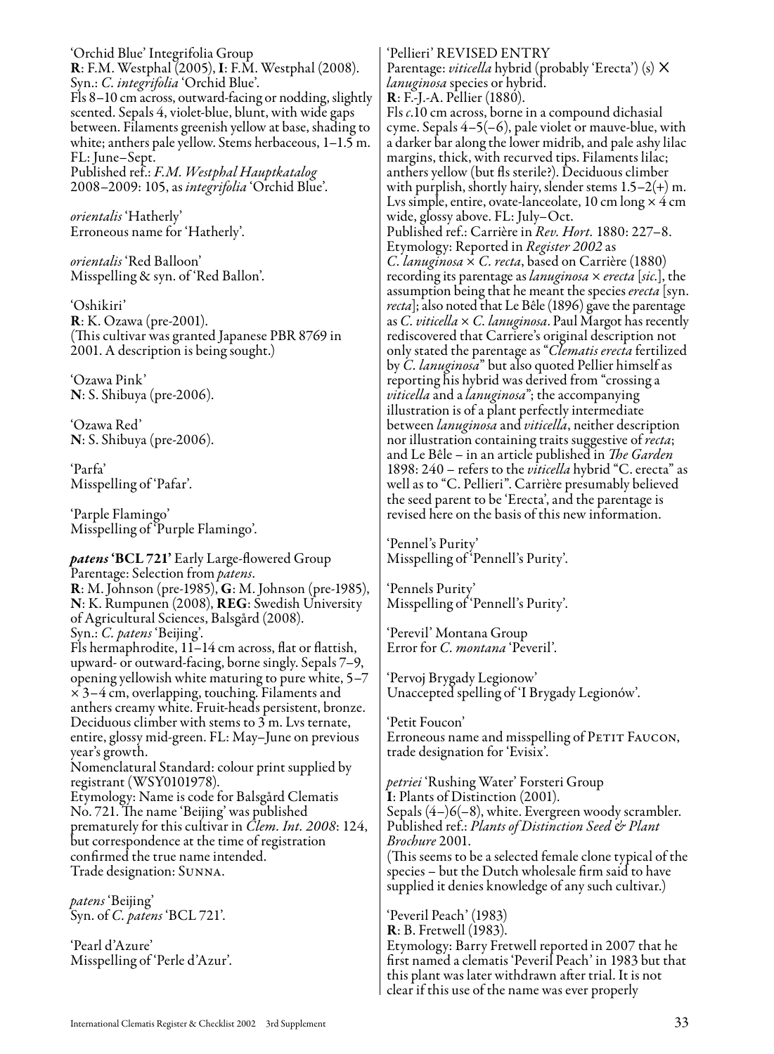'Orchid Blue' Integrifolia Group
**R**: F.M. Westphal (2005), **I**: F.M. Westphal (2008).
Syn.: *C. integrifolia* 'Orchid Blue'.
Fls 8–10 cm across, outward-facing or nodding, slightly scented. Sepals 4, violet-blue, blunt, with wide gaps between. Filaments greenish yellow at base, shading to white; anthers pale yellow. Stems herbaceous, 1–1.5 m. FL: June–Sept.
Published ref.: *F.M. Westphal Hauptkatalog* 2008–2009: 105, as *integrifolia* 'Orchid Blue'.

*orientalis* 'Hatherly'
Erroneous name for 'Hatherly'.

*orientalis* 'Red Balloon'
Misspelling & syn. of 'Red Ballon'.

'Oshikiri'
**R**: K. Ozawa (pre-2001).
(This cultivar was granted Japanese PBR 8769 in 2001. A description is being sought.)

'Ozawa Pink'
**N**: S. Shibuya (pre-2006).

'Ozawa Red'
**N**: S. Shibuya (pre-2006).

'Parfa'
Misspelling of 'Pafar'.

'Parple Flamingo'
Misspelling of 'Purple Flamingo'.

***patens* 'BCL 721'** Early Large-flowered Group
Parentage: Selection from *patens*.
**R**: M. Johnson (pre-1985), **G**: M. Johnson (pre-1985), **N**: K. Rumpunen (2008), **REG**: Swedish University of Agricultural Sciences, Balsgård (2008).
Syn.: *C. patens* 'Beijing'.
Fls hermaphrodite, 11–14 cm across, flat or flattish, upward- or outward-facing, borne singly. Sepals 7–9, opening yellowish white maturing to pure white, 5–7 × 3–4 cm, overlapping, touching. Filaments and anthers creamy white. Fruit-heads persistent, bronze. Deciduous climber with stems to 3 m. Lvs ternate, entire, glossy mid-green. FL: May–June on previous year's growth.
Nomenclatural Standard: colour print supplied by registrant (WSY0101978).
Etymology: Name is code for Balsgård Clematis No. 721. The name 'Beijing' was published prematurely for this cultivar in *Clem. Int. 2008*: 124, but correspondence at the time of registration confirmed the true name intended.
Trade designation: SUNNA.

*patens* 'Beijing'
Syn. of *C. patens* 'BCL 721'.

'Pearl d'Azure'
Misspelling of 'Perle d'Azur'.

'Pellieri' REVISED ENTRY
Parentage: *viticella* hybrid (probably 'Erecta') (s) × *lanuginosa* species or hybrid.
**R**: F.-J.-A. Pellier (1880).
Fls *c.*10 cm across, borne in a compound dichasial cyme. Sepals 4–5(–6), pale violet or mauve-blue, with a darker bar along the lower midrib, and pale ashy lilac margins, thick, with recurved tips. Filaments lilac; anthers yellow (but fls sterile?). Deciduous climber with purplish, shortly hairy, slender stems 1.5–2(+) m. Lvs simple, entire, ovate-lanceolate, 10 cm long × 4 cm wide, glossy above. FL: July–Oct.
Published ref.: Carrière in *Rev. Hort.* 1880: 227–8.
Etymology: Reported in *Register 2002* as *C. lanuginosa* × *C. recta*, based on Carrière (1880) recording its parentage as *lanuginosa* × *erecta* [*sic.*], the assumption being that he meant the species *erecta* [syn. *recta*]; also noted that Le Bêle (1896) gave the parentage as *C. viticella* × *C. lanuginosa*. Paul Margot has recently rediscovered that Carriere's original description not only stated the parentage as "*Clematis erecta* fertilized by *C. lanuginosa*" but also quoted Pellier himself as reporting his hybrid was derived from "crossing a *viticella* and a *lanuginosa*"; the accompanying illustration is of a plant perfectly intermediate between *lanuginosa* and *viticella*, neither description nor illustration containing traits suggestive of *recta*; and Le Bêle – in an article published in *The Garden* 1898: 240 – refers to the *viticella* hybrid "C. erecta" as well as to "C. Pellieri". Carrière presumably believed the seed parent to be 'Erecta', and the parentage is revised here on the basis of this new information.

'Pennel's Purity'
Misspelling of 'Pennell's Purity'.

'Pennels Purity'
Misspelling of 'Pennell's Purity'.

'Perevil' Montana Group
Error for *C. montana* 'Peveril'.

'Pervoj Brygady Legionow'
Unaccepted spelling of 'I Brygady Legionów'.

'Petit Foucon'
Erroneous name and misspelling of PETIT FAUCON, trade designation for 'Evisix'.

*petriei* 'Rushing Water' Forsteri Group
**I**: Plants of Distinction (2001).
Sepals (4–)6(–8), white. Evergreen woody scrambler.
Published ref.: *Plants of Distinction Seed & Plant Brochure* 2001.
(This seems to be a selected female clone typical of the species – but the Dutch wholesale firm said to have supplied it denies knowledge of any such cultivar.)

'Peveril Peach' (1983)
**R**: B. Fretwell (1983).
Etymology: Barry Fretwell reported in 2007 that he first named a clematis 'Peveril Peach' in 1983 but that this plant was later withdrawn after trial. It is not clear if this use of the name was ever properly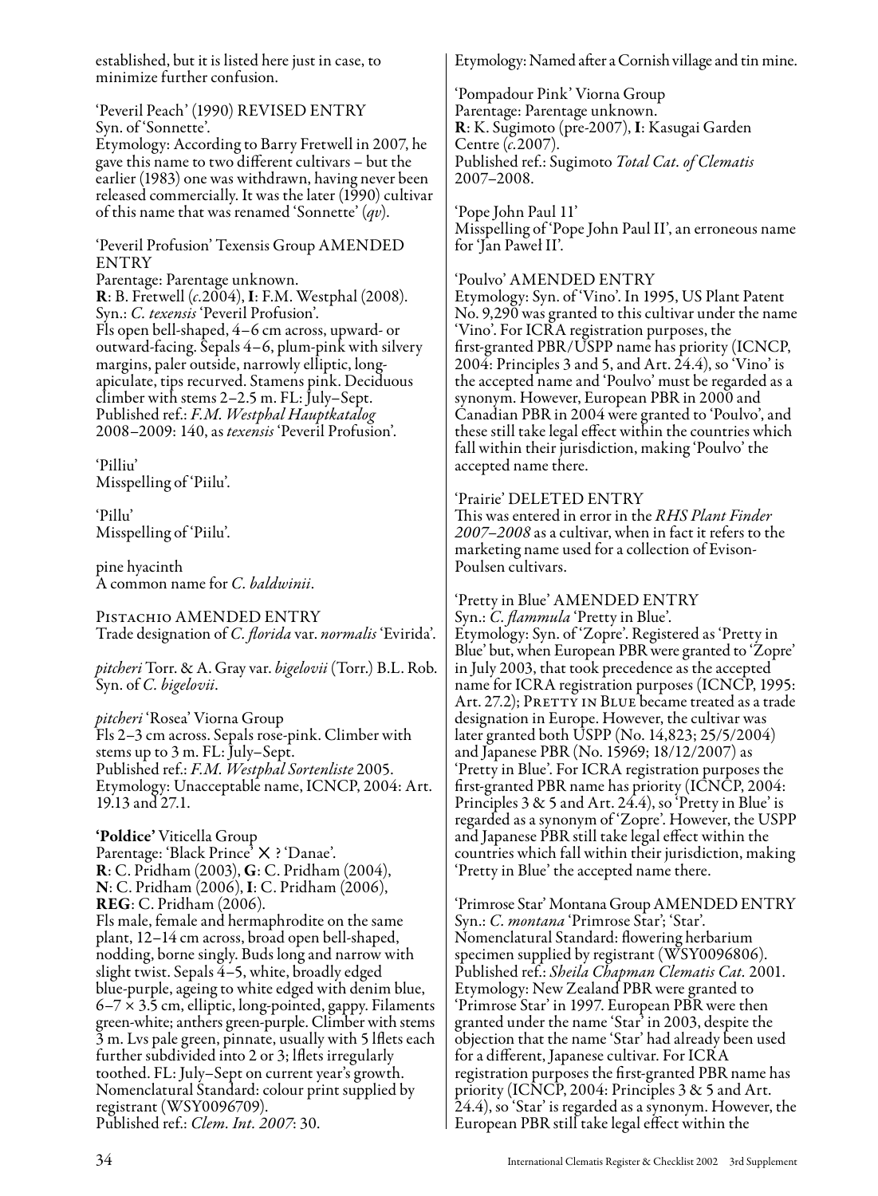established, but it is listed here just in case, to minimize further confusion.

'Peveril Peach' (1990) REVISED ENTRY
Syn. of 'Sonnette'.
Etymology: According to Barry Fretwell in 2007, he gave this name to two different cultivars – but the earlier (1983) one was withdrawn, having never been released commercially. It was the later (1990) cultivar of this name that was renamed 'Sonnette' (*qv*).

'Peveril Profusion' Texensis Group AMENDED ENTRY
Parentage: Parentage unknown.
**R**: B. Fretwell (*c.*2004), **I**: F.M. Westphal (2008).
Syn.: *C. texensis* 'Peveril Profusion'.
Fls open bell-shaped, 4–6 cm across, upward- or outward-facing. Sepals 4–6, plum-pink with silvery margins, paler outside, narrowly elliptic, long-apiculate, tips recurved. Stamens pink. Deciduous climber with stems 2–2.5 m. FL: July–Sept.
Published ref.: *F.M. Westphal Hauptkatalog* 2008–2009: 140, as *texensis* 'Peveril Profusion'.

'Pilliu'
Misspelling of 'Piilu'.

'Pillu'
Misspelling of 'Piilu'.

pine hyacinth
A common name for *C. baldwinii*.

PISTACHIO AMENDED ENTRY
Trade designation of *C. florida* var. *normalis* 'Evirida'.

*pitcheri* Torr. & A. Gray var. *bigelovii* (Torr.) B.L. Rob.
Syn. of *C. bigelovii*.

*pitcheri* 'Rosea' Viorna Group
Fls 2–3 cm across. Sepals rose-pink. Climber with stems up to 3 m. FL: July–Sept.
Published ref.: *F.M. Westphal Sortenliste* 2005.
Etymology: Unacceptable name, ICNCP, 2004: Art. 19.13 and 27.1.

**'Poldice'** Viticella Group
Parentage: 'Black Prince' × ? 'Danae'.
**R**: C. Pridham (2003), **G**: C. Pridham (2004), **N**: C. Pridham (2006), **I**: C. Pridham (2006), **REG**: C. Pridham (2006).
Fls male, female and hermaphrodite on the same plant, 12–14 cm across, broad open bell-shaped, nodding, borne singly. Buds long and narrow with slight twist. Sepals 4–5, white, broadly edged blue-purple, ageing to white edged with denim blue, 6–7 × 3.5 cm, elliptic, long-pointed, gappy. Filaments green-white; anthers green-purple. Climber with stems 3 m. Lvs pale green, pinnate, usually with 5 lflets each further subdivided into 2 or 3; lflets irregularly toothed. FL: July–Sept on current year's growth.
Nomenclatural Standard: colour print supplied by registrant (WSY0096709).
Published ref.: *Clem. Int. 2007*: 30.
Etymology: Named after a Cornish village and tin mine.

'Pompadour Pink' Viorna Group
Parentage: Parentage unknown.
**R**: K. Sugimoto (pre-2007), **I**: Kasugai Garden Centre (*c.*2007).
Published ref.: Sugimoto *Total Cat. of Clematis* 2007–2008.

'Pope John Paul 11'
Misspelling of 'Pope John Paul II', an erroneous name for 'Jan Paweł II'.

'Poulvo' AMENDED ENTRY
Etymology: Syn. of 'Vino'. In 1995, US Plant Patent No. 9,290 was granted to this cultivar under the name 'Vino'. For ICRA registration purposes, the first-granted PBR/USPP name has priority (ICNCP, 2004: Principles 3 and 5, and Art. 24.4), so 'Vino' is the accepted name and 'Poulvo' must be regarded as a synonym. However, European PBR in 2000 and Canadian PBR in 2004 were granted to 'Poulvo', and these still take legal effect within the countries which fall within their jurisdiction, making 'Poulvo' the accepted name there.

'Prairie' DELETED ENTRY
This was entered in error in the *RHS Plant Finder 2007–2008* as a cultivar, when in fact it refers to the marketing name used for a collection of Evison-Poulsen cultivars.

'Pretty in Blue' AMENDED ENTRY
Syn.: *C. flammula* 'Pretty in Blue'.
Etymology: Syn. of 'Zopre'. Registered as 'Pretty in Blue' but, when European PBR were granted to 'Zopre' in July 2003, that took precedence as the accepted name for ICRA registration purposes (ICNCP, 1995: Art. 27.2); PRETTY IN BLUE became treated as a trade designation in Europe. However, the cultivar was later granted both USPP (No. 14,823; 25/5/2004) and Japanese PBR (No. 15969; 18/12/2007) as 'Pretty in Blue'. For ICRA registration purposes the first-granted PBR name has priority (ICNCP, 2004: Principles 3 & 5 and Art. 24.4), so 'Pretty in Blue' is regarded as a synonym of 'Zopre'. However, the USPP and Japanese PBR still take legal effect within the countries which fall within their jurisdiction, making 'Pretty in Blue' the accepted name there.

'Primrose Star' Montana Group AMENDED ENTRY
Syn.: *C. montana* 'Primrose Star'; 'Star'.
Nomenclatural Standard: flowering herbarium specimen supplied by registrant (WSY0096806).
Published ref.: *Sheila Chapman Clematis Cat.* 2001.
Etymology: New Zealand PBR were granted to 'Primrose Star' in 1997. European PBR were then granted under the name 'Star' in 2003, despite the objection that the name 'Star' had already been used for a different, Japanese cultivar. For ICRA registration purposes the first-granted PBR name has priority (ICNCP, 2004: Principles 3 & 5 and Art. 24.4), so 'Star' is regarded as a synonym. However, the European PBR still take legal effect within the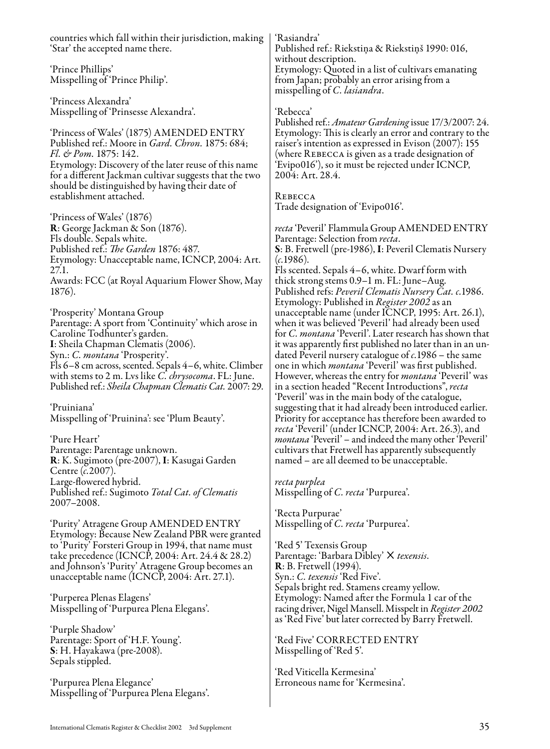countries which fall within their jurisdiction, making 'Star' the accepted name there.

'Prince Phillips'
Misspelling of 'Prince Philip'.

'Princess Alexandra'
Misspelling of 'Prinsesse Alexandra'.

'Princess of Wales' (1875) AMENDED ENTRY
Published ref.: Moore in *Gard. Chron.* 1875: 684; *Fl. & Pom.* 1875: 142.
Etymology: Discovery of the later reuse of this name for a different Jackman cultivar suggests that the two should be distinguished by having their date of establishment attached.

'Princess of Wales' (1876)
**R**: George Jackman & Son (1876).
Fls double. Sepals white.
Published ref.: *The Garden* 1876: 487.
Etymology: Unacceptable name, ICNCP, 2004: Art. 27.1.
Awards: FCC (at Royal Aquarium Flower Show, May 1876).

'Prosperity' Montana Group
Parentage: A sport from 'Continuity' which arose in Caroline Todhunter's garden.
**I**: Sheila Chapman Clematis (2006).
Syn.: *C. montana* 'Prosperity'.
Fls 6–8 cm across, scented. Sepals 4–6, white. Climber with stems to 2 m. Lvs like *C. chrysocoma*. FL: June.
Published ref.: *Sheila Chapman Clematis Cat.* 2007: 29.

'Pruiniana'
Misspelling of 'Pruinina': see 'Plum Beauty'.

'Pure Heart'
Parentage: Parentage unknown.
**R**: K. Sugimoto (pre-2007), **I**: Kasugai Garden Centre (*c.*2007).
Large-flowered hybrid.
Published ref.: Sugimoto *Total Cat. of Clematis* 2007–2008.

'Purity' Atragene Group AMENDED ENTRY
Etymology: Because New Zealand PBR were granted to 'Purity' Forsteri Group in 1994, that name must take precedence (ICNCP, 2004: Art. 24.4 & 28.2) and Johnson's 'Purity' Atragene Group becomes an unacceptable name (ICNCP, 2004: Art. 27.1).

'Purperea Plenas Elagens'
Misspelling of 'Purpurea Plena Elegans'.

'Purple Shadow'
Parentage: Sport of 'H.F. Young'.
**S**: H. Hayakawa (pre-2008).
Sepals stippled.

'Purpurea Plena Elegance'
Misspelling of 'Purpurea Plena Elegans'.

'Rasiandra'
Published ref.: Riekstiņa & Riekstiņš 1990: 016, without description.
Etymology: Quoted in a list of cultivars emanating from Japan; probably an error arising from a misspelling of *C. lasiandra*.

'Rebecca'
Published ref.: *Amateur Gardening* issue 17/3/2007: 24.
Etymology: This is clearly an error and contrary to the raiser's intention as expressed in Evison (2007): 155 (where REBECCA is given as a trade designation of 'Evipo016'), so it must be rejected under ICNCP, 2004: Art. 28.4.

REBECCA
Trade designation of 'Evipo016'.

*recta* 'Peveril' Flammula Group AMENDED ENTRY
Parentage: Selection from *recta*.
**S**: B. Fretwell (pre-1986), **I**: Peveril Clematis Nursery (*c.*1986).
Fls scented. Sepals 4–6, white. Dwarf form with thick strong stems 0.9–1 m. FL: June–Aug.
Published refs: *Peveril Clematis Nursery Cat. c.*1986.
Etymology: Published in *Register 2002* as an unacceptable name (under ICNCP, 1995: Art. 26.1), when it was believed 'Peveril' had already been used for *C. montana* 'Peveril'. Later research has shown that it was apparently first published no later than in an undated Peveril nursery catalogue of *c.*1986 – the same one in which *montana* 'Peveril' was first published. However, whereas the entry for *montana* 'Peveril' was in a section headed "Recent Introductions", *recta* 'Peveril' was in the main body of the catalogue, suggesting that it had already been introduced earlier. Priority for acceptance has therefore been awarded to *recta* 'Peveril' (under ICNCP, 2004: Art. 26.3), and *montana* 'Peveril' – and indeed the many other 'Peveril' cultivars that Fretwell has apparently subsequently named – are all deemed to be unacceptable.

*recta purplea*
Misspelling of *C. recta* 'Purpurea'.

'Recta Purpurae'
Misspelling of *C. recta* 'Purpurea'.

'Red 5' Texensis Group
Parentage: 'Barbara Dibley' × *texensis*.
**R**: B. Fretwell (1994).
Syn.: *C. texensis* 'Red Five'.
Sepals bright red. Stamens creamy yellow.
Etymology: Named after the Formula 1 car of the racing driver, Nigel Mansell. Misspelt in *Register 2002* as 'Red Five' but later corrected by Barry Fretwell.

'Red Five' CORRECTED ENTRY
Misspelling of 'Red 5'.

'Red Viticella Kermesina'
Erroneous name for 'Kermesina'.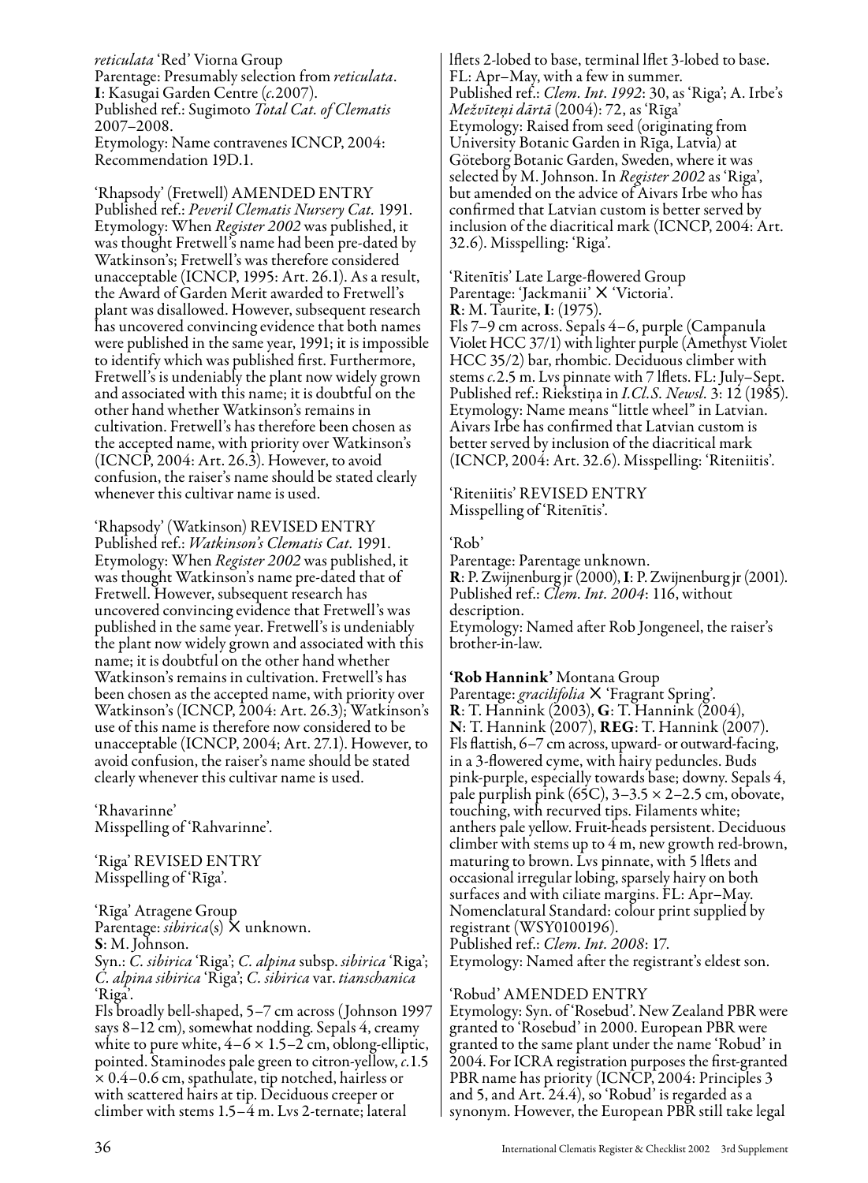*reticulata* 'Red' Viorna Group
Parentage: Presumably selection from *reticulata*.
**I**: Kasugai Garden Centre (*c.*2007).
Published ref.: Sugimoto *Total Cat. of Clematis* 2007–2008.
Etymology: Name contravenes ICNCP, 2004: Recommendation 19D.1.

'Rhapsody' (Fretwell) AMENDED ENTRY
Published ref.: *Peveril Clematis Nursery Cat.* 1991.
Etymology: When *Register 2002* was published, it was thought Fretwell's name had been pre-dated by Watkinson's; Fretwell's was therefore considered unacceptable (ICNCP, 1995: Art. 26.1). As a result, the Award of Garden Merit awarded to Fretwell's plant was disallowed. However, subsequent research has uncovered convincing evidence that both names were published in the same year, 1991; it is impossible to identify which was published first. Furthermore, Fretwell's is undeniably the plant now widely grown and associated with this name; it is doubtful on the other hand whether Watkinson's remains in cultivation. Fretwell's has therefore been chosen as the accepted name, with priority over Watkinson's (ICNCP, 2004: Art. 26.3). However, to avoid confusion, the raiser's name should be stated clearly whenever this cultivar name is used.

'Rhapsody' (Watkinson) REVISED ENTRY
Published ref.: *Watkinson's Clematis Cat.* 1991.
Etymology: When *Register 2002* was published, it was thought Watkinson's name pre-dated that of Fretwell. However, subsequent research has uncovered convincing evidence that Fretwell's was published in the same year. Fretwell's is undeniably the plant now widely grown and associated with this name; it is doubtful on the other hand whether Watkinson's remains in cultivation. Fretwell's has been chosen as the accepted name, with priority over Watkinson's (ICNCP, 2004: Art. 26.3); Watkinson's use of this name is therefore now considered to be unacceptable (ICNCP, 2004; Art. 27.1). However, to avoid confusion, the raiser's name should be stated clearly whenever this cultivar name is used.

'Rhavarinne'
Misspelling of 'Rahvarinne'.

'Riga' REVISED ENTRY
Misspelling of 'Rīga'.

'Rīga' Atragene Group
Parentage: *sibirica*(s) × unknown.
**S**: M. Johnson.
Syn.: *C. sibirica* 'Riga'; *C. alpina* subsp. *sibirica* 'Riga'; *C. alpina sibirica* 'Riga'; *C. sibirica* var. *tianschanica* 'Riga'.
Fls broadly bell-shaped, 5–7 cm across (Johnson 1997 says 8–12 cm), somewhat nodding. Sepals 4, creamy white to pure white, 4–6 × 1.5–2 cm, oblong-elliptic, pointed. Staminodes pale green to citron-yellow, *c.*1.5 × 0.4–0.6 cm, spathulate, tip notched, hairless or with scattered hairs at tip. Deciduous creeper or climber with stems 1.5–4 m. Lvs 2-ternate; lateral lflets 2-lobed to base, terminal lflet 3-lobed to base. FL: Apr–May, with a few in summer.
Published ref.: *Clem. Int. 1992*: 30, as 'Riga'; A. Irbe's *Mežvīteņi dārtā* (2004): 72, as 'Rīga'
Etymology: Raised from seed (originating from University Botanic Garden in Rīga, Latvia) at Göteborg Botanic Garden, Sweden, where it was selected by M. Johnson. In *Register 2002* as 'Riga', but amended on the advice of Aivars Irbe who has confirmed that Latvian custom is better served by inclusion of the diacritical mark (ICNCP, 2004: Art. 32.6). Misspelling: 'Riga'.

'Ritenītis' Late Large-flowered Group
Parentage: 'Jackmanii' × 'Victoria'.
**R**: M. Taurite, **I**: (1975).
Fls 7–9 cm across. Sepals 4–6, purple (Campanula Violet HCC 37/1) with lighter purple (Amethyst Violet HCC 35/2) bar, rhombic. Deciduous climber with stems *c.*2.5 m. Lvs pinnate with 7 lflets. FL: July–Sept.
Published ref.: Riekstiņa in *I.Cl.S. Newsl.* 3: 12 (1985).
Etymology: Name means "little wheel" in Latvian. Aivars Irbe has confirmed that Latvian custom is better served by inclusion of the diacritical mark (ICNCP, 2004: Art. 32.6). Misspelling: 'Riteniitis'.

'Riteniitis' REVISED ENTRY
Misspelling of 'Ritenītis'.

'Rob'
Parentage: Parentage unknown.
**R**: P. Zwijnenburg jr (2000), **I**: P. Zwijnenburg jr (2001).
Published ref.: *Clem. Int. 2004*: 116, without description.
Etymology: Named after Rob Jongeneel, the raiser's brother-in-law.

**'Rob Hannink'** Montana Group
Parentage: *gracilifolia* × 'Fragrant Spring'.
**R**: T. Hannink (2003), **G**: T. Hannink (2004), **N**: T. Hannink (2007), **REG**: T. Hannink (2007).
Fls flattish, 6–7 cm across, upward- or outward-facing, in a 3-flowered cyme, with hairy peduncles. Buds pink-purple, especially towards base; downy. Sepals 4, pale purplish pink (65C), 3–3.5 × 2–2.5 cm, obovate, touching, with recurved tips. Filaments white; anthers pale yellow. Fruit-heads persistent. Deciduous climber with stems up to 4 m, new growth red-brown, maturing to brown. Lvs pinnate, with 5 lflets and occasional irregular lobing, sparsely hairy on both surfaces and with ciliate margins. FL: Apr–May.
Nomenclatural Standard: colour print supplied by registrant (WSY0100196).
Published ref.: *Clem. Int. 2008*: 17.
Etymology: Named after the registrant's eldest son.

'Robud' AMENDED ENTRY
Etymology: Syn. of 'Rosebud'. New Zealand PBR were granted to 'Rosebud' in 2000. European PBR were granted to the same plant under the name 'Robud' in 2004. For ICRA registration purposes the first-granted PBR name has priority (ICNCP, 2004: Principles 3 and 5, and Art. 24.4), so 'Robud' is regarded as a synonym. However, the European PBR still take legal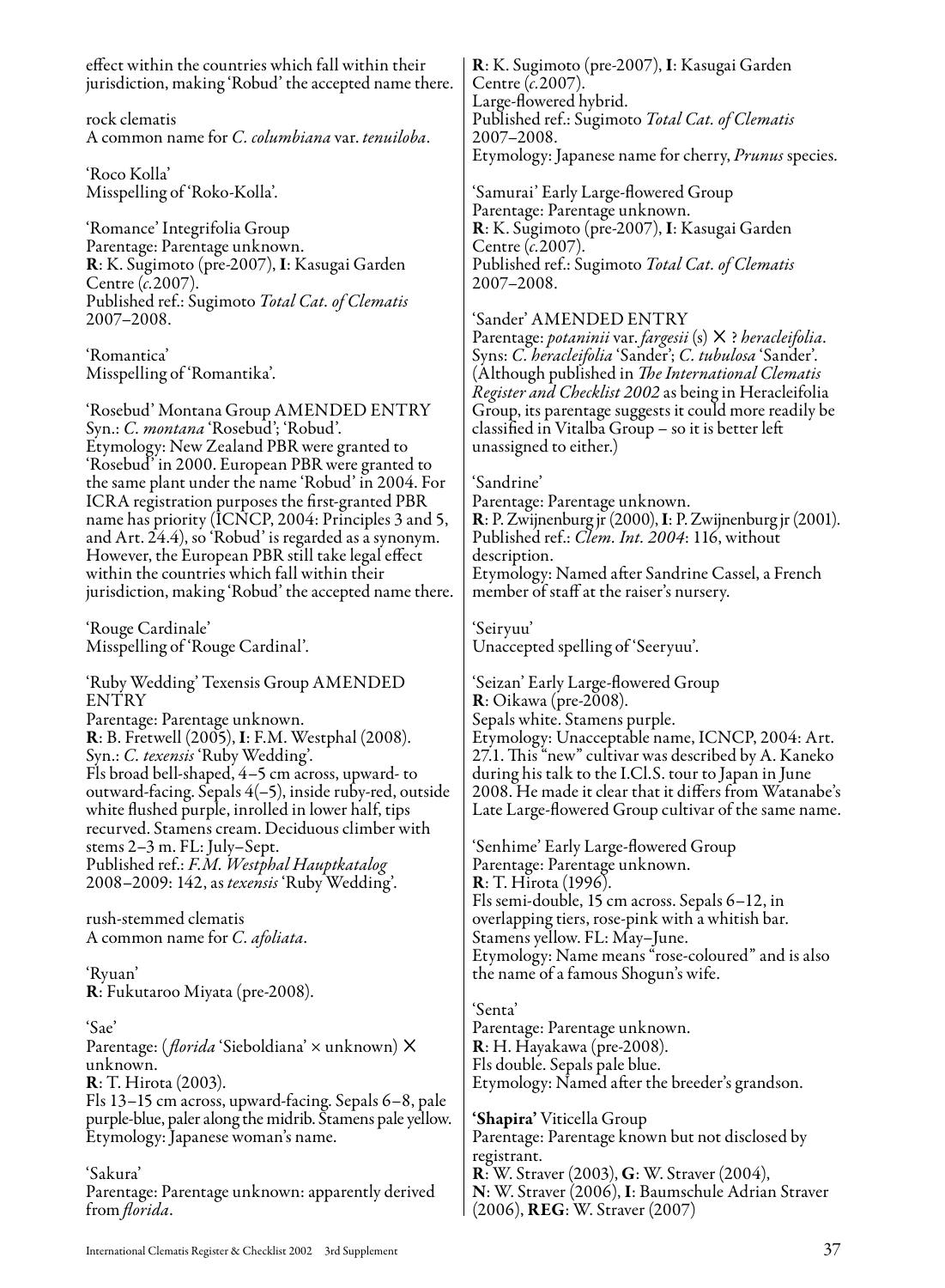effect within the countries which fall within their jurisdiction, making 'Robud' the accepted name there.

rock clematis
A common name for *C. columbiana* var. *tenuiloba*.

'Roco Kolla'
Misspelling of 'Roko-Kolla'.

'Romance' Integrifolia Group
Parentage: Parentage unknown.
**R**: K. Sugimoto (pre-2007), **I**: Kasugai Garden Centre (*c.*2007).
Published ref.: Sugimoto *Total Cat. of Clematis* 2007–2008.

'Romantica'
Misspelling of 'Romantika'.

'Rosebud' Montana Group AMENDED ENTRY
Syn.: *C. montana* 'Rosebud'; 'Robud'.
Etymology: New Zealand PBR were granted to 'Rosebud' in 2000. European PBR were granted to the same plant under the name 'Robud' in 2004. For ICRA registration purposes the first-granted PBR name has priority (ICNCP, 2004: Principles 3 and 5, and Art. 24.4), so 'Robud' is regarded as a synonym. However, the European PBR still take legal effect within the countries which fall within their jurisdiction, making 'Robud' the accepted name there.

'Rouge Cardinale'
Misspelling of 'Rouge Cardinal'.

'Ruby Wedding' Texensis Group AMENDED ENTRY
Parentage: Parentage unknown.
**R**: B. Fretwell (2005), **I**: F.M. Westphal (2008).
Syn.: *C. texensis* 'Ruby Wedding'.
Fls broad bell-shaped, 4–5 cm across, upward- to outward-facing. Sepals 4(–5), inside ruby-red, outside white flushed purple, inrolled in lower half, tips recurved. Stamens cream. Deciduous climber with stems 2–3 m. FL: July–Sept.
Published ref.: *F.M. Westphal Hauptkatalog* 2008–2009: 142, as *texensis* 'Ruby Wedding'.

rush-stemmed clematis
A common name for *C. afoliata*.

'Ryuan'
**R**: Fukutaroo Miyata (pre-2008).

'Sae'
Parentage: (*florida* 'Sieboldiana' × unknown) × unknown.
**R**: T. Hirota (2003).
Fls 13–15 cm across, upward-facing. Sepals 6–8, pale purple-blue, paler along the midrib. Stamens pale yellow.
Etymology: Japanese woman's name.

'Sakura'
Parentage: Parentage unknown: apparently derived from *florida*.
**R**: K. Sugimoto (pre-2007), **I**: Kasugai Garden Centre (*c.*2007).
Large-flowered hybrid.
Published ref.: Sugimoto *Total Cat. of Clematis* 2007–2008.
Etymology: Japanese name for cherry, *Prunus* species.

'Samurai' Early Large-flowered Group
Parentage: Parentage unknown.
**R**: K. Sugimoto (pre-2007), **I**: Kasugai Garden Centre (*c.*2007).
Published ref.: Sugimoto *Total Cat. of Clematis* 2007–2008.

'Sander' AMENDED ENTRY
Parentage: *potaninii* var. *fargesii* (s) × ? *heracleifolia*.
Syns: *C. heracleifolia* 'Sander'; *C. tubulosa* 'Sander'.
(Although published in *The International Clematis Register and Checklist 2002* as being in Heracleifolia Group, its parentage suggests it could more readily be classified in Vitalba Group – so it is better left unassigned to either.)

'Sandrine'
Parentage: Parentage unknown.
**R**: P. Zwijnenburg jr (2000), **I**: P. Zwijnenburg jr (2001).
Published ref.: *Clem. Int. 2004*: 116, without description.
Etymology: Named after Sandrine Cassel, a French member of staff at the raiser's nursery.

'Seiryuu'
Unaccepted spelling of 'Seeryuu'.

'Seizan' Early Large-flowered Group
**R**: Oikawa (pre-2008).
Sepals white. Stamens purple.
Etymology: Unacceptable name, ICNCP, 2004: Art. 27.1. This "new" cultivar was described by A. Kaneko during his talk to the I.Cl.S. tour to Japan in June 2008. He made it clear that it differs from Watanabe's Late Large-flowered Group cultivar of the same name.

'Senhime' Early Large-flowered Group
Parentage: Parentage unknown.
**R**: T. Hirota (1996).
Fls semi-double, 15 cm across. Sepals 6–12, in overlapping tiers, rose-pink with a whitish bar. Stamens yellow. FL: May–June.
Etymology: Name means "rose-coloured" and is also the name of a famous Shogun's wife.

'Senta'
Parentage: Parentage unknown.
**R**: H. Hayakawa (pre-2008).
Fls double. Sepals pale blue.
Etymology: Named after the breeder's grandson.

**'Shapira'** Viticella Group
Parentage: Parentage known but not disclosed by registrant.
**R**: W. Straver (2003), **G**: W. Straver (2004), **N**: W. Straver (2006), **I**: Baumschule Adrian Straver (2006), **REG**: W. Straver (2007)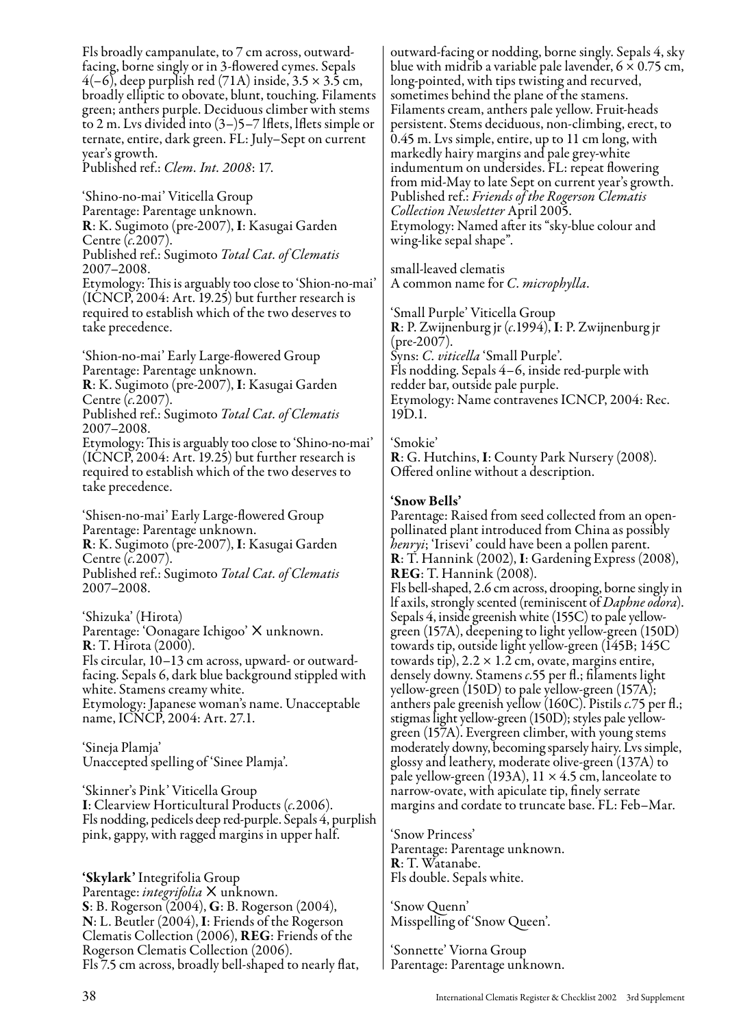Fls broadly campanulate, to 7 cm across, outward-facing, borne singly or in 3-flowered cymes. Sepals 4(–6), deep purplish red (71A) inside, 3.5 × 3.5 cm, broadly elliptic to obovate, blunt, touching. Filaments green; anthers purple. Deciduous climber with stems to 2 m. Lvs divided into (3–)5–7 lflets, lflets simple or ternate, entire, dark green. FL: July–Sept on current year's growth.
Published ref.: *Clem. Int. 2008*: 17.

'Shino-no-mai' Viticella Group
Parentage: Parentage unknown.
**R**: K. Sugimoto (pre-2007), **I**: Kasugai Garden Centre (*c.*2007).
Published ref.: Sugimoto *Total Cat. of Clematis* 2007–2008.
Etymology: This is arguably too close to 'Shion-no-mai' (ICNCP, 2004: Art. 19.25) but further research is required to establish which of the two deserves to take precedence.

'Shion-no-mai' Early Large-flowered Group
Parentage: Parentage unknown.
**R**: K. Sugimoto (pre-2007), **I**: Kasugai Garden Centre (*c.*2007).
Published ref.: Sugimoto *Total Cat. of Clematis* 2007–2008.
Etymology: This is arguably too close to 'Shino-no-mai' (ICNCP, 2004: Art. 19.25) but further research is required to establish which of the two deserves to take precedence.

'Shisen-no-mai' Early Large-flowered Group
Parentage: Parentage unknown.
**R**: K. Sugimoto (pre-2007), **I**: Kasugai Garden Centre (*c.*2007).
Published ref.: Sugimoto *Total Cat. of Clematis* 2007–2008.

'Shizuka' (Hirota)
Parentage: 'Oonagare Ichigoo' × unknown.
**R**: T. Hirota (2000).
Fls circular, 10–13 cm across, upward- or outward-facing. Sepals 6, dark blue background stippled with white. Stamens creamy white.
Etymology: Japanese woman's name. Unacceptable name, ICNCP, 2004: Art. 27.1.

'Sineja Plamja'
Unaccepted spelling of 'Sinee Plamja'.

'Skinner's Pink' Viticella Group
**I**: Clearview Horticultural Products (*c.*2006).
Fls nodding, pedicels deep red-purple. Sepals 4, purplish pink, gappy, with ragged margins in upper half.

**'Skylark'** Integrifolia Group
Parentage: *integrifolia* × unknown.
**S**: B. Rogerson (2004), **G**: B. Rogerson (2004), **N**: L. Beutler (2004), **I**: Friends of the Rogerson Clematis Collection (2006), **REG**: Friends of the Rogerson Clematis Collection (2006).
Fls 7.5 cm across, broadly bell-shaped to nearly flat, outward-facing or nodding, borne singly. Sepals 4, sky blue with midrib a variable pale lavender, 6 × 0.75 cm, long-pointed, with tips twisting and recurved, sometimes behind the plane of the stamens. Filaments cream, anthers pale yellow. Fruit-heads persistent. Stems deciduous, non-climbing, erect, to 0.45 m. Lvs simple, entire, up to 11 cm long, with markedly hairy margins and pale grey-white indumentum on undersides. FL: repeat flowering from mid-May to late Sept on current year's growth.
Published ref.: *Friends of the Rogerson Clematis Collection Newsletter* April 2005.
Etymology: Named after its "sky-blue colour and wing-like sepal shape".

small-leaved clematis
A common name for *C. microphylla*.

'Small Purple' Viticella Group
**R**: P. Zwijnenburg jr (*c.*1994), **I**: P. Zwijnenburg jr (pre-2007).
Syns: *C. viticella* 'Small Purple'.
Fls nodding. Sepals 4–6, inside red-purple with redder bar, outside pale purple.
Etymology: Name contravenes ICNCP, 2004: Rec. 19D.1.

'Smokie'
**R**: G. Hutchins, **I**: County Park Nursery (2008).
Offered online without a description.

**'Snow Bells'**
Parentage: Raised from seed collected from an open-pollinated plant introduced from China as possibly *henryi*; 'Irisevi' could have been a pollen parent.
**R**: T. Hannink (2002), **I**: Gardening Express (2008), **REG**: T. Hannink (2008).
Fls bell-shaped, 2.6 cm across, drooping, borne singly in lf axils, strongly scented (reminiscent of *Daphne odora*). Sepals 4, inside greenish white (155C) to pale yellow-green (157A), deepening to light yellow-green (150D) towards tip, outside light yellow-green (145B; 145C towards tip), 2.2 × 1.2 cm, ovate, margins entire, densely downy. Stamens *c.*55 per fl.; filaments light yellow-green (150D) to pale yellow-green (157A); anthers pale greenish yellow (160C). Pistils *c.*75 per fl.; stigmas light yellow-green (150D); styles pale yellow-green (157A). Evergreen climber, with young stems moderately downy, becoming sparsely hairy. Lvs simple, glossy and leathery, moderate olive-green (137A) to pale yellow-green (193A), 11 × 4.5 cm, lanceolate to narrow-ovate, with apiculate tip, finely serrate margins and cordate to truncate base. FL: Feb–Mar.

'Snow Princess'
Parentage: Parentage unknown.
**R**: T. Watanabe.
Fls double. Sepals white.

'Snow Quenn'
Misspelling of 'Snow Queen'.

'Sonnette' Viorna Group
Parentage: Parentage unknown.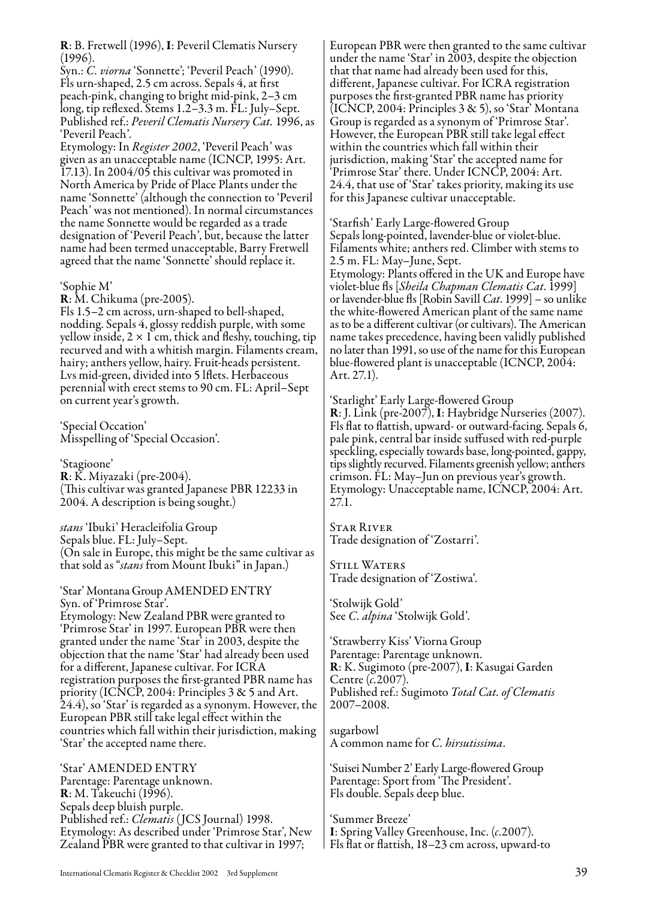**R**: B. Fretwell (1996), **I**: Peveril Clematis Nursery (1996).
Syn.: *C. viorna* 'Sonnette'; 'Peveril Peach' (1990).
Fls urn-shaped, 2.5 cm across. Sepals 4, at first peach-pink, changing to bright mid-pink, 2–3 cm long, tip reflexed. Stems 1.2–3.3 m. FL: July–Sept.
Published ref.: *Peveril Clematis Nursery Cat.* 1996, as 'Peveril Peach'.
Etymology: In *Register 2002*, 'Peveril Peach' was given as an unacceptable name (ICNCP, 1995: Art. 17.13). In 2004/05 this cultivar was promoted in North America by Pride of Place Plants under the name 'Sonnette' (although the connection to 'Peveril Peach' was not mentioned). In normal circumstances the name Sonnette would be regarded as a trade designation of 'Peveril Peach', but, because the latter name had been termed unacceptable, Barry Fretwell agreed that the name 'Sonnette' should replace it.

'Sophie M'
**R**: M. Chikuma (pre-2005).
Fls 1.5–2 cm across, urn-shaped to bell-shaped, nodding. Sepals 4, glossy reddish purple, with some yellow inside, 2 × 1 cm, thick and fleshy, touching, tip recurved and with a whitish margin. Filaments cream, hairy; anthers yellow, hairy. Fruit-heads persistent. Lvs mid-green, divided into 5 lflets. Herbaceous perennial with erect stems to 90 cm. FL: April–Sept on current year's growth.

'Special Occation'
Misspelling of 'Special Occasion'.

'Stagioone'
**R**: K. Miyazaki (pre-2004).
(This cultivar was granted Japanese PBR 12233 in 2004. A description is being sought.)

*stans* 'Ibuki' Heracleifolia Group
Sepals blue. FL: July–Sept.
(On sale in Europe, this might be the same cultivar as that sold as "*stans* from Mount Ibuki" in Japan.)

'Star' Montana Group AMENDED ENTRY
Syn. of 'Primrose Star'.
Etymology: New Zealand PBR were granted to 'Primrose Star' in 1997. European PBR were then granted under the name 'Star' in 2003, despite the objection that the name 'Star' had already been used for a different, Japanese cultivar. For ICRA registration purposes the first-granted PBR name has priority (ICNCP, 2004: Principles 3 & 5 and Art. 24.4), so 'Star' is regarded as a synonym. However, the European PBR still take legal effect within the countries which fall within their jurisdiction, making 'Star' the accepted name there.

'Star' AMENDED ENTRY
Parentage: Parentage unknown.
**R**: M. Takeuchi (1996).
Sepals deep bluish purple.
Published ref.: *Clematis* (JCS Journal) 1998.
Etymology: As described under 'Primrose Star', New Zealand PBR were granted to that cultivar in 1997; European PBR were then granted to the same cultivar under the name 'Star' in 2003, despite the objection that that name had already been used for this, different, Japanese cultivar. For ICRA registration purposes the first-granted PBR name has priority (ICNCP, 2004: Principles 3 & 5), so 'Star' Montana Group is regarded as a synonym of 'Primrose Star'. However, the European PBR still take legal effect within the countries which fall within their jurisdiction, making 'Star' the accepted name for 'Primrose Star' there. Under ICNCP, 2004: Art. 24.4, that use of 'Star' takes priority, making its use for this Japanese cultivar unacceptable.

'Starfish' Early Large-flowered Group
Sepals long-pointed, lavender-blue or violet-blue. Filaments white; anthers red. Climber with stems to 2.5 m. FL: May–June, Sept.
Etymology: Plants offered in the UK and Europe have violet-blue fls [*Sheila Chapman Clematis Cat.* 1999] or lavender-blue fls [Robin Savill *Cat.* 1999] – so unlike the white-flowered American plant of the same name as to be a different cultivar (or cultivars). The American name takes precedence, having been validly published no later than 1991, so use of the name for this European blue-flowered plant is unacceptable (ICNCP, 2004: Art. 27.1).

'Starlight' Early Large-flowered Group
**R**: J. Link (pre-2007), **I**: Haybridge Nurseries (2007).
Fls flat to flattish, upward- or outward-facing. Sepals 6, pale pink, central bar inside suffused with red-purple speckling, especially towards base, long-pointed, gappy, tips slightly recurved. Filaments greenish yellow; anthers crimson. FL: May–Jun on previous year's growth.
Etymology: Unacceptable name, ICNCP, 2004: Art. 27.1.

Star River
Trade designation of 'Zostarri'.

Still Waters
Trade designation of 'Zostiwa'.

'Stolwijk Gold'
See *C. alpina* 'Stolwijk Gold'.

'Strawberry Kiss' Viorna Group
Parentage: Parentage unknown.
**R**: K. Sugimoto (pre-2007), **I**: Kasugai Garden Centre (*c.*2007).
Published ref.: Sugimoto *Total Cat. of Clematis* 2007–2008.

sugarbowl
A common name for *C. hirsutissima*.

'Suisei Number 2' Early Large-flowered Group
Parentage: Sport from 'The President'.
Fls double. Sepals deep blue.

'Summer Breeze'
**I**: Spring Valley Greenhouse, Inc. (*c.*2007).
Fls flat or flattish, 18–23 cm across, upward-to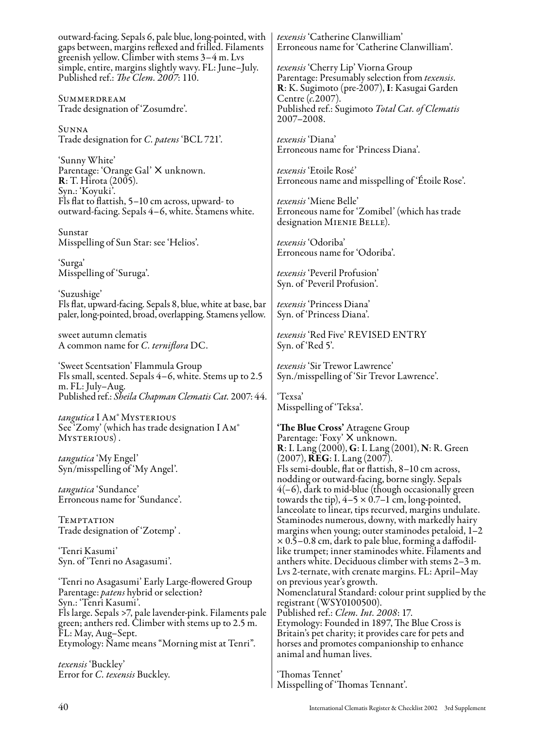outward-facing. Sepals 6, pale blue, long-pointed, with gaps between, margins reflexed and frilled. Filaments greenish yellow. Climber with stems 3–4 m. Lvs simple, entire, margins slightly wavy. FL: June–July. Published ref.: *The Clem. 2007*: 110.

Summerdream
Trade designation of 'Zosumdre'.

Sunna
Trade designation for *C. patens* 'BCL 721'.

'Sunny White'
Parentage: 'Orange Gal' × unknown.
**R**: T. Hirota (2005).
Syn.: 'Koyuki'.
Fls flat to flattish, 5–10 cm across, upward- to outward-facing. Sepals 4–6, white. Stamens white.

Sunstar
Misspelling of Sun Star: see 'Helios'.

'Surga'
Misspelling of 'Suruga'.

'Suzushige'
Fls flat, upward-facing. Sepals 8, blue, white at base, bar paler, long-pointed, broad, overlapping. Stamens yellow.

sweet autumn clematis
A common name for *C. terniflora* DC.

'Sweet Scentsation' Flammula Group
Fls small, scented. Sepals 4–6, white. Stems up to 2.5 m. FL: July–Aug.
Published ref.: *Sheila Chapman Clematis Cat.* 2007: 44.

*tangutica* I Am® Mysterious
See 'Zomy' (which has trade designation I Am® Mysterious) .

*tangutica* 'My Engel'
Syn/misspelling of 'My Angel'.

*tangutica* 'Sundance'
Erroneous name for 'Sundance'.

Temptation
Trade designation of 'Zotemp' .

'Tenri Kasumi'
Syn. of 'Tenri no Asagasumi'.

'Tenri no Asagasumi' Early Large-flowered Group
Parentage: *patens* hybrid or selection?
Syn.: 'Tenri Kasumi'.
Fls large. Sepals >7, pale lavender-pink. Filaments pale green; anthers red. Climber with stems up to 2.5 m. FL: May, Aug–Sept.
Etymology: Name means "Morning mist at Tenri".

*texensis* 'Buckley'
Error for *C. texensis* Buckley.

*texensis* 'Catherine Clanwilliam'
Erroneous name for 'Catherine Clanwilliam'.

*texensis* 'Cherry Lip' Viorna Group
Parentage: Presumably selection from *texensis*.
**R**: K. Sugimoto (pre-2007), **I**: Kasugai Garden Centre (*c.*2007).
Published ref.: Sugimoto *Total Cat. of Clematis* 2007–2008.

*texensis* 'Diana'
Erroneous name for 'Princess Diana'.

*texensis* 'Etoile Rosé'
Erroneous name and misspelling of 'Étoile Rose'.

*texensis* 'Miene Belle'
Erroneous name for 'Zomibel' (which has trade designation Mienie Belle).

*texensis* 'Odoriba'
Erroneous name for 'Odoriba'.

*texensis* 'Peveril Profusion'
Syn. of 'Peveril Profusion'.

*texensis* 'Princess Diana'
Syn. of 'Princess Diana'.

*texensis* 'Red Five' REVISED ENTRY
Syn. of 'Red 5'.

*texensis* 'Sir Trewor Lawrence'
Syn./misspelling of 'Sir Trevor Lawrence'.

'Texsa'
Misspelling of 'Teksa'.

**'The Blue Cross'** Atragene Group
Parentage: 'Foxy' × unknown.
**R**: I. Lang (2000), **G**: I. Lang (2001), **N**: R. Green (2007), **REG**: I. Lang (2007).
Fls semi-double, flat or flattish, 8–10 cm across, nodding or outward-facing, borne singly. Sepals 4(–6), dark to mid-blue (though occasionally green towards the tip), 4–5 × 0.7–1 cm, long-pointed, lanceolate to linear, tips recurved, margins undulate. Staminodes numerous, downy, with markedly hairy margins when young; outer staminodes petaloid, 1–2 × 0.5–0.8 cm, dark to pale blue, forming a daffodil-like trumpet; inner staminodes white. Filaments and anthers white. Deciduous climber with stems 2–3 m. Lvs 2-ternate, with crenate margins. FL: April–May on previous year's growth.
Nomenclatural Standard: colour print supplied by the registrant (WSY0100500).
Published ref.: *Clem. Int. 2008*: 17.
Etymology: Founded in 1897, The Blue Cross is Britain's pet charity; it provides care for pets and horses and promotes companionship to enhance animal and human lives.

'Thomas Tennet'
Misspelling of 'Thomas Tennant'.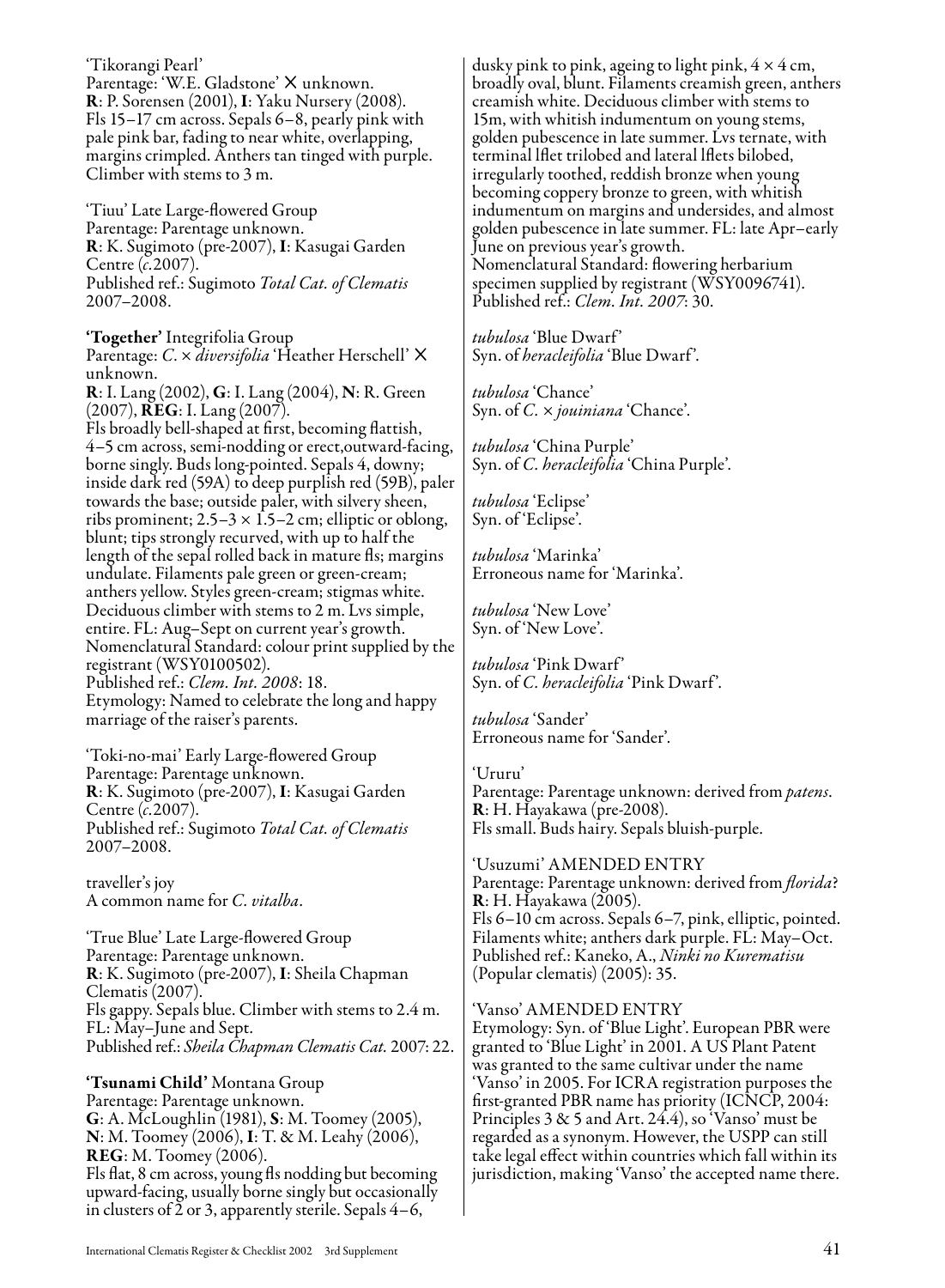'Tikorangi Pearl'
Parentage: 'W.E. Gladstone' × unknown.
**R**: P. Sorensen (2001), **I**: Yaku Nursery (2008).
Fls 15–17 cm across. Sepals 6–8, pearly pink with pale pink bar, fading to near white, overlapping, margins crimpled. Anthers tan tinged with purple. Climber with stems to 3 m.

'Tiuu' Late Large-flowered Group
Parentage: Parentage unknown.
**R**: K. Sugimoto (pre-2007), **I**: Kasugai Garden Centre (*c*.2007).
Published ref.: Sugimoto *Total Cat. of Clematis* 2007–2008.

**'Together'** Integrifolia Group
Parentage: *C.* × *diversifolia* 'Heather Herschell' × unknown.
**R**: I. Lang (2002), **G**: I. Lang (2004), **N**: R. Green (2007), **REG**: I. Lang (2007).
Fls broadly bell-shaped at first, becoming flattish, 4–5 cm across, semi-nodding or erect,outward-facing, borne singly. Buds long-pointed. Sepals 4, downy; inside dark red (59A) to deep purplish red (59B), paler towards the base; outside paler, with silvery sheen, ribs prominent; 2.5–3 × 1.5–2 cm; elliptic or oblong, blunt; tips strongly recurved, with up to half the length of the sepal rolled back in mature fls; margins undulate. Filaments pale green or green-cream; anthers yellow. Styles green-cream; stigmas white. Deciduous climber with stems to 2 m. Lvs simple, entire. FL: Aug–Sept on current year's growth.
Nomenclatural Standard: colour print supplied by the registrant (WSY0100502).
Published ref.: *Clem. Int. 2008*: 18.
Etymology: Named to celebrate the long and happy marriage of the raiser's parents.

'Toki-no-mai' Early Large-flowered Group
Parentage: Parentage unknown.
**R**: K. Sugimoto (pre-2007), **I**: Kasugai Garden Centre (*c*.2007).
Published ref.: Sugimoto *Total Cat. of Clematis* 2007–2008.

traveller's joy
A common name for *C. vitalba*.

'True Blue' Late Large-flowered Group
Parentage: Parentage unknown.
**R**: K. Sugimoto (pre-2007), **I**: Sheila Chapman Clematis (2007).
Fls gappy. Sepals blue. Climber with stems to 2.4 m. FL: May–June and Sept.
Published ref.: *Sheila Chapman Clematis Cat.* 2007: 22.

**'Tsunami Child'** Montana Group
Parentage: Parentage unknown.
**G**: A. McLoughlin (1981), **S**: M. Toomey (2005), **N**: M. Toomey (2006), **I**: T. & M. Leahy (2006), **REG**: M. Toomey (2006).
Fls flat, 8 cm across, young fls nodding but becoming upward-facing, usually borne singly but occasionally in clusters of 2 or 3, apparently sterile. Sepals 4–6, dusky pink to pink, ageing to light pink, 4 × 4 cm, broadly oval, blunt. Filaments creamish green, anthers creamish white. Deciduous climber with stems to 15m, with whitish indumentum on young stems, golden pubescence in late summer. Lvs ternate, with terminal lflet trilobed and lateral lflets bilobed, irregularly toothed, reddish bronze when young becoming coppery bronze to green, with whitish indumentum on margins and undersides, and almost golden pubescence in late summer. FL: late Apr–early June on previous year's growth.
Nomenclatural Standard: flowering herbarium specimen supplied by registrant (WSY0096741).
Published ref.: *Clem. Int. 2007*: 30.

*tubulosa* 'Blue Dwarf'
Syn. of *heracleifolia* 'Blue Dwarf'.

*tubulosa* 'Chance'
Syn. of *C.* × *jouiniana* 'Chance'.

*tubulosa* 'China Purple'
Syn. of *C. heracleifolia* 'China Purple'.

*tubulosa* 'Eclipse'
Syn. of 'Eclipse'.

*tubulosa* 'Marinka'
Erroneous name for 'Marinka'.

*tubulosa* 'New Love'
Syn. of 'New Love'.

*tubulosa* 'Pink Dwarf'
Syn. of *C. heracleifolia* 'Pink Dwarf'.

*tubulosa* 'Sander'
Erroneous name for 'Sander'.

'Ururu'
Parentage: Parentage unknown: derived from *patens*.
**R**: H. Hayakawa (pre-2008).
Fls small. Buds hairy. Sepals bluish-purple.

'Usuzumi' AMENDED ENTRY
Parentage: Parentage unknown: derived from *florida*?
**R**: H. Hayakawa (2005).
Fls 6–10 cm across. Sepals 6–7, pink, elliptic, pointed. Filaments white; anthers dark purple. FL: May–Oct.
Published ref.: Kaneko, A., *Ninki no Kurematisu* (Popular clematis) (2005): 35.

'Vanso' AMENDED ENTRY
Etymology: Syn. of 'Blue Light'. European PBR were granted to 'Blue Light' in 2001. A US Plant Patent was granted to the same cultivar under the name 'Vanso' in 2005. For ICRA registration purposes the first-granted PBR name has priority (ICNCP, 2004: Principles 3 & 5 and Art. 24.4), so 'Vanso' must be regarded as a synonym. However, the USPP can still take legal effect within countries which fall within its jurisdiction, making 'Vanso' the accepted name there.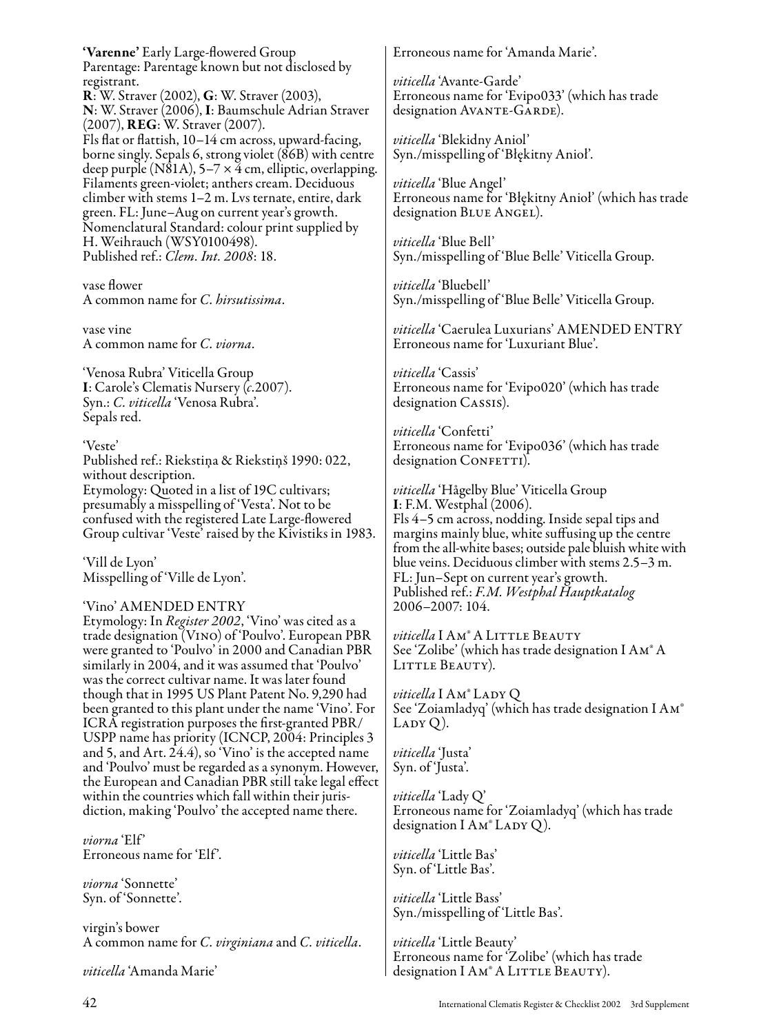**'Varenne'** Early Large-flowered Group
Parentage: Parentage known but not disclosed by registrant.
**R**: W. Straver (2002), **G**: W. Straver (2003), **N**: W. Straver (2006), **I**: Baumschule Adrian Straver (2007), **REG**: W. Straver (2007).
Fls flat or flattish, 10–14 cm across, upward-facing, borne singly. Sepals 6, strong violet (86B) with centre deep purple (N81A), 5–7 × 4 cm, elliptic, overlapping. Filaments green-violet; anthers cream. Deciduous climber with stems 1–2 m. Lvs ternate, entire, dark green. FL: June–Aug on current year's growth.
Nomenclatural Standard: colour print supplied by H. Weihrauch (WSY0100498).
Published ref.: *Clem. Int. 2008*: 18.

vase flower
A common name for *C. hirsutissima*.

vase vine
A common name for *C. viorna*.

'Venosa Rubra' Viticella Group
**I**: Carole's Clematis Nursery (*c*.2007).
Syn.: *C. viticella* 'Venosa Rubra'.
Sepals red.

'Veste'
Published ref.: Riekstiņa & Riekstiņš 1990: 022, without description.
Etymology: Quoted in a list of 19C cultivars; presumably a misspelling of 'Vesta'. Not to be confused with the registered Late Large-flowered Group cultivar 'Veste' raised by the Kivistiks in 1983.

'Vill de Lyon'
Misspelling of 'Ville de Lyon'.

'Vino' AMENDED ENTRY
Etymology: In *Register 2002*, 'Vino' was cited as a trade designation (Vino) of 'Poulvo'. European PBR were granted to 'Poulvo' in 2000 and Canadian PBR similarly in 2004, and it was assumed that 'Poulvo' was the correct cultivar name. It was later found though that in 1995 US Plant Patent No. 9,290 had been granted to this plant under the name 'Vino'. For ICRA registration purposes the first-granted PBR/USPP name has priority (ICNCP, 2004: Principles 3 and 5, and Art. 24.4), so 'Vino' is the accepted name and 'Poulvo' must be regarded as a synonym. However, the European and Canadian PBR still take legal effect within the countries which fall within their jurisdiction, making 'Poulvo' the accepted name there.

*viorna* 'Elf'
Erroneous name for 'Elf'.

*viorna* 'Sonnette'
Syn. of 'Sonnette'.

virgin's bower
A common name for *C. virginiana* and *C. viticella*.

*viticella* 'Amanda Marie'
Erroneous name for 'Amanda Marie'.

*viticella* 'Avante-Garde'
Erroneous name for 'Evipo033' (which has trade designation Avante-Garde).

*viticella* 'Blekidny Aniol'
Syn./misspelling of 'Błękitny Anioł'.

*viticella* 'Blue Angel'
Erroneous name for 'Błękitny Anioł' (which has trade designation Blue Angel).

*viticella* 'Blue Bell'
Syn./misspelling of 'Blue Belle' Viticella Group.

*viticella* 'Bluebell'
Syn./misspelling of 'Blue Belle' Viticella Group.

*viticella* 'Caerulea Luxurians' AMENDED ENTRY
Erroneous name for 'Luxuriant Blue'.

*viticella* 'Cassis'
Erroneous name for 'Evipo020' (which has trade designation Cassis).

*viticella* 'Confetti'
Erroneous name for 'Evipo036' (which has trade designation Confetti).

*viticella* 'Hågelby Blue' Viticella Group
**I**: F.M. Westphal (2006).
Fls 4–5 cm across, nodding. Inside sepal tips and margins mainly blue, white suffusing up the centre from the all-white bases; outside pale bluish white with blue veins. Deciduous climber with stems 2.5–3 m. FL: Jun–Sept on current year's growth.
Published ref.: *F.M. Westphal Hauptkatalog* 2006–2007: 104.

*viticella* I Am® A Little Beauty
See 'Zolibe' (which has trade designation I Am® A Little Beauty).

*viticella* I Am® Lady Q
See 'Zoiamladyq' (which has trade designation I Am® Lady Q).

*viticella* 'Justa'
Syn. of 'Justa'.

*viticella* 'Lady Q'
Erroneous name for 'Zoiamladyq' (which has trade designation I Am® Lady Q).

*viticella* 'Little Bas'
Syn. of 'Little Bas'.

*viticella* 'Little Bass'
Syn./misspelling of 'Little Bas'.

*viticella* 'Little Beauty'
Erroneous name for 'Zolibe' (which has trade designation I Am® A Little Beauty).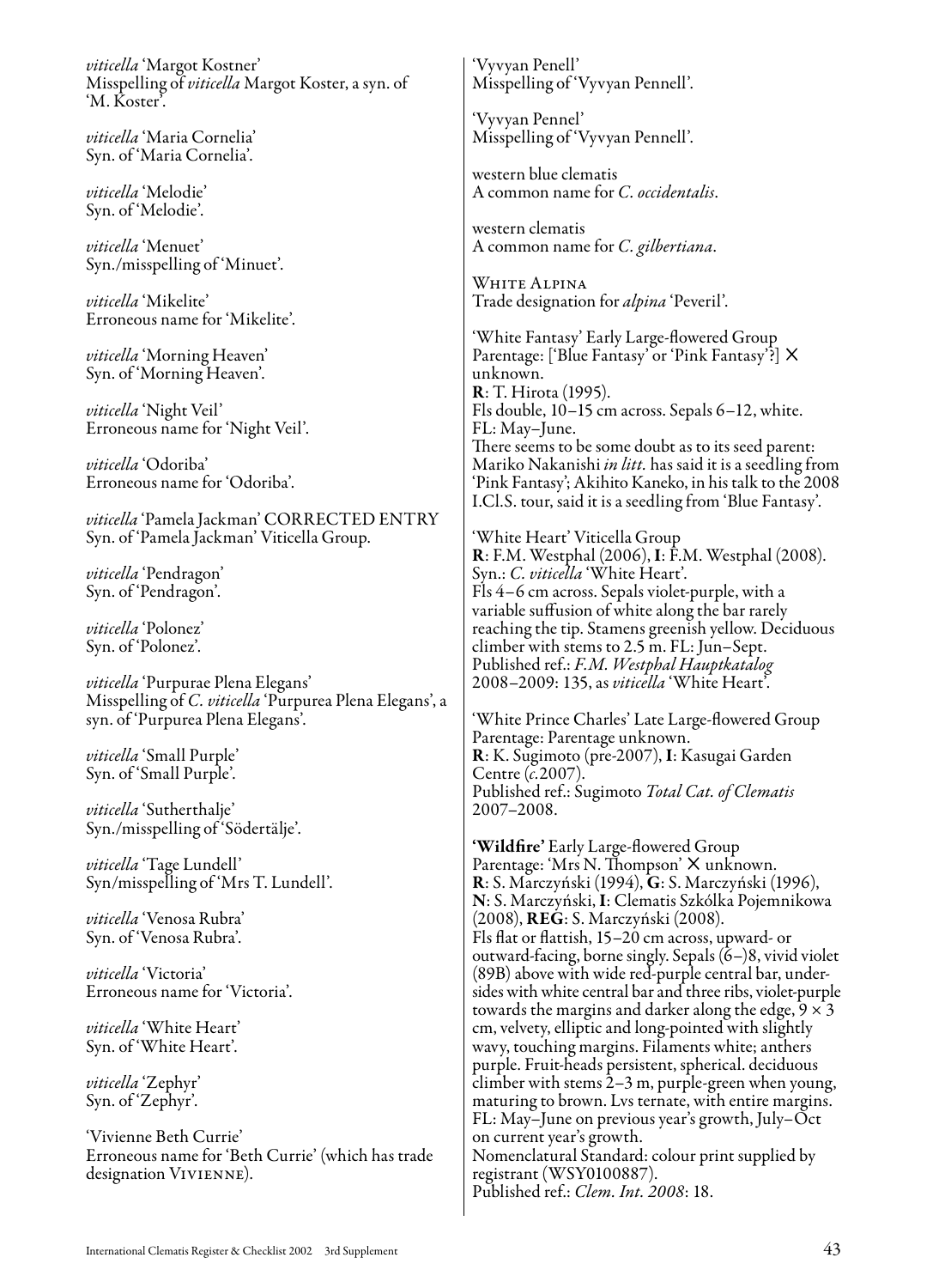*viticella* 'Margot Kostner'
Misspelling of *viticella* Margot Koster, a syn. of 'M. Koster'.

*viticella* 'Maria Cornelia'
Syn. of 'Maria Cornelia'.

*viticella* 'Melodie'
Syn. of 'Melodie'.

*viticella* 'Menuet'
Syn./misspelling of 'Minuet'.

*viticella* 'Mikelite'
Erroneous name for 'Mikelite'.

*viticella* 'Morning Heaven'
Syn. of 'Morning Heaven'.

*viticella* 'Night Veil'
Erroneous name for 'Night Veil'.

*viticella* 'Odoriba'
Erroneous name for 'Odoriba'.

*viticella* 'Pamela Jackman' CORRECTED ENTRY
Syn. of 'Pamela Jackman' Viticella Group.

*viticella* 'Pendragon'
Syn. of 'Pendragon'.

*viticella* 'Polonez'
Syn. of 'Polonez'.

*viticella* 'Purpurae Plena Elegans'
Misspelling of *C. viticella* 'Purpurea Plena Elegans', a syn. of 'Purpurea Plena Elegans'.

*viticella* 'Small Purple'
Syn. of 'Small Purple'.

*viticella* 'Sutherthalje'
Syn./misspelling of 'Södertälje'.

*viticella* 'Tage Lundell'
Syn/misspelling of 'Mrs T. Lundell'.

*viticella* 'Venosa Rubra'
Syn. of 'Venosa Rubra'.

*viticella* 'Victoria'
Erroneous name for 'Victoria'.

*viticella* 'White Heart'
Syn. of 'White Heart'.

*viticella* 'Zephyr'
Syn. of 'Zephyr'.

'Vivienne Beth Currie'
Erroneous name for 'Beth Currie' (which has trade designation VIVIENNE).

'Vyvyan Penell'
Misspelling of 'Vyvyan Pennell'.

'Vyvyan Pennel'
Misspelling of 'Vyvyan Pennell'.

western blue clematis
A common name for *C. occidentalis*.

western clematis
A common name for *C. gilbertiana*.

WHITE ALPINA
Trade designation for *alpina* 'Peveril'.

'White Fantasy' Early Large-flowered Group
Parentage: ['Blue Fantasy' or 'Pink Fantasy'?] × unknown.
**R**: T. Hirota (1995).
Fls double, 10–15 cm across. Sepals 6–12, white.
FL: May–June.
There seems to be some doubt as to its seed parent: Mariko Nakanishi *in litt.* has said it is a seedling from 'Pink Fantasy'; Akihito Kaneko, in his talk to the 2008 I.Cl.S. tour, said it is a seedling from 'Blue Fantasy'.

'White Heart' Viticella Group
**R**: F.M. Westphal (2006), **I**: F.M. Westphal (2008).
Syn.: *C. viticella* 'White Heart'.
Fls 4–6 cm across. Sepals violet-purple, with a variable suffusion of white along the bar rarely reaching the tip. Stamens greenish yellow. Deciduous climber with stems to 2.5 m. FL: Jun–Sept.
Published ref.: *F.M. Westphal Hauptkatalog* 2008–2009: 135, as *viticella* 'White Heart'.

'White Prince Charles' Late Large-flowered Group
Parentage: Parentage unknown.
**R**: K. Sugimoto (pre-2007), **I**: Kasugai Garden Centre (*c.*2007).
Published ref.: Sugimoto *Total Cat. of Clematis* 2007–2008.

**'Wildfire'** Early Large-flowered Group
Parentage: 'Mrs N. Thompson' × unknown.
**R**: S. Marczyński (1994), **G**: S. Marczyński (1996), **N**: S. Marczyński, **I**: Clematis Szkólka Pojemnikowa (2008), **REG**: S. Marczyński (2008).
Fls flat or flattish, 15–20 cm across, upward- or outward-facing, borne singly. Sepals (6–)8, vivid violet (89B) above with wide red-purple central bar, undersides with white central bar and three ribs, violet-purple towards the margins and darker along the edge, 9 × 3 cm, velvety, elliptic and long-pointed with slightly wavy, touching margins. Filaments white; anthers purple. Fruit-heads persistent, spherical. deciduous climber with stems 2–3 m, purple-green when young, maturing to brown. Lvs ternate, with entire margins. FL: May–June on previous year's growth, July–Oct on current year's growth.
Nomenclatural Standard: colour print supplied by registrant (WSY0100887).
Published ref.: *Clem. Int. 2008*: 18.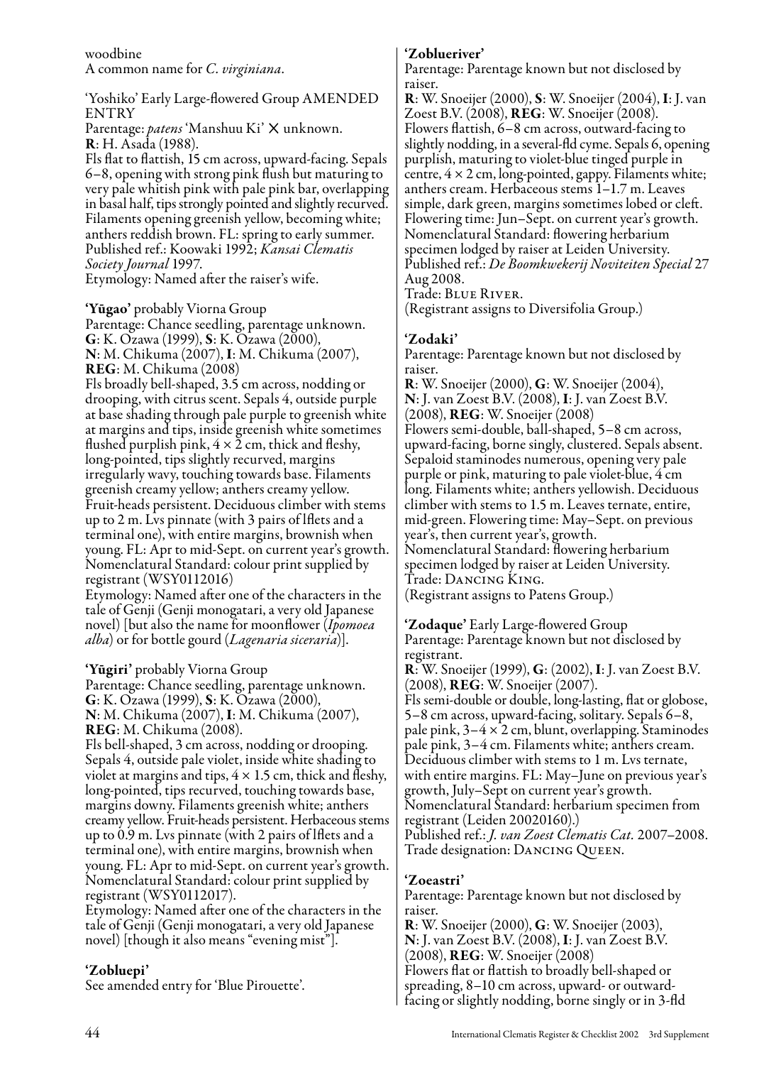woodbine
A common name for *C. virginiana*.

'Yoshiko' Early Large-flowered Group AMENDED ENTRY
Parentage: *patens* 'Manshuu Ki' × unknown.
**R**: H. Asada (1988).
Fls flat to flattish, 15 cm across, upward-facing. Sepals 6–8, opening with strong pink flush but maturing to very pale whitish pink with pale pink bar, overlapping in basal half, tips strongly pointed and slightly recurved. Filaments opening greenish yellow, becoming white; anthers reddish brown. FL: spring to early summer.
Published ref.: Koowaki 1992; *Kansai Clematis Society Journal* 1997.
Etymology: Named after the raiser's wife.

**'Yūgao'** probably Viorna Group
Parentage: Chance seedling, parentage unknown.
**G**: K. Ozawa (1999), **S**: K. Ozawa (2000), **N**: M. Chikuma (2007), **I**: M. Chikuma (2007), **REG**: M. Chikuma (2008)
Fls broadly bell-shaped, 3.5 cm across, nodding or drooping, with citrus scent. Sepals 4, outside purple at base shading through pale purple to greenish white at margins and tips, inside greenish white sometimes flushed purplish pink, 4 × 2 cm, thick and fleshy, long-pointed, tips slightly recurved, margins irregularly wavy, touching towards base. Filaments greenish creamy yellow; anthers creamy yellow. Fruit-heads persistent. Deciduous climber with stems up to 2 m. Lvs pinnate (with 3 pairs of lflets and a terminal one), with entire margins, brownish when young. FL: Apr to mid-Sept. on current year's growth. Nomenclatural Standard: colour print supplied by registrant (WSY0112016)
Etymology: Named after one of the characters in the tale of Genji (Genji monogatari, a very old Japanese novel) [but also the name for moonflower (*Ipomoea alba*) or for bottle gourd (*Lagenaria siceraria*)].

**'Yūgiri'** probably Viorna Group
Parentage: Chance seedling, parentage unknown.
**G**: K. Ozawa (1999), **S**: K. Ozawa (2000), **N**: M. Chikuma (2007), **I**: M. Chikuma (2007), **REG**: M. Chikuma (2008).
Fls bell-shaped, 3 cm across, nodding or drooping. Sepals 4, outside pale violet, inside white shading to violet at margins and tips, 4 × 1.5 cm, thick and fleshy, long-pointed, tips recurved, touching towards base, margins downy. Filaments greenish white; anthers creamy yellow. Fruit-heads persistent. Herbaceous stems up to 0.9 m. Lvs pinnate (with 2 pairs of lflets and a terminal one), with entire margins, brownish when young. FL: Apr to mid-Sept. on current year's growth. Nomenclatural Standard: colour print supplied by registrant (WSY0112017).
Etymology: Named after one of the characters in the tale of Genji (Genji monogatari, a very old Japanese novel) [though it also means "evening mist"].

**'Zobluepi'**
See amended entry for 'Blue Pirouette'.

**'Zoblueriver'**
Parentage: Parentage known but not disclosed by raiser.
**R**: W. Snoeijer (2000), **S**: W. Snoeijer (2004), **I**: J. van Zoest B.V. (2008), **REG**: W. Snoeijer (2008).
Flowers flattish, 6–8 cm across, outward-facing to slightly nodding, in a several-fld cyme. Sepals 6, opening purplish, maturing to violet-blue tinged purple in centre, 4 × 2 cm, long-pointed, gappy. Filaments white; anthers cream. Herbaceous stems 1–1.7 m. Leaves simple, dark green, margins sometimes lobed or cleft. Flowering time: Jun–Sept. on current year's growth. Nomenclatural Standard: flowering herbarium specimen lodged by raiser at Leiden University.
Published ref.: *De Boomkwekerij Noviteiten Special* 27 Aug 2008.
Trade: Blue River.
(Registrant assigns to Diversifolia Group.)

**'Zodaki'**
Parentage: Parentage known but not disclosed by raiser.
**R**: W. Snoeijer (2000), **G**: W. Snoeijer (2004), **N**: J. van Zoest B.V. (2008), **I**: J. van Zoest B.V. (2008), **REG**: W. Snoeijer (2008)
Flowers semi-double, ball-shaped, 5–8 cm across, upward-facing, borne singly, clustered. Sepals absent. Sepaloid staminodes numerous, opening very pale purple or pink, maturing to pale violet-blue, 4 cm long. Filaments white; anthers yellowish. Deciduous climber with stems to 1.5 m. Leaves ternate, entire, mid-green. Flowering time: May–Sept. on previous year's, then current year's, growth.
Nomenclatural Standard: flowering herbarium specimen lodged by raiser at Leiden University.
Trade: Dancing King.
(Registrant assigns to Patens Group.)

**'Zodaque'** Early Large-flowered Group
Parentage: Parentage known but not disclosed by registrant.
**R**: W. Snoeijer (1999), **G**: (2002), **I**: J. van Zoest B.V. (2008), **REG**: W. Snoeijer (2007).
Fls semi-double or double, long-lasting, flat or globose, 5–8 cm across, upward-facing, solitary. Sepals 6–8, pale pink, 3–4 × 2 cm, blunt, overlapping. Staminodes pale pink, 3–4 cm. Filaments white; anthers cream. Deciduous climber with stems to 1 m. Lvs ternate, with entire margins. FL: May–June on previous year's growth, July–Sept on current year's growth.
Nomenclatural Standard: herbarium specimen from registrant (Leiden 20020160).)
Published ref.: *J. van Zoest Clematis Cat.* 2007–2008.
Trade designation: Dancing Queen.

**'Zoeastri'**
Parentage: Parentage known but not disclosed by raiser.
**R**: W. Snoeijer (2000), **G**: W. Snoeijer (2003), **N**: J. van Zoest B.V. (2008), **I**: J. van Zoest B.V. (2008), **REG**: W. Snoeijer (2008)
Flowers flat or flattish to broadly bell-shaped or spreading, 8–10 cm across, upward- or outward-facing or slightly nodding, borne singly or in 3-fld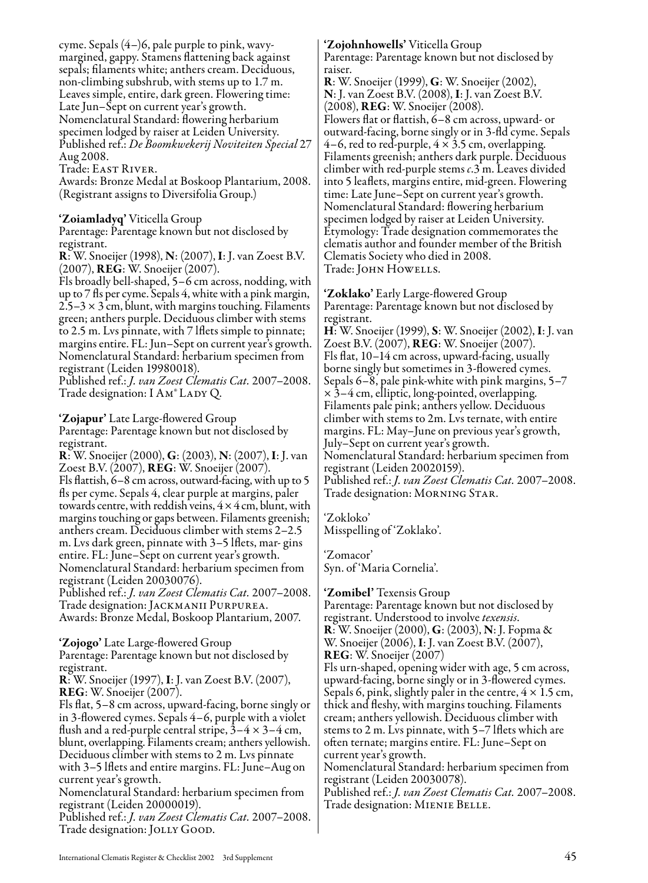cyme. Sepals (4–)6, pale purple to pink, wavy-margined, gappy. Stamens flattening back against sepals; filaments white; anthers cream. Deciduous, non-climbing subshrub, with stems up to 1.7 m. Leaves simple, entire, dark green. Flowering time: Late Jun–Sept on current year's growth.
Nomenclatural Standard: flowering herbarium specimen lodged by raiser at Leiden University.
Published ref.: *De Boomkwekerij Noviteiten Special* 27 Aug 2008.
Trade: East River.
Awards: Bronze Medal at Boskoop Plantarium, 2008.
(Registrant assigns to Diversifolia Group.)

**'Zoiamladyq'** Viticella Group
Parentage: Parentage known but not disclosed by registrant.
**R**: W. Snoeijer (1998), **N**: (2007), **I**: J. van Zoest B.V. (2007), **REG**: W. Snoeijer (2007).
Fls broadly bell-shaped, 5–6 cm across, nodding, with up to 7 fls per cyme. Sepals 4, white with a pink margin, 2.5–3 × 3 cm, blunt, with margins touching. Filaments green; anthers purple. Deciduous climber with stems to 2.5 m. Lvs pinnate, with 7 lflets simple to pinnate; margins entire. FL: Jun–Sept on current year's growth.
Nomenclatural Standard: herbarium specimen from registrant (Leiden 19980018).
Published ref.: *J. van Zoest Clematis Cat.* 2007–2008.
Trade designation: I Am® Lady Q.

**'Zojapur'** Late Large-flowered Group
Parentage: Parentage known but not disclosed by registrant.
**R**: W. Snoeijer (2000), **G**: (2003), **N**: (2007), **I**: J. van Zoest B.V. (2007), **REG**: W. Snoeijer (2007).
Fls flattish, 6–8 cm across, outward-facing, with up to 5 fls per cyme. Sepals 4, clear purple at margins, paler towards centre, with reddish veins, 4 × 4 cm, blunt, with margins touching or gaps between. Filaments greenish; anthers cream. Deciduous climber with stems 2–2.5 m. Lvs dark green, pinnate with 3–5 lflets, mar- gins entire. FL: June–Sept on current year's growth.
Nomenclatural Standard: herbarium specimen from registrant (Leiden 20030076).
Published ref.: *J. van Zoest Clematis Cat.* 2007–2008.
Trade designation: Jackmanii Purpurea.
Awards: Bronze Medal, Boskoop Plantarium, 2007.

**'Zojogo'** Late Large-flowered Group
Parentage: Parentage known but not disclosed by registrant.
**R**: W. Snoeijer (1997), **I**: J. van Zoest B.V. (2007), **REG**: W. Snoeijer (2007).
Fls flat, 5–8 cm across, upward-facing, borne singly or in 3-flowered cymes. Sepals 4–6, purple with a violet flush and a red-purple central stripe, 3–4 × 3–4 cm, blunt, overlapping. Filaments cream; anthers yellowish. Deciduous climber with stems to 2 m. Lvs pinnate with 3–5 lflets and entire margins. FL: June–Aug on current year's growth.
Nomenclatural Standard: herbarium specimen from registrant (Leiden 20000019).
Published ref.: *J. van Zoest Clematis Cat.* 2007–2008.
Trade designation: Jolly Good.

**'Zojohnhowells'** Viticella Group
Parentage: Parentage known but not disclosed by raiser.
**R**: W. Snoeijer (1999), **G**: W. Snoeijer (2002), **N**: J. van Zoest B.V. (2008), **I**: J. van Zoest B.V. (2008), **REG**: W. Snoeijer (2008).
Flowers flat or flattish, 6–8 cm across, upward- or outward-facing, borne singly or in 3-fld cyme. Sepals 4–6, red to red-purple, 4 × 3.5 cm, overlapping. Filaments greenish; anthers dark purple. Deciduous climber with red-purple stems *c.*3 m. Leaves divided into 5 leaflets, margins entire, mid-green. Flowering time: Late June–Sept on current year's growth.
Nomenclatural Standard: flowering herbarium specimen lodged by raiser at Leiden University.
Etymology: Trade designation commemorates the clematis author and founder member of the British Clematis Society who died in 2008.
Trade: John Howells.

**'Zoklako'** Early Large-flowered Group
Parentage: Parentage known but not disclosed by registrant.
**H**: W. Snoeijer (1999), **S**: W. Snoeijer (2002), **I**: J. van Zoest B.V. (2007), **REG**: W. Snoeijer (2007).
Fls flat, 10–14 cm across, upward-facing, usually borne singly but sometimes in 3-flowered cymes. Sepals 6–8, pale pink-white with pink margins, 5–7 × 3–4 cm, elliptic, long-pointed, overlapping. Filaments pale pink; anthers yellow. Deciduous climber with stems to 2m. Lvs ternate, with entire margins. FL: May–June on previous year's growth, July–Sept on current year's growth.
Nomenclatural Standard: herbarium specimen from registrant (Leiden 20020159).
Published ref.: *J. van Zoest Clematis Cat.* 2007–2008.
Trade designation: Morning Star.

'Zokloko'
Misspelling of 'Zoklako'.

'Zomacor'
Syn. of 'Maria Cornelia'.

**'Zomibel'** Texensis Group
Parentage: Parentage known but not disclosed by registrant. Understood to involve *texensis*.
**R**: W. Snoeijer (2000), **G**: (2003), **N**: J. Fopma & W. Snoeijer (2006), **I**: J. van Zoest B.V. (2007), **REG**: W. Snoeijer (2007)
Fls urn-shaped, opening wider with age, 5 cm across, upward-facing, borne singly or in 3-flowered cymes. Sepals 6, pink, slightly paler in the centre, 4 × 1.5 cm, thick and fleshy, with margins touching. Filaments cream; anthers yellowish. Deciduous climber with stems to 2 m. Lvs pinnate, with 5–7 lflets which are often ternate; margins entire. FL: June–Sept on current year's growth.
Nomenclatural Standard: herbarium specimen from registrant (Leiden 20030078).
Published ref.: *J. van Zoest Clematis Cat.* 2007–2008.
Trade designation: Mienie Belle.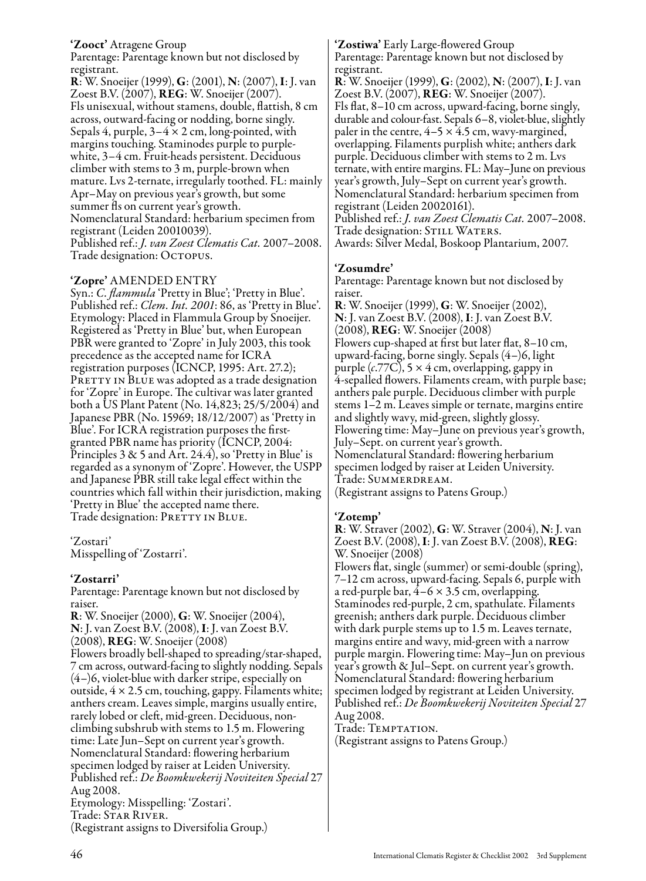**'Zooct'** Atragene Group
Parentage: Parentage known but not disclosed by registrant.
**R**: W. Snoeijer (1999), **G**: (2001), **N**: (2007), **I**: J. van Zoest B.V. (2007), **REG**: W. Snoeijer (2007).
Fls unisexual, without stamens, double, flattish, 8 cm across, outward-facing or nodding, borne singly. Sepals 4, purple, 3–4 × 2 cm, long-pointed, with margins touching. Staminodes purple to purple-white, 3–4 cm. Fruit-heads persistent. Deciduous climber with stems to 3 m, purple-brown when mature. Lvs 2-ternate, irregularly toothed. FL: mainly Apr–May on previous year's growth, but some summer fls on current year's growth.
Nomenclatural Standard: herbarium specimen from registrant (Leiden 20010039).
Published ref.: *J. van Zoest Clematis Cat.* 2007–2008.
Trade designation: OCTOPUS.

**'Zopre'** AMENDED ENTRY
Syn.: *C. flammula* 'Pretty in Blue'; 'Pretty in Blue'.
Published ref.: *Clem. Int. 2001*: 86, as 'Pretty in Blue'.
Etymology: Placed in Flammula Group by Snoeijer. Registered as 'Pretty in Blue' but, when European PBR were granted to 'Zopre' in July 2003, this took precedence as the accepted name for ICRA registration purposes (ICNCP, 1995: Art. 27.2); PRETTY IN BLUE was adopted as a trade designation for 'Zopre' in Europe. The cultivar was later granted both a US Plant Patent (No. 14,823; 25/5/2004) and Japanese PBR (No. 15969; 18/12/2007) as 'Pretty in Blue'. For ICRA registration purposes the first-granted PBR name has priority (ICNCP, 2004: Principles 3 & 5 and Art. 24.4), so 'Pretty in Blue' is regarded as a synonym of 'Zopre'. However, the USPP and Japanese PBR still take legal effect within the countries which fall within their jurisdiction, making 'Pretty in Blue' the accepted name there.
Trade designation: PRETTY IN BLUE.

'Zostari'
Misspelling of 'Zostarri'.

**'Zostarri'**
Parentage: Parentage known but not disclosed by raiser.
**R**: W. Snoeijer (2000), **G**: W. Snoeijer (2004), **N**: J. van Zoest B.V. (2008), **I**: J. van Zoest B.V. (2008), **REG**: W. Snoeijer (2008)
Flowers broadly bell-shaped to spreading/star-shaped, 7 cm across, outward-facing to slightly nodding. Sepals (4–)6, violet-blue with darker stripe, especially on outside, 4 × 2.5 cm, touching, gappy. Filaments white; anthers cream. Leaves simple, margins usually entire, rarely lobed or cleft, mid-green. Deciduous, non-climbing subshrub with stems to 1.5 m. Flowering time: Late Jun–Sept on current year's growth.
Nomenclatural Standard: flowering herbarium specimen lodged by raiser at Leiden University.
Published ref.: *De Boomkwekerij Noviteiten Special* 27 Aug 2008.
Etymology: Misspelling: 'Zostari'.
Trade: STAR RIVER.
(Registrant assigns to Diversifolia Group.)

**'Zostiwa'** Early Large-flowered Group
Parentage: Parentage known but not disclosed by registrant.
**R**: W. Snoeijer (1999), **G**: (2002), **N**: (2007), **I**: J. van Zoest B.V. (2007), **REG**: W. Snoeijer (2007).
Fls flat, 8–10 cm across, upward-facing, borne singly, durable and colour-fast. Sepals 6–8, violet-blue, slightly paler in the centre, 4–5 × 4.5 cm, wavy-margined, overlapping. Filaments purplish white; anthers dark purple. Deciduous climber with stems to 2 m. Lvs ternate, with entire margins. FL: May–June on previous year's growth, July–Sept on current year's growth.
Nomenclatural Standard: herbarium specimen from registrant (Leiden 20020161).
Published ref.: *J. van Zoest Clematis Cat.* 2007–2008.
Trade designation: STILL WATERS.
Awards: Silver Medal, Boskoop Plantarium, 2007.

**'Zosumdre'**
Parentage: Parentage known but not disclosed by raiser.
**R**: W. Snoeijer (1999), **G**: W. Snoeijer (2002), **N**: J. van Zoest B.V. (2008), **I**: J. van Zoest B.V. (2008), **REG**: W. Snoeijer (2008)
Flowers cup-shaped at first but later flat, 8–10 cm, upward-facing, borne singly. Sepals (4–)6, light purple (*c*.77C), 5 × 4 cm, overlapping, gappy in 4-sepalled flowers. Filaments cream, with purple base; anthers pale purple. Deciduous climber with purple stems 1–2 m. Leaves simple or ternate, margins entire and slightly wavy, mid-green, slightly glossy. Flowering time: May–June on previous year's growth, July–Sept. on current year's growth.
Nomenclatural Standard: flowering herbarium specimen lodged by raiser at Leiden University.
Trade: SUMMERDREAM.
(Registrant assigns to Patens Group.)

**'Zotemp'**
**R**: W. Straver (2002), **G**: W. Straver (2004), **N**: J. van Zoest B.V. (2008), **I**: J. van Zoest B.V. (2008), **REG**: W. Snoeijer (2008)
Flowers flat, single (summer) or semi-double (spring), 7–12 cm across, upward-facing. Sepals 6, purple with a red-purple bar, 4–6 × 3.5 cm, overlapping. Staminodes red-purple, 2 cm, spathulate. Filaments greenish; anthers dark purple. Deciduous climber with dark purple stems up to 1.5 m. Leaves ternate, margins entire and wavy, mid-green with a narrow purple margin. Flowering time: May–Jun on previous year's growth & Jul–Sept. on current year's growth.
Nomenclatural Standard: flowering herbarium specimen lodged by registrant at Leiden University.
Published ref.: *De Boomkwekerij Noviteiten Special* 27 Aug 2008.
Trade: TEMPTATION.
(Registrant assigns to Patens Group.)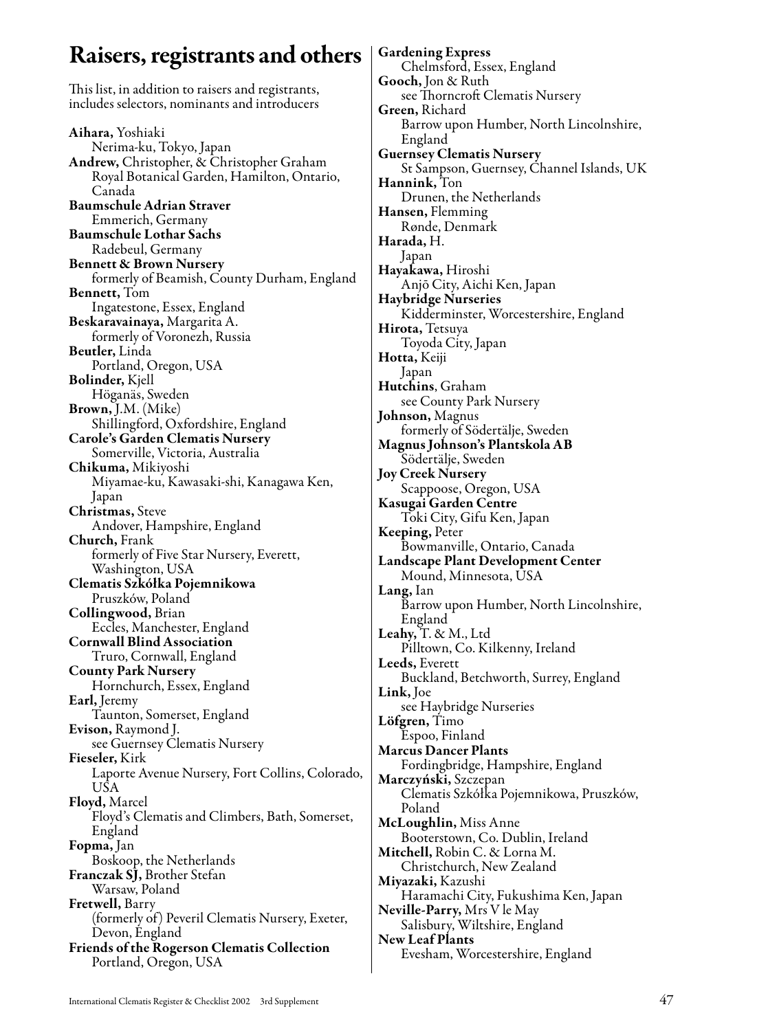# Raisers, registrants and others

This list, in addition to raisers and registrants, includes selectors, nominants and introducers

**Aihara,** Yoshiaki
Nerima-ku, Tokyo, Japan

**Andrew,** Christopher, & Christopher Graham
Royal Botanical Garden, Hamilton, Ontario, Canada

**Baumschule Adrian Straver**
Emmerich, Germany

**Baumschule Lothar Sachs**
Radebeul, Germany

**Bennett & Brown Nursery**
formerly of Beamish, County Durham, England

**Bennett,** Tom
Ingatestone, Essex, England

**Beskaravainaya,** Margarita A.
formerly of Voronezh, Russia

**Beutler,** Linda
Portland, Oregon, USA

**Bolinder,** Kjell
Höganäs, Sweden

**Brown,** J.M. (Mike)
Shillingford, Oxfordshire, England

**Carole's Garden Clematis Nursery**
Somerville, Victoria, Australia

**Chikuma,** Mikiyoshi
Miyamae-ku, Kawasaki-shi, Kanagawa Ken, Japan

**Christmas,** Steve
Andover, Hampshire, England

**Church,** Frank
formerly of Five Star Nursery, Everett, Washington, USA

**Clematis Szkółka Pojemnikowa**
Pruszków, Poland

**Collingwood,** Brian
Eccles, Manchester, England

**Cornwall Blind Association**
Truro, Cornwall, England

**County Park Nursery**
Hornchurch, Essex, England

**Earl,** Jeremy
Taunton, Somerset, England

**Evison,** Raymond J.
see Guernsey Clematis Nursery

**Fieseler,** Kirk
Laporte Avenue Nursery, Fort Collins, Colorado, USA

**Floyd,** Marcel
Floyd's Clematis and Climbers, Bath, Somerset, England

**Fopma,** Jan
Boskoop, the Netherlands

**Franczak SJ,** Brother Stefan
Warsaw, Poland

**Fretwell,** Barry
(formerly of) Peveril Clematis Nursery, Exeter, Devon, England

**Friends of the Rogerson Clematis Collection**
Portland, Oregon, USA

**Gardening Express**
Chelmsford, Essex, England

**Gooch,** Jon & Ruth
see Thorncroft Clematis Nursery

**Green,** Richard
Barrow upon Humber, North Lincolnshire, England

**Guernsey Clematis Nursery**
St Sampson, Guernsey, Channel Islands, UK

**Hannink,** Ton
Drunen, the Netherlands

**Hansen,** Flemming
Rønde, Denmark

**Harada,** H.
Japan

**Hayakawa,** Hiroshi
Anjō City, Aichi Ken, Japan

**Haybridge Nurseries**
Kidderminster, Worcestershire, England

**Hirota,** Tetsuya
Toyoda City, Japan

**Hotta,** Keiji
Japan

**Hutchins**, Graham
see County Park Nursery

**Johnson,** Magnus
formerly of Södertälje, Sweden

**Magnus Johnson's Plantskola AB**
Södertälje, Sweden

**Joy Creek Nursery**
Scappoose, Oregon, USA

**Kasugai Garden Centre**
Toki City, Gifu Ken, Japan

**Keeping,** Peter
Bowmanville, Ontario, Canada

**Landscape Plant Development Center**
Mound, Minnesota, USA

**Lang,** Ian
Barrow upon Humber, North Lincolnshire, England

**Leahy,** T. & M., Ltd
Pilltown, Co. Kilkenny, Ireland

**Leeds,** Everett
Buckland, Betchworth, Surrey, England

**Link,** Joe
see Haybridge Nurseries

**Löfgren,** Timo
Espoo, Finland

**Marcus Dancer Plants**
Fordingbridge, Hampshire, England

**Marczyński,** Szczepan
Clematis Szkółka Pojemnikowa, Pruszków, Poland

**McLoughlin,** Miss Anne
Booterstown, Co. Dublin, Ireland

**Mitchell,** Robin C. & Lorna M.
Christchurch, New Zealand

**Miyazaki,** Kazushi
Haramachi City, Fukushima Ken, Japan

**Neville-Parry,** Mrs V le May
Salisbury, Wiltshire, England

**New Leaf Plants**
Evesham, Worcestershire, England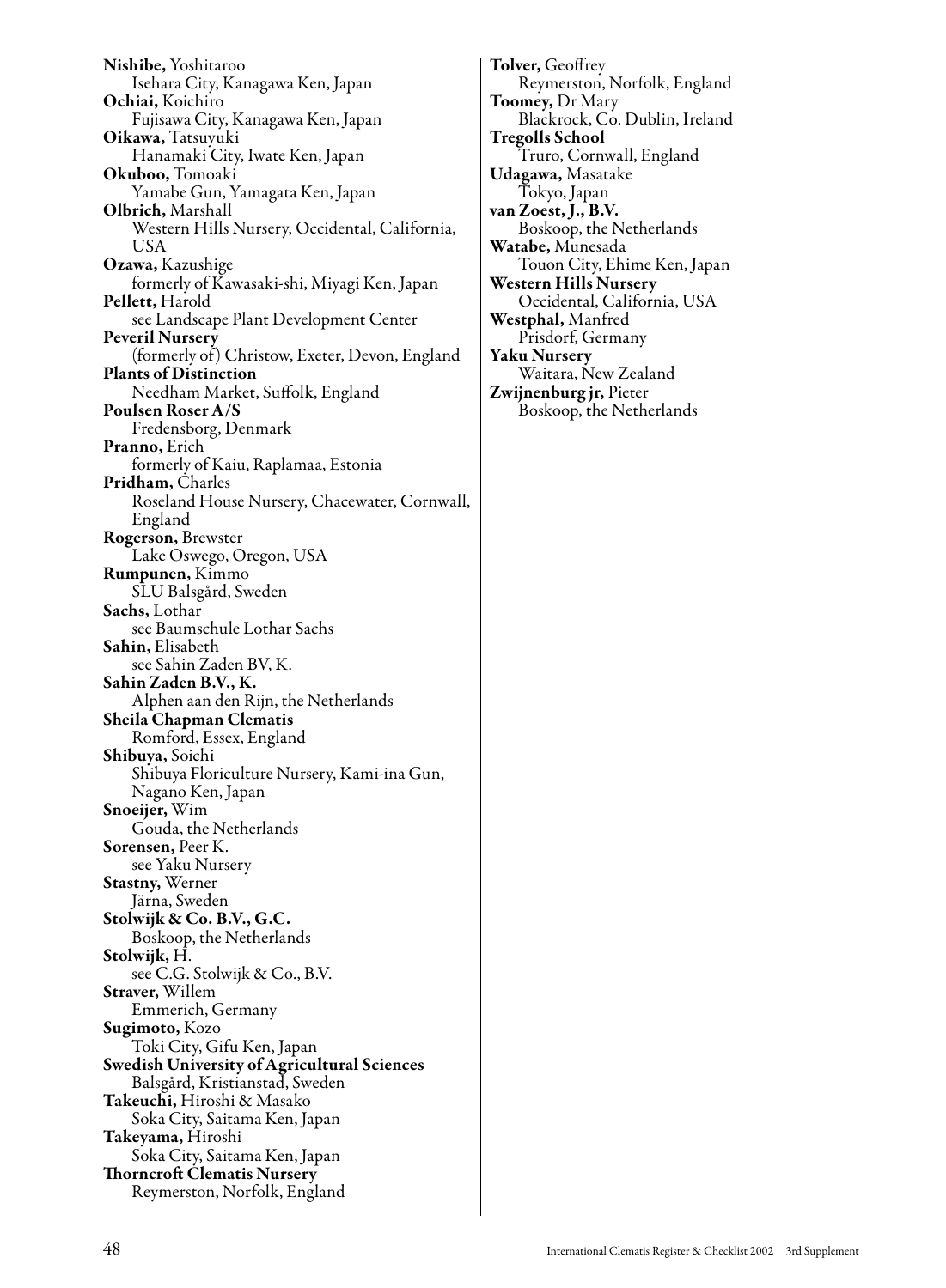**Nishibe,** Yoshitaroo
Isehara City, Kanagawa Ken, Japan

**Ochiai,** Koichiro
Fujisawa City, Kanagawa Ken, Japan

**Oikawa,** Tatsuyuki
Hanamaki City, Iwate Ken, Japan

**Okuboo,** Tomoaki
Yamabe Gun, Yamagata Ken, Japan

**Olbrich,** Marshall
Western Hills Nursery, Occidental, California, USA

**Ozawa,** Kazushige
formerly of Kawasaki-shi, Miyagi Ken, Japan

**Pellett,** Harold
see Landscape Plant Development Center

**Peveril Nursery**
(formerly of) Christow, Exeter, Devon, England

**Plants of Distinction**
Needham Market, Suffolk, England

**Poulsen Roser A/S**
Fredensborg, Denmark

**Pranno,** Erich
formerly of Kaiu, Raplamaa, Estonia

**Pridham,** Charles
Roseland House Nursery, Chacewater, Cornwall, England

**Rogerson,** Brewster
Lake Oswego, Oregon, USA

**Rumpunen,** Kimmo
SLU Balsgård, Sweden

**Sachs,** Lothar
see Baumschule Lothar Sachs

**Sahin,** Elisabeth
see Sahin Zaden BV, K.

**Sahin Zaden B.V., K.**
Alphen aan den Rijn, the Netherlands

**Sheila Chapman Clematis**
Romford, Essex, England

**Shibuya,** Soichi
Shibuya Floriculture Nursery, Kami-ina Gun, Nagano Ken, Japan

**Snoeijer,** Wim
Gouda, the Netherlands

**Sorensen,** Peer K.
see Yaku Nursery

**Stastny,** Werner
Järna, Sweden

**Stolwijk & Co. B.V., G.C.**
Boskoop, the Netherlands

**Stolwijk,** H.
see C.G. Stolwijk & Co., B.V.

**Straver,** Willem
Emmerich, Germany

**Sugimoto,** Kozo
Toki City, Gifu Ken, Japan

**Swedish University of Agricultural Sciences**
Balsgård, Kristianstad, Sweden

**Takeuchi,** Hiroshi & Masako
Soka City, Saitama Ken, Japan

**Takeyama,** Hiroshi
Soka City, Saitama Ken, Japan

**Thorncroft Clematis Nursery**
Reymerston, Norfolk, England

**Tolver,** Geoffrey
Reymerston, Norfolk, England

**Toomey,** Dr Mary
Blackrock, Co. Dublin, Ireland

**Tregolls School**
Truro, Cornwall, England

**Udagawa,** Masatake
Tokyo, Japan

**van Zoest, J., B.V.**
Boskoop, the Netherlands

**Watabe,** Munesada
Touon City, Ehime Ken, Japan

**Western Hills Nursery**
Occidental, California, USA

**Westphal,** Manfred
Prisdorf, Germany

**Yaku Nursery**
Waitara, New Zealand

**Zwijnenburg jr,** Pieter
Boskoop, the Netherlands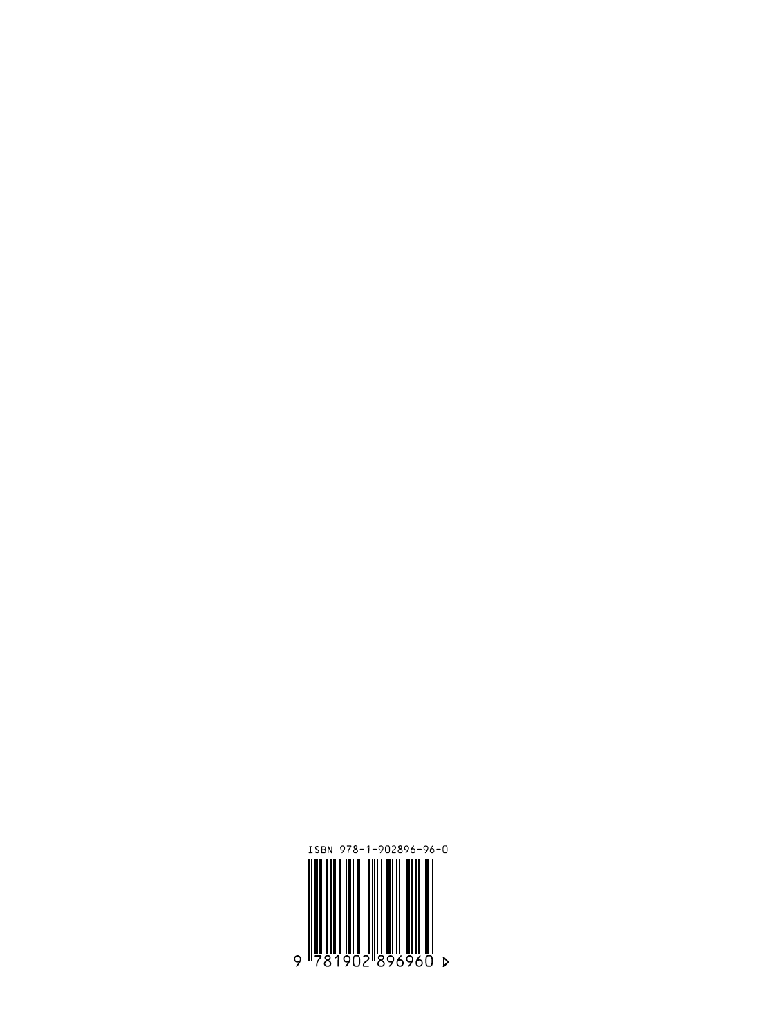ISBN 978-1-902896-96-0

9 781902 896960